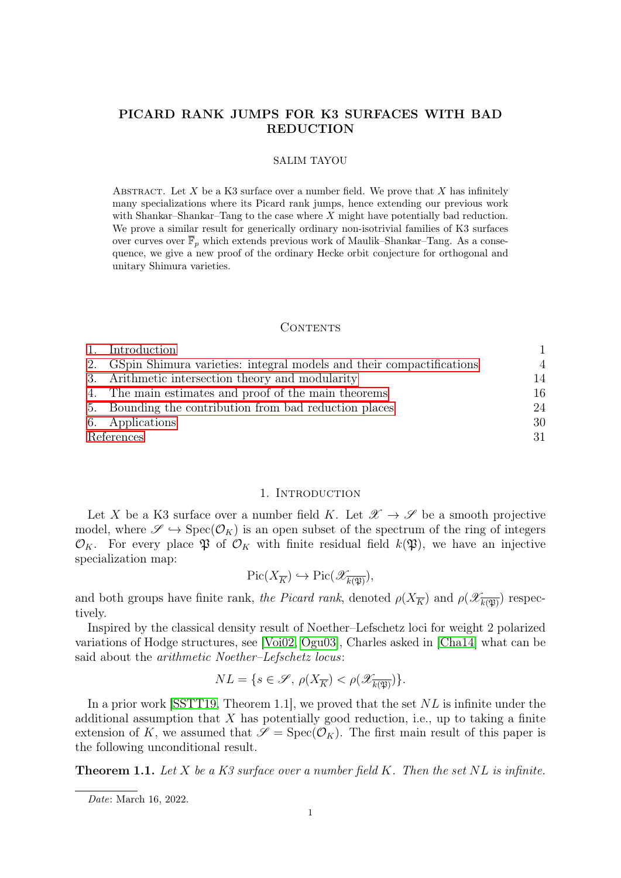# PICARD RANK JUMPS FOR K3 SURFACES WITH BAD REDUCTION

SALIM TAYOU

Abstract. Let $X$ be a K3 surface over a number field. We prove that $X$ has infinitely many specializations where its Picard rank jumps, hence extending our previous work with Shankar–Shankar–Tang to the case where $X$ might have potentially bad reduction. We prove a similar result for generically ordinary non-isotrivial families of K3 surfaces over curves over $\overline{\mathbb{F}}_p$ which extends previous work of Maulik–Shankar–Tang. As a consequence, we give a new proof of the ordinary Hecke orbit conjecture for orthogonal and unitary Shimura varieties.

## Contents

| | | |
|---|---|---|
| 1. | Introduction | 1 |
| 2. | GSpin Shimura varieties: integral models and their compactifications | 4 |
| 3. | Arithmetic intersection theory and modularity | 14 |
| 4. | The main estimates and proof of the main theorems | 16 |
| 5. | Bounding the contribution from bad reduction places | 24 |
| 6. | Applications | 30 |
| | References | 31 |

## 1. Introduction

Let $X$ be a K3 surface over a number field $K$. Let $\mathscr{X} \to \mathscr{S}$ be a smooth projective model, where $\mathscr{S} \hookrightarrow \operatorname{Spec}(\mathcal{O}_K)$ is an open subset of the spectrum of the ring of integers $\mathcal{O}_K$. For every place $\mathfrak{P}$ of $\mathcal{O}_K$ with finite residual field $k(\mathfrak{P})$, we have an injective specialization map:

$$\operatorname{Pic}(X_{\overline{K}}) \hookrightarrow \operatorname{Pic}(\mathscr{X}_{\overline{k(\mathfrak{P})}}),$$

and both groups have finite rank, *the Picard rank*, denoted $\rho(X_{\overline{K}})$ and $\rho(\mathscr{X}_{\overline{k(\mathfrak{P})}})$ respectively.

Inspired by the classical density result of Noether–Lefschetz loci for weight 2 polarized variations of Hodge structures, see [Voi02, Ogu03], Charles asked in [Cha14] what can be said about the *arithmetic Noether–Lefschetz locus*:

$$NL = \{s \in \mathscr{S},\ \rho(X_{\overline{K}}) < \rho(\mathscr{X}_{\overline{k(\mathfrak{P})}})\}.$$

In a prior work [SSTT19, Theorem 1.1], we proved that the set $NL$ is infinite under the additional assumption that $X$ has potentially good reduction, i.e., up to taking a finite extension of $K$, we assumed that $\mathscr{S} = \operatorname{Spec}(\mathcal{O}_K)$. The first main result of this paper is the following unconditional result.

**Theorem 1.1.** *Let $X$ be a K3 surface over a number field $K$. Then the set $NL$ is infinite.*

---

*Date*: March 16, 2022.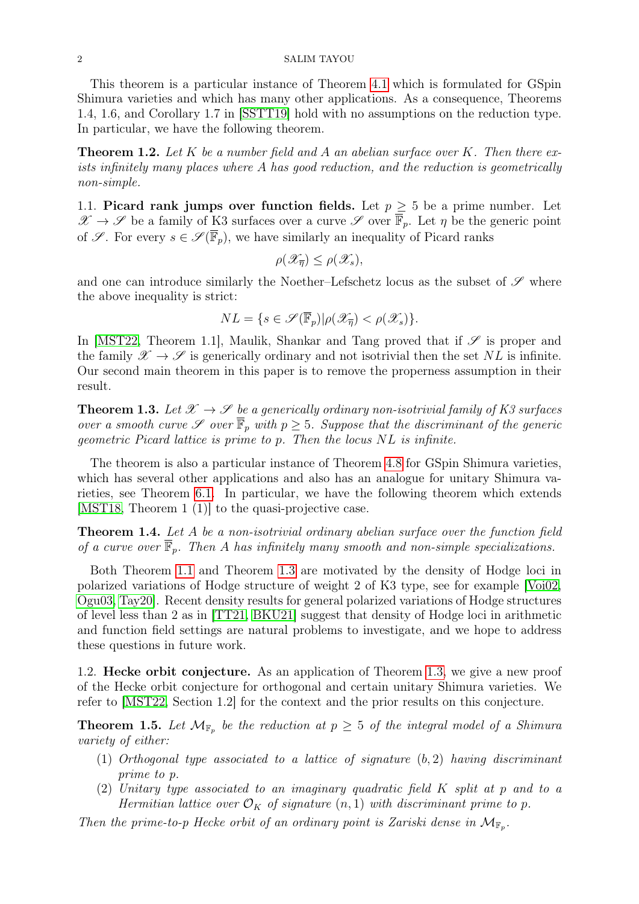This theorem is a particular instance of Theorem 4.1 which is formulated for GSpin Shimura varieties and which has many other applications. As a consequence, Theorems 1.4, 1.6, and Corollary 1.7 in [SSTT19] hold with no assumptions on the reduction type. In particular, we have the following theorem.

**Theorem 1.2.** *Let $K$ be a number field and $A$ an abelian surface over $K$. Then there exists infinitely many places where $A$ has good reduction, and the reduction is geometrically non-simple.*

### 1.1. Picard rank jumps over function fields.

Let $p \geq 5$ be a prime number. Let $\mathscr{X} \to \mathscr{S}$ be a family of K3 surfaces over a curve $\mathscr{S}$ over $\overline{\mathbb{F}}_p$. Let $\eta$ be the generic point of $\mathscr{S}$. For every $s \in \mathscr{S}(\overline{\mathbb{F}}_p)$, we have similarly an inequality of Picard ranks

$$\rho(\mathscr{X}_{\overline{\eta}}) \leq \rho(\mathscr{X}_s),$$

and one can introduce similarly the Noether–Lefschetz locus as the subset of $\mathscr{S}$ where the above inequality is strict:

$$NL = \{s \in \mathscr{S}(\overline{\mathbb{F}}_p) | \rho(\mathscr{X}_{\overline{\eta}}) < \rho(\mathscr{X}_s)\}.$$

In [MST22, Theorem 1.1], Maulik, Shankar and Tang proved that if $\mathscr{S}$ is proper and the family $\mathscr{X} \to \mathscr{S}$ is generically ordinary and not isotrivial then the set $NL$ is infinite. Our second main theorem in this paper is to remove the properness assumption in their result.

**Theorem 1.3.** *Let $\mathscr{X} \to \mathscr{S}$ be a generically ordinary non-isotrivial family of K3 surfaces over a smooth curve $\mathscr{S}$ over $\overline{\mathbb{F}}_p$ with $p \geq 5$. Suppose that the discriminant of the generic geometric Picard lattice is prime to $p$. Then the locus $NL$ is infinite.*

The theorem is also a particular instance of Theorem 4.8 for GSpin Shimura varieties, which has several other applications and also has an analogue for unitary Shimura varieties, see Theorem 6.1. In particular, we have the following theorem which extends [MST18, Theorem 1 (1)] to the quasi-projective case.

**Theorem 1.4.** *Let $A$ be a non-isotrivial ordinary abelian surface over the function field of a curve over $\overline{\mathbb{F}}_p$. Then $A$ has infinitely many smooth and non-simple specializations.*

Both Theorem 1.1 and Theorem 1.3 are motivated by the density of Hodge loci in polarized variations of Hodge structure of weight 2 of K3 type, see for example [Voi02, Ogu03, Tay20]. Recent density results for general polarized variations of Hodge structures of level less than 2 as in [TT21, BKU21] suggest that density of Hodge loci in arithmetic and function field settings are natural problems to investigate, and we hope to address these questions in future work.

### 1.2. Hecke orbit conjecture.

As an application of Theorem 1.3, we give a new proof of the Hecke orbit conjecture for orthogonal and certain unitary Shimura varieties. We refer to [MST22, Section 1.2] for the context and the prior results on this conjecture.

**Theorem 1.5.** *Let $\mathcal{M}_{\mathbb{F}_p}$ be the reduction at $p \geq 5$ of the integral model of a Shimura variety of either:*

1. *Orthogonal type associated to a lattice of signature $(b, 2)$ having discriminant prime to $p$.*
2. *Unitary type associated to an imaginary quadratic field $K$ split at $p$ and to a Hermitian lattice over $\mathcal{O}_K$ of signature $(n, 1)$ with discriminant prime to $p$.*

*Then the prime-to-p Hecke orbit of an ordinary point is Zariski dense in $\mathcal{M}_{\mathbb{F}_p}$.*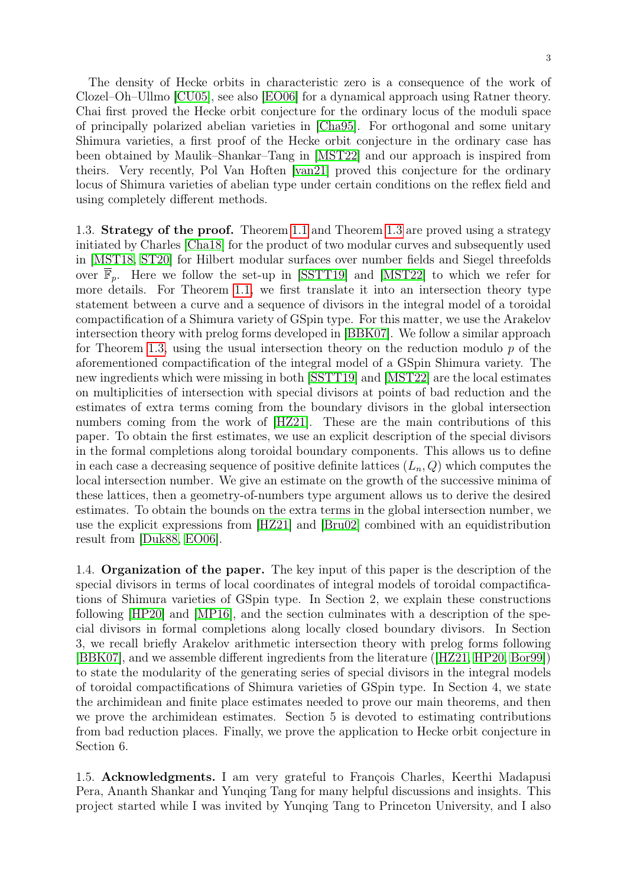The density of Hecke orbits in characteristic zero is a consequence of the work of Clozel–Oh–Ullmo [CU05], see also [EO06] for a dynamical approach using Ratner theory. Chai first proved the Hecke orbit conjecture for the ordinary locus of the moduli space of principally polarized abelian varieties in [Cha95]. For orthogonal and some unitary Shimura varieties, a first proof of the Hecke orbit conjecture in the ordinary case has been obtained by Maulik–Shankar–Tang in [MST22] and our approach is inspired from theirs. Very recently, Pol Van Hoften [van21] proved this conjecture for the ordinary locus of Shimura varieties of abelian type under certain conditions on the reflex field and using completely different methods.

1.3. **Strategy of the proof.** Theorem 1.1 and Theorem 1.3 are proved using a strategy initiated by Charles [Cha18] for the product of two modular curves and subsequently used in [MST18, ST20] for Hilbert modular surfaces over number fields and Siegel threefolds over $\overline{\mathbb{F}}_p$. Here we follow the set-up in [SSTT19] and [MST22] to which we refer for more details. For Theorem 1.1, we first translate it into an intersection theory type statement between a curve and a sequence of divisors in the integral model of a toroidal compactification of a Shimura variety of GSpin type. For this matter, we use the Arakelov intersection theory with prelog forms developed in [BBK07]. We follow a similar approach for Theorem 1.3, using the usual intersection theory on the reduction modulo $p$ of the aforementioned compactification of the integral model of a GSpin Shimura variety. The new ingredients which were missing in both [SSTT19] and [MST22] are the local estimates on multiplicities of intersection with special divisors at points of bad reduction and the estimates of extra terms coming from the boundary divisors in the global intersection numbers coming from the work of [HZ21]. These are the main contributions of this paper. To obtain the first estimates, we use an explicit description of the special divisors in the formal completions along toroidal boundary components. This allows us to define in each case a decreasing sequence of positive definite lattices $(L_n, Q)$ which computes the local intersection number. We give an estimate on the growth of the successive minima of these lattices, then a geometry-of-numbers type argument allows us to derive the desired estimates. To obtain the bounds on the extra terms in the global intersection number, we use the explicit expressions from [HZ21] and [Bru02] combined with an equidistribution result from [Duk88, EO06].

1.4. **Organization of the paper.** The key input of this paper is the description of the special divisors in terms of local coordinates of integral models of toroidal compactifications of Shimura varieties of GSpin type. In Section 2, we explain these constructions following [HP20] and [MP16], and the section culminates with a description of the special divisors in formal completions along locally closed boundary divisors. In Section 3, we recall briefly Arakelov arithmetic intersection theory with prelog forms following [BBK07], and we assemble different ingredients from the literature ([HZ21, HP20, Bor99]) to state the modularity of the generating series of special divisors in the integral models of toroidal compactifications of Shimura varieties of GSpin type. In Section 4, we state the archimidean and finite place estimates needed to prove our main theorems, and then we prove the archimidean estimates. Section 5 is devoted to estimating contributions from bad reduction places. Finally, we prove the application to Hecke orbit conjecture in Section 6.

1.5. **Acknowledgments.** I am very grateful to François Charles, Keerthi Madapusi Pera, Ananth Shankar and Yunqing Tang for many helpful discussions and insights. This project started while I was invited by Yunqing Tang to Princeton University, and I also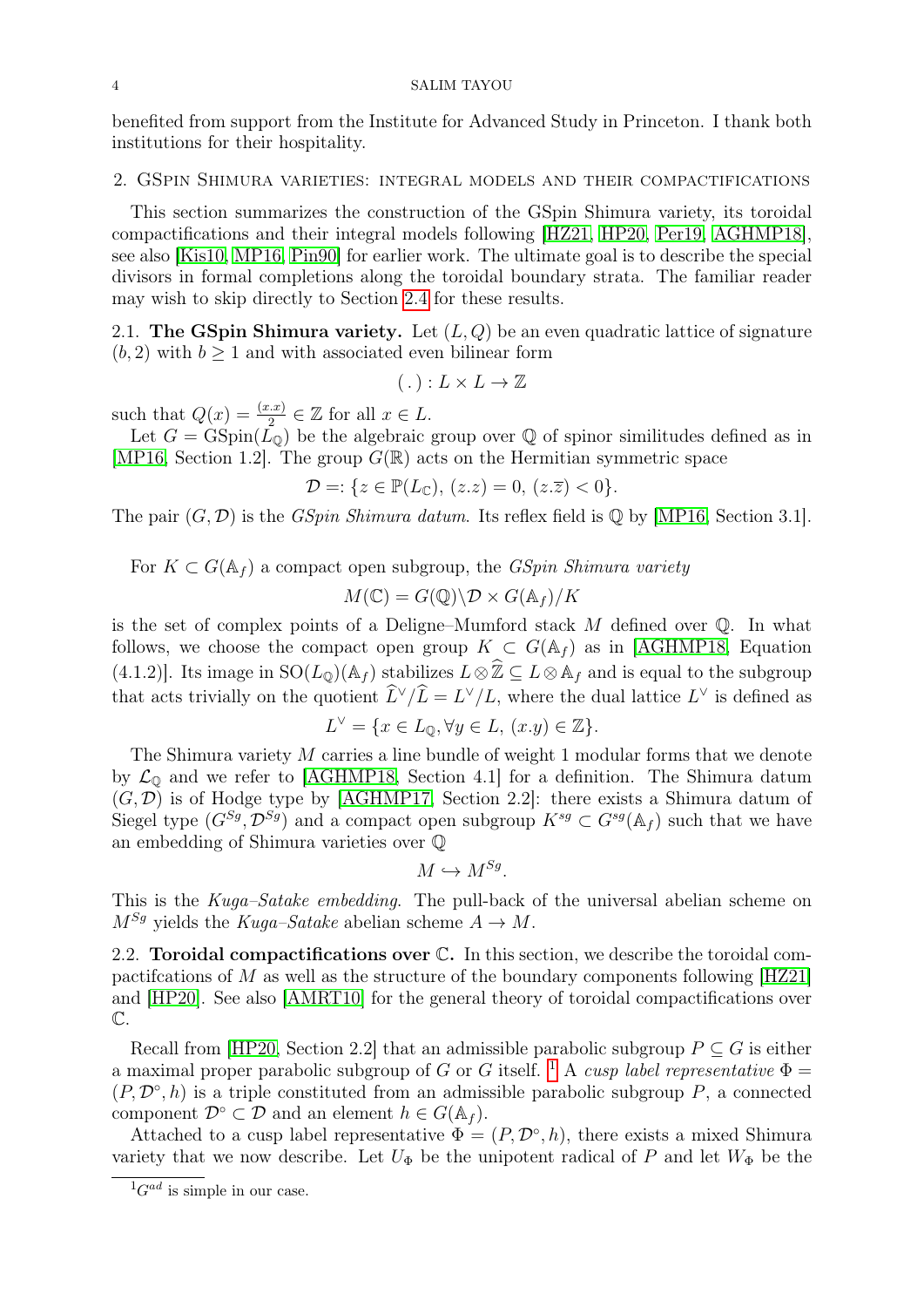benefited from support from the Institute for Advanced Study in Princeton. I thank both institutions for their hospitality.

## 2. GSpin Shimura varieties: integral models and their compactifications

This section summarizes the construction of the GSpin Shimura variety, its toroidal compactifications and their integral models following [HZ21, HP20, Per19, AGHMP18], see also [Kis10, MP16, Pin90] for earlier work. The ultimate goal is to describe the special divisors in formal completions along the toroidal boundary strata. The familiar reader may wish to skip directly to Section 2.4 for these results.

### 2.1. The GSpin Shimura variety.

Let $(L, Q)$ be an even quadratic lattice of signature $(b, 2)$ with $b \geq 1$ and with associated even bilinear form

$$( . ) : L \times L \to \mathbb{Z}$$

such that $Q(x) = \frac{(x.x)}{2} \in \mathbb{Z}$ for all $x \in L$.

Let $G = \mathrm{GSpin}(L_\mathbb{Q})$ be the algebraic group over $\mathbb{Q}$ of spinor similitudes defined as in [MP16, Section 1.2]. The group $G(\mathbb{R})$ acts on the Hermitian symmetric space

$$\mathcal{D} =: \{z \in \mathbb{P}(L_\mathbb{C}),\ (z.z) = 0,\ (z.\overline{z}) < 0\}.$$

The pair $(G, \mathcal{D})$ is the *GSpin Shimura datum*. Its reflex field is $\mathbb{Q}$ by [MP16, Section 3.1].

For $K \subset G(\mathbb{A}_f)$ a compact open subgroup, the *GSpin Shimura variety*

$$M(\mathbb{C}) = G(\mathbb{Q}) \backslash \mathcal{D} \times G(\mathbb{A}_f)/K$$

is the set of complex points of a Deligne–Mumford stack $M$ defined over $\mathbb{Q}$. In what follows, we choose the compact open group $K \subset G(\mathbb{A}_f)$ as in [AGHMP18, Equation (4.1.2)]. Its image in $\mathrm{SO}(L_\mathbb{Q})(\mathbb{A}_f)$ stabilizes $L \otimes \widehat{\mathbb{Z}} \subseteq L \otimes \mathbb{A}_f$ and is equal to the subgroup that acts trivially on the quotient $\widehat{L}^\vee/\widehat{L} = L^\vee/L$, where the dual lattice $L^\vee$ is defined as

$$L^\vee = \{x \in L_\mathbb{Q}, \forall y \in L,\ (x.y) \in \mathbb{Z}\}.$$

The Shimura variety $M$ carries a line bundle of weight 1 modular forms that we denote by $\mathcal{L}_\mathbb{Q}$ and we refer to [AGHMP18, Section 4.1] for a definition. The Shimura datum $(G, \mathcal{D})$ is of Hodge type by [AGHMP17, Section 2.2]: there exists a Shimura datum of Siegel type $(G^{Sg}, \mathcal{D}^{Sg})$ and a compact open subgroup $K^{sg} \subset G^{sg}(\mathbb{A}_f)$ such that we have an embedding of Shimura varieties over $\mathbb{Q}$

$$M \hookrightarrow M^{Sg}.$$

This is the *Kuga–Satake embedding*. The pull-back of the universal abelian scheme on $M^{Sg}$ yields the *Kuga–Satake* abelian scheme $A \to M$.

### 2.2. Toroidal compactifications over $\mathbb{C}$.

In this section, we describe the toroidal compactifcations of $M$ as well as the structure of the boundary components following [HZ21] and [HP20]. See also [AMRT10] for the general theory of toroidal compactifications over $\mathbb{C}$.

Recall from [HP20, Section 2.2] that an admissible parabolic subgroup $P \subseteq G$ is either a maximal proper parabolic subgroup of $G$ or $G$ itself. [1] A *cusp label representative* $\Phi = (P, \mathcal{D}^\circ, h)$ is a triple constituted from an admissible parabolic subgroup $P$, a connected component $\mathcal{D}^\circ \subset \mathcal{D}$ and an element $h \in G(\mathbb{A}_f)$.

Attached to a cusp label representative $\Phi = (P, \mathcal{D}^\circ, h)$, there exists a mixed Shimura variety that we now describe. Let $U_\Phi$ be the unipotent radical of $P$ and let $W_\Phi$ be the

[1] $G^{ad}$ is simple in our case.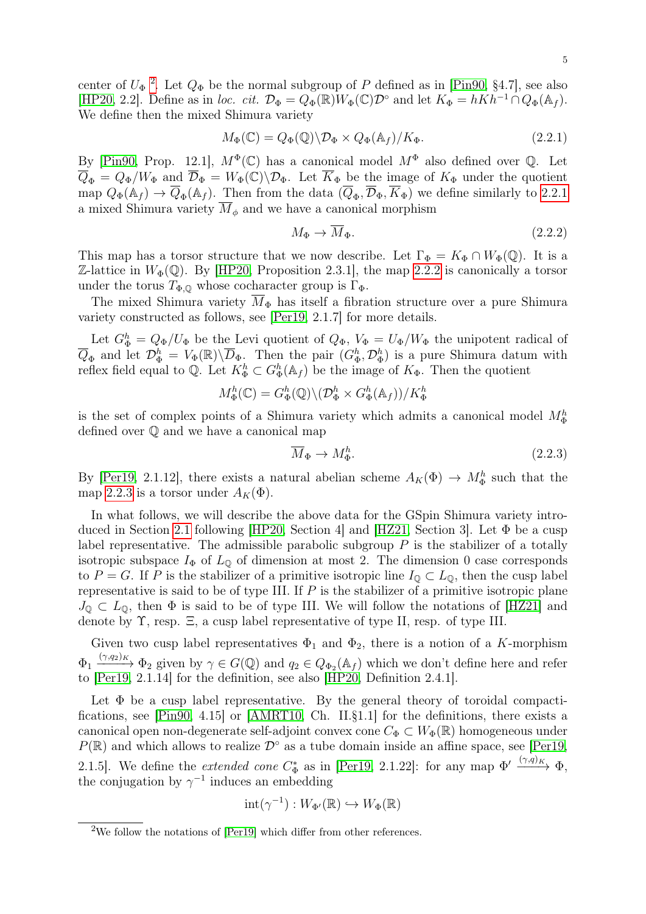center of $U_\Phi$ [2]. Let $Q_\Phi$ be the normal subgroup of $P$ defined as in [Pin90, §4.7], see also [HP20, 2.2]. Define as in *loc. cit.* $\mathcal{D}_\Phi = Q_\Phi(\mathbb{R})W_\Phi(\mathbb{C})\mathcal{D}^\circ$ and let $K_\Phi = hKh^{-1} \cap Q_\Phi(\mathbb{A}_f)$. We define then the mixed Shimura variety

$$M_\Phi(\mathbb{C}) = Q_\Phi(\mathbb{Q})\backslash \mathcal{D}_\Phi \times Q_\Phi(\mathbb{A}_f)/K_\Phi. \tag{2.2.1}$$

By [Pin90, Prop. 12.1], $M^\Phi(\mathbb{C})$ has a canonical model $M^\Phi$ also defined over $\mathbb{Q}$. Let $\overline{Q}_\Phi = Q_\Phi/W_\Phi$ and $\overline{\mathcal{D}}_\Phi = W_\Phi(\mathbb{C})\backslash \mathcal{D}_\Phi$. Let $\overline{K}_\Phi$ be the image of $K_\Phi$ under the quotient map $Q_\Phi(\mathbb{A}_f) \to \overline{Q}_\Phi(\mathbb{A}_f)$. Then from the data $(\overline{Q}_\Phi, \overline{\mathcal{D}}_\Phi, \overline{K}_\Phi)$ we define similarly to 2.2.1 a mixed Shimura variety $\overline{M}_\phi$ and we have a canonical morphism

$$M_\Phi \to \overline{M}_\Phi. \tag{2.2.2}$$

This map has a torsor structure that we now describe. Let $\Gamma_\Phi = K_\Phi \cap W_\Phi(\mathbb{Q})$. It is a $\mathbb{Z}$-lattice in $W_\Phi(\mathbb{Q})$. By [HP20, Proposition 2.3.1], the map 2.2.2 is canonically a torsor under the torus $T_{\Phi,\mathbb{Q}}$ whose cocharacter group is $\Gamma_\Phi$.

The mixed Shimura variety $\overline{M}_\Phi$ has itself a fibration structure over a pure Shimura variety constructed as follows, see [Per19, 2.1.7] for more details.

Let $G^h_\Phi = Q_\Phi/U_\Phi$ be the Levi quotient of $Q_\Phi$, $V_\Phi = U_\Phi/W_\Phi$ the unipotent radical of $\overline{Q}_\Phi$ and let $\mathcal{D}^h_\Phi = V_\Phi(\mathbb{R})\backslash \overline{\mathcal{D}}_\Phi$. Then the pair $(G^h_\Phi, \mathcal{D}^h_\Phi)$ is a pure Shimura datum with reflex field equal to $\mathbb{Q}$. Let $K^h_\Phi \subset G^h_\Phi(\mathbb{A}_f)$ be the image of $K_\Phi$. Then the quotient

$$M^h_\Phi(\mathbb{C}) = G^h_\Phi(\mathbb{Q})\backslash(\mathcal{D}^h_\Phi \times G^h_\Phi(\mathbb{A}_f))/K^h_\Phi$$

is the set of complex points of a Shimura variety which admits a canonical model $M^h_\Phi$ defined over $\mathbb{Q}$ and we have a canonical map

$$\overline{M}_\Phi \to M^h_\Phi. \tag{2.2.3}$$

By [Per19, 2.1.12], there exists a natural abelian scheme $A_K(\Phi) \to M^h_\Phi$ such that the map 2.2.3 is a torsor under $A_K(\Phi)$.

In what follows, we will describe the above data for the GSpin Shimura variety introduced in Section 2.1 following [HP20, Section 4] and [HZ21, Section 3]. Let $\Phi$ be a cusp label representative. The admissible parabolic subgroup $P$ is the stabilizer of a totally isotropic subspace $I_\Phi$ of $L_\mathbb{Q}$ of dimension at most 2. The dimension 0 case corresponds to $P = G$. If $P$ is the stabilizer of a primitive isotropic line $I_\mathbb{Q} \subset L_\mathbb{Q}$, then the cusp label representative is said to be of type III. If $P$ is the stabilizer of a primitive isotropic plane $J_\mathbb{Q} \subset L_\mathbb{Q}$, then $\Phi$ is said to be of type III. We will follow the notations of [HZ21] and denote by $\Upsilon$, resp. $\Xi$, a cusp label representative of type II, resp. of type III.

Given two cusp label representatives $\Phi_1$ and $\Phi_2$, there is a notion of a $K$-morphism $\Phi_1 \xrightarrow{(\gamma,q_2)_K} \Phi_2$ given by $\gamma \in G(\mathbb{Q})$ and $q_2 \in Q_{\Phi_2}(\mathbb{A}_f)$ which we don't define here and refer to [Per19, 2.1.14] for the definition, see also [HP20, Definition 2.4.1].

Let $\Phi$ be a cusp label representative. By the general theory of toroidal compactifications, see [Pin90, 4.15] or [AMRT10, Ch. II.§1.1] for the definitions, there exists a canonical open non-degenerate self-adjoint convex cone $C_\Phi \subset W_\Phi(\mathbb{R})$ homogeneous under $P(\mathbb{R})$ and which allows to realize $\mathcal{D}^\circ$ as a tube domain inside an affine space, see [Per19, 2.1.5]. We define the *extended cone* $C^*_\Phi$ as in [Per19, 2.1.22]: for any map $\Phi' \xrightarrow{(\gamma,q)_K} \Phi$, the conjugation by $\gamma^{-1}$ induces an embedding

$$\mathrm{int}(\gamma^{-1}) : W_{\Phi'}(\mathbb{R}) \hookrightarrow W_\Phi(\mathbb{R})$$

[2] We follow the notations of [Per19] which differ from other references.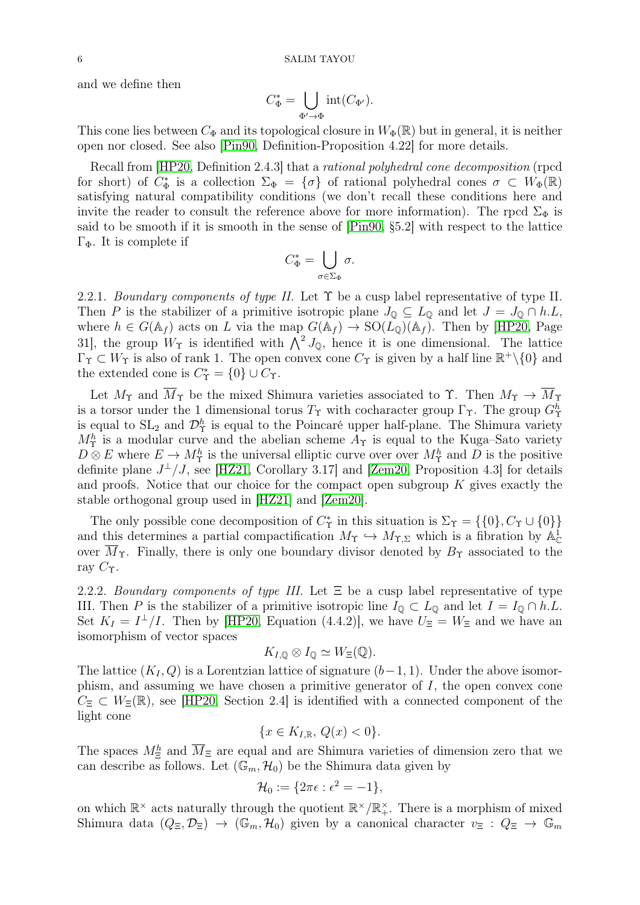and we define then

$$C_\Phi^* = \bigcup_{\Phi' \to \Phi} \operatorname{int}(C_{\Phi'}).$$

This cone lies between $C_\Phi$ and its topological closure in $W_\Phi(\mathbb{R})$ but in general, it is neither open nor closed. See also [Pin90, Definition-Proposition 4.22] for more details.

Recall from [HP20, Definition 2.4.3] that a *rational polyhedral cone decomposition* (rpcd for short) of $C_\Phi^*$ is a collection $\Sigma_\Phi = \{\sigma\}$ of rational polyhedral cones $\sigma \subset W_\Phi(\mathbb{R})$ satisfying natural compatibility conditions (we don't recall these conditions here and invite the reader to consult the reference above for more information). The rpcd $\Sigma_\Phi$ is said to be smooth if it is smooth in the sense of [Pin90, §5.2] with respect to the lattice $\Gamma_\Phi$. It is complete if

$$C_\Phi^* = \bigcup_{\sigma \in \Sigma_\Phi} \sigma.$$

2.2.1. *Boundary components of type II.* Let $\Upsilon$ be a cusp label representative of type II. Then $P$ is the stabilizer of a primitive isotropic plane $J_\mathbb{Q} \subseteq L_\mathbb{Q}$ and let $J = J_\mathbb{Q} \cap h.L$, where $h \in G(\mathbb{A}_f)$ acts on $L$ via the map $G(\mathbb{A}_f) \to \mathrm{SO}(L_\mathbb{Q})(\mathbb{A}_f)$. Then by [HP20, Page 31], the group $W_\Upsilon$ is identified with $\bigwedge^2 J_\mathbb{Q}$, hence it is one dimensional. The lattice $\Gamma_\Upsilon \subset W_\Upsilon$ is also of rank 1. The open convex cone $C_\Upsilon$ is given by a half line $\mathbb{R}^+ \backslash \{0\}$ and the extended cone is $C_\Upsilon^* = \{0\} \cup C_\Upsilon$.

Let $M_\Upsilon$ and $\overline{M}_\Upsilon$ be the mixed Shimura varieties associated to $\Upsilon$. Then $M_\Upsilon \to \overline{M}_\Upsilon$ is a torsor under the 1 dimensional torus $T_\Upsilon$ with cocharacter group $\Gamma_\Upsilon$. The group $G_\Upsilon^h$ is equal to $\mathrm{SL}_2$ and $\mathcal{D}_\Upsilon^h$ is equal to the Poincaré upper half-plane. The Shimura variety $M_\Upsilon^h$ is a modular curve and the abelian scheme $A_\Upsilon$ is equal to the Kuga–Sato variety $D \otimes E$ where $E \to M_\Upsilon^h$ is the universal elliptic curve over over $M_\Upsilon^h$ and $D$ is the positive definite plane $J^\perp/J$, see [HZ21, Corollary 3.17] and [Zem20, Proposition 4.3] for details and proofs. Notice that our choice for the compact open subgroup $K$ gives exactly the stable orthogonal group used in [HZ21] and [Zem20].

The only possible cone decomposition of $C_\Upsilon^*$ in this situation is $\Sigma_\Upsilon = \{\{0\}, C_\Upsilon \cup \{0\}\}$ and this determines a partial compactification $M_\Upsilon \hookrightarrow M_{\Upsilon,\Sigma}$ which is a fibration by $\mathbb{A}_\mathbb{C}^1$ over $\overline{M}_\Upsilon$. Finally, there is only one boundary divisor denoted by $B_\Upsilon$ associated to the ray $C_\Upsilon$.

2.2.2. *Boundary components of type III.* Let $\Xi$ be a cusp label representative of type III. Then $P$ is the stabilizer of a primitive isotropic line $I_\mathbb{Q} \subset L_\mathbb{Q}$ and let $I = I_\mathbb{Q} \cap h.L$. Set $K_I = I^\perp/I$. Then by [HP20, Equation (4.4.2)], we have $U_\Xi = W_\Xi$ and we have an isomorphism of vector spaces

$$K_{I,\mathbb{Q}} \otimes I_\mathbb{Q} \simeq W_\Xi(\mathbb{Q}).$$

The lattice $(K_I, Q)$ is a Lorentzian lattice of signature $(b-1, 1)$. Under the above isomorphism, and assuming we have chosen a primitive generator of $I$, the open convex cone $C_\Xi \subset W_\Xi(\mathbb{R})$, see [HP20, Section 2.4] is identified with a connected component of the light cone

$$\{x \in K_{I,\mathbb{R}},\ Q(x) < 0\}.$$

The spaces $M_\Xi^h$ and $\overline{M}_\Xi$ are equal and are Shimura varieties of dimension zero that we can describe as follows. Let $(\mathbb{G}_m, \mathcal{H}_0)$ be the Shimura data given by

$$\mathcal{H}_0 := \{2\pi\epsilon : \epsilon^2 = -1\},$$

on which $\mathbb{R}^\times$ acts naturally through the quotient $\mathbb{R}^\times/\mathbb{R}_+^\times$. There is a morphism of mixed Shimura data $(Q_\Xi, \mathcal{D}_\Xi) \to (\mathbb{G}_m, \mathcal{H}_0)$ given by a canonical character $v_\Xi : Q_\Xi \to \mathbb{G}_m$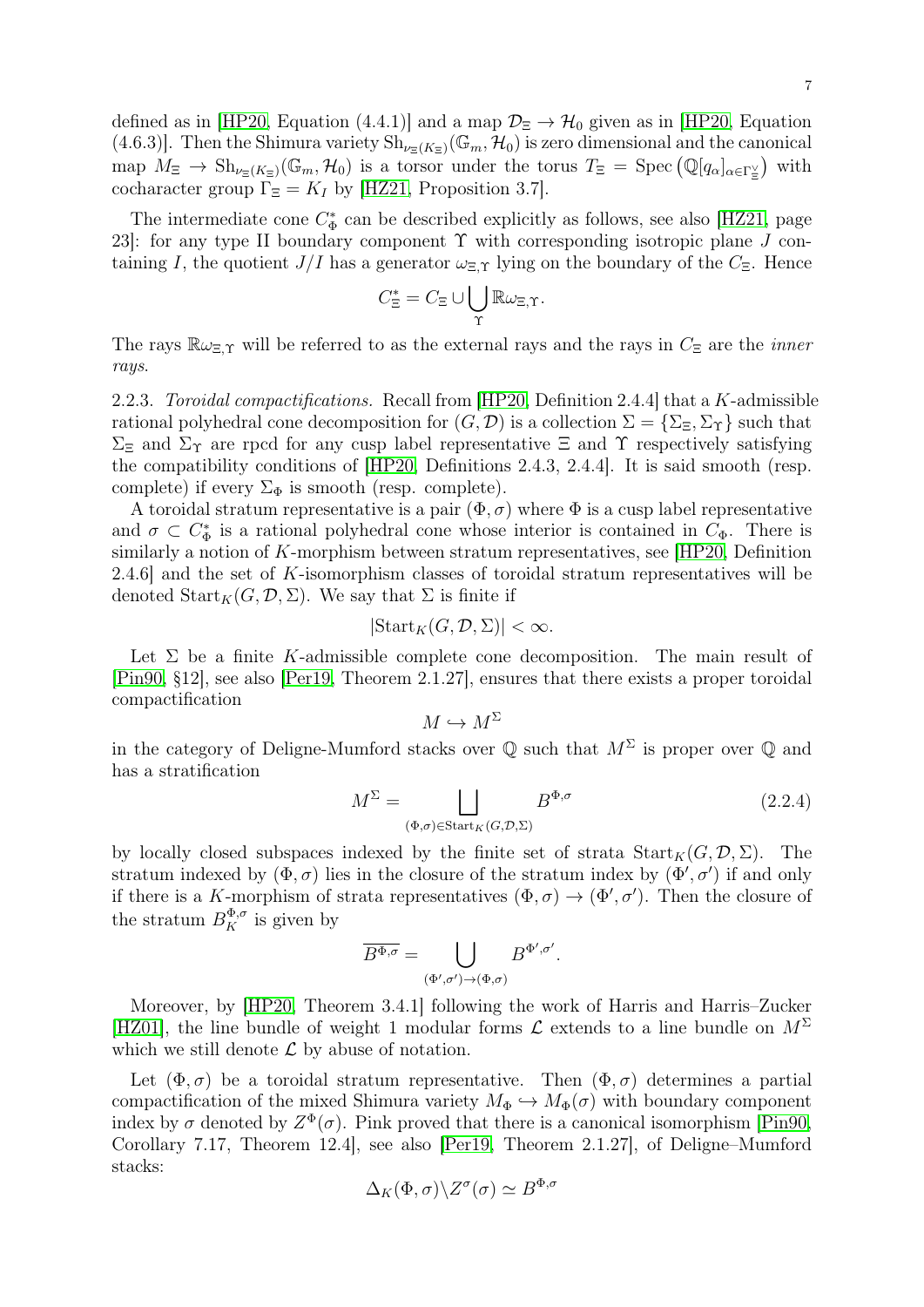defined as in [HP20, Equation (4.4.1)] and a map $\mathcal{D}_\Xi \to \mathcal{H}_0$ given as in [HP20, Equation (4.6.3)]. Then the Shimura variety $\mathrm{Sh}_{\nu_\Xi(K_\Xi)}(\mathbb{G}_m, \mathcal{H}_0)$ is zero dimensional and the canonical map $M_\Xi \to \mathrm{Sh}_{\nu_\Xi(K_\Xi)}(\mathbb{G}_m, \mathcal{H}_0)$ is a torsor under the torus $T_\Xi = \mathrm{Spec}\left(\mathbb{Q}[q_\alpha]_{\alpha \in \Gamma_\Xi^\vee}\right)$ with cocharacter group $\Gamma_\Xi = K_I$ by [HZ21, Proposition 3.7].

The intermediate cone $C_\Phi^*$ can be described explicitly as follows, see also [HZ21, page 23]: for any type II boundary component $\Upsilon$ with corresponding isotropic plane $J$ containing $I$, the quotient $J/I$ has a generator $\omega_{\Xi,\Upsilon}$ lying on the boundary of the $C_\Xi$. Hence

$$C_\Xi^* = C_\Xi \cup \bigcup_\Upsilon \mathbb{R}\omega_{\Xi,\Upsilon}.$$

The rays $\mathbb{R}\omega_{\Xi,\Upsilon}$ will be referred to as the external rays and the rays in $C_\Xi$ are the *inner rays*.

2.2.3. *Toroidal compactifications.* Recall from [HP20, Definition 2.4.4] that a $K$-admissible rational polyhedral cone decomposition for $(G, \mathcal{D})$ is a collection $\Sigma = \{\Sigma_\Xi, \Sigma_\Upsilon\}$ such that $\Sigma_\Xi$ and $\Sigma_\Upsilon$ are rpcd for any cusp label representative $\Xi$ and $\Upsilon$ respectively satisfying the compatibility conditions of [HP20, Definitions 2.4.3, 2.4.4]. It is said smooth (resp. complete) if every $\Sigma_\Phi$ is smooth (resp. complete).

A toroidal stratum representative is a pair $(\Phi, \sigma)$ where $\Phi$ is a cusp label representative and $\sigma \subset C_\Phi^*$ is a rational polyhedral cone whose interior is contained in $C_\Phi$. There is similarly a notion of $K$-morphism between stratum representatives, see [HP20, Definition 2.4.6] and the set of $K$-isomorphism classes of toroidal stratum representatives will be denoted $\mathrm{Start}_K(G, \mathcal{D}, \Sigma)$. We say that $\Sigma$ is finite if

$$|\mathrm{Start}_K(G, \mathcal{D}, \Sigma)| < \infty.$$

Let $\Sigma$ be a finite $K$-admissible complete cone decomposition. The main result of [Pin90, §12], see also [Per19, Theorem 2.1.27], ensures that there exists a proper toroidal compactification

$$M \hookrightarrow M^\Sigma$$

in the category of Deligne-Mumford stacks over $\mathbb{Q}$ such that $M^\Sigma$ is proper over $\mathbb{Q}$ and has a stratification

$$M^\Sigma = \bigsqcup_{(\Phi,\sigma) \in \mathrm{Start}_K(G,\mathcal{D},\Sigma)} B^{\Phi,\sigma} \tag{2.2.4}$$

by locally closed subspaces indexed by the finite set of strata $\mathrm{Start}_K(G, \mathcal{D}, \Sigma)$. The stratum indexed by $(\Phi, \sigma)$ lies in the closure of the stratum index by $(\Phi', \sigma')$ if and only if there is a $K$-morphism of strata representatives $(\Phi, \sigma) \to (\Phi', \sigma')$. Then the closure of the stratum $B_K^{\Phi,\sigma}$ is given by

$$\overline{B^{\Phi,\sigma}} = \bigcup_{(\Phi',\sigma') \to (\Phi,\sigma)} B^{\Phi',\sigma'}.$$

Moreover, by [HP20, Theorem 3.4.1] following the work of Harris and Harris–Zucker [HZ01], the line bundle of weight 1 modular forms $\mathcal{L}$ extends to a line bundle on $M^\Sigma$ which we still denote $\mathcal{L}$ by abuse of notation.

Let $(\Phi, \sigma)$ be a toroidal stratum representative. Then $(\Phi, \sigma)$ determines a partial compactification of the mixed Shimura variety $M_\Phi \hookrightarrow M_\Phi(\sigma)$ with boundary component index by $\sigma$ denoted by $Z^\Phi(\sigma)$. Pink proved that there is a canonical isomorphism [Pin90, Corollary 7.17, Theorem 12.4], see also [Per19, Theorem 2.1.27], of Deligne–Mumford stacks:

$$\Delta_K(\Phi, \sigma)\backslash Z^\sigma(\sigma) \simeq B^{\Phi,\sigma}$$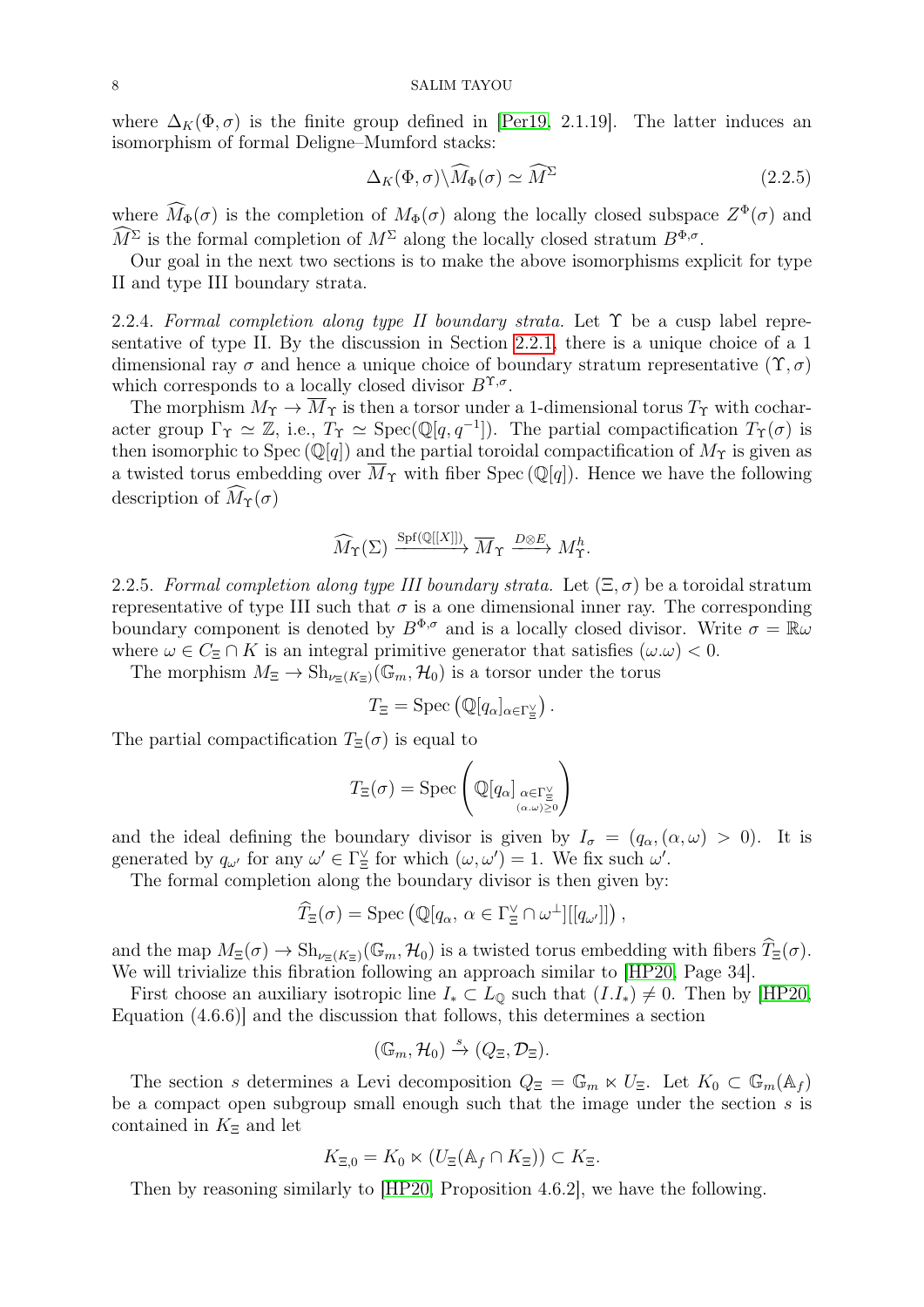where $\Delta_K(\Phi,\sigma)$ is the finite group defined in [Per19, 2.1.19]. The latter induces an isomorphism of formal Deligne–Mumford stacks:

$$\Delta_K(\Phi,\sigma)\backslash\widehat{M}_\Phi(\sigma) \simeq \widehat{M}^\Sigma \tag{2.2.5}$$

where $\widehat{M}_\Phi(\sigma)$ is the completion of $M_\Phi(\sigma)$ along the locally closed subspace $Z^\Phi(\sigma)$ and $\widehat{M}^\Sigma$ is the formal completion of $M^\Sigma$ along the locally closed stratum $B^{\Phi,\sigma}$.

Our goal in the next two sections is to make the above isomorphisms explicit for type II and type III boundary strata.

2.2.4. *Formal completion along type II boundary strata.* Let $\Upsilon$ be a cusp label representative of type II. By the discussion in Section 2.2.1, there is a unique choice of a 1 dimensional ray $\sigma$ and hence a unique choice of boundary stratum representative $(\Upsilon,\sigma)$ which corresponds to a locally closed divisor $B^{\Upsilon,\sigma}$.

The morphism $M_\Upsilon \to \overline{M}_\Upsilon$ is then a torsor under a 1-dimensional torus $T_\Upsilon$ with cocharacter group $\Gamma_\Upsilon \simeq \mathbb{Z}$, i.e., $T_\Upsilon \simeq \operatorname{Spec}(\mathbb{Q}[q,q^{-1}])$. The partial compactification $T_\Upsilon(\sigma)$ is then isomorphic to $\operatorname{Spec}(\mathbb{Q}[q])$ and the partial toroidal compactification of $M_\Upsilon$ is given as a twisted torus embedding over $\overline{M}_\Upsilon$ with fiber $\operatorname{Spec}(\mathbb{Q}[q])$. Hence we have the following description of $\widehat{M}_\Upsilon(\sigma)$

$$\widehat{M}_\Upsilon(\Sigma) \xrightarrow{\operatorname{Spf}(\mathbb{Q}[[X]])} \overline{M}_\Upsilon \xrightarrow{D\otimes E} M^h_\Upsilon.$$

2.2.5. *Formal completion along type III boundary strata.* Let $(\Xi,\sigma)$ be a toroidal stratum representative of type III such that $\sigma$ is a one dimensional inner ray. The corresponding boundary component is denoted by $B^{\Phi,\sigma}$ and is a locally closed divisor. Write $\sigma = \mathbb{R}\omega$ where $\omega \in C_\Xi \cap K$ is an integral primitive generator that satisfies $(\omega.\omega) < 0$.

The morphism $M_\Xi \to \operatorname{Sh}_{\nu_\Xi(K_\Xi)}(\mathbb{G}_m,\mathcal{H}_0)$ is a torsor under the torus

$$T_\Xi = \operatorname{Spec}\left(\mathbb{Q}[q_\alpha]_{\alpha\in\Gamma_\Xi^\vee}\right).$$

The partial compactification $T_\Xi(\sigma)$ is equal to

$$T_\Xi(\sigma) = \operatorname{Spec}\left(\mathbb{Q}[q_\alpha]_{\substack{\alpha\in\Gamma_\Xi^\vee\\(\alpha.\omega)\geq 0}}\right)$$

and the ideal defining the boundary divisor is given by $I_\sigma = (q_\alpha, (\alpha,\omega) > 0)$. It is generated by $q_{\omega'}$ for any $\omega' \in \Gamma_\Xi^\vee$ for which $(\omega,\omega') = 1$. We fix such $\omega'$.

The formal completion along the boundary divisor is then given by:

$$\widehat{T}_\Xi(\sigma) = \operatorname{Spec}\left(\mathbb{Q}[q_\alpha,\, \alpha\in\Gamma_\Xi^\vee\cap\omega^\perp][[q_{\omega'}]]\right),$$

and the map $M_\Xi(\sigma) \to \operatorname{Sh}_{\nu_\Xi(K_\Xi)}(\mathbb{G}_m,\mathcal{H}_0)$ is a twisted torus embedding with fibers $\widehat{T}_\Xi(\sigma)$. We will trivialize this fibration following an approach similar to [HP20, Page 34].

First choose an auxiliary isotropic line $I_* \subset L_\mathbb{Q}$ such that $(I.I_*) \neq 0$. Then by [HP20, Equation (4.6.6)] and the discussion that follows, this determines a section

$$(\mathbb{G}_m,\mathcal{H}_0) \xrightarrow{s} (Q_\Xi,\mathcal{D}_\Xi).$$

The section $s$ determines a Levi decomposition $Q_\Xi = \mathbb{G}_m \ltimes U_\Xi$. Let $K_0 \subset \mathbb{G}_m(\mathbb{A}_f)$ be a compact open subgroup small enough such that the image under the section $s$ is contained in $K_\Xi$ and let

$$K_{\Xi,0} = K_0 \ltimes (U_\Xi(\mathbb{A}_f \cap K_\Xi)) \subset K_\Xi.$$

Then by reasoning similarly to [HP20, Proposition 4.6.2], we have the following.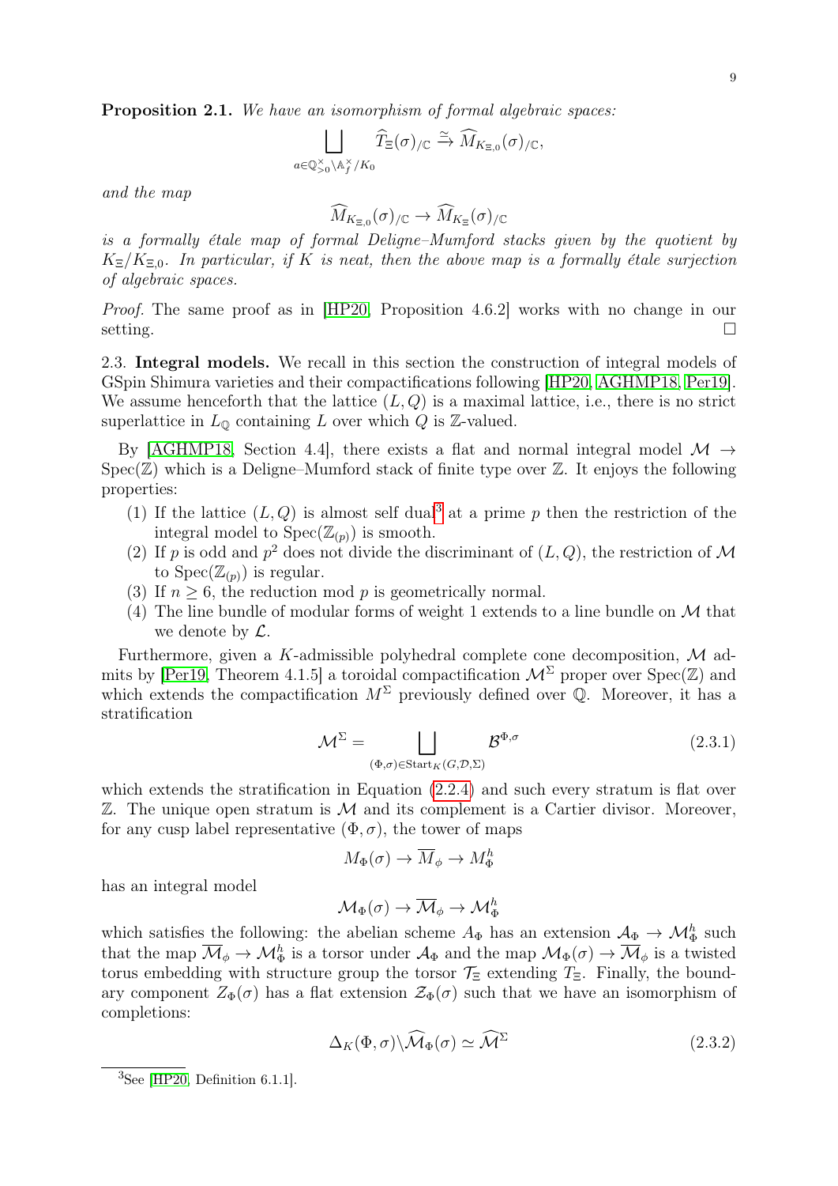**Proposition 2.1.** *We have an isomorphism of formal algebraic spaces:*

$$\bigsqcup_{a \in \mathbb{Q}^\times_{>0} \backslash \mathbb{A}_f^\times / K_0} \widehat{T}_\Xi(\sigma)_{/\mathbb{C}} \xrightarrow{\simeq} \widehat{M}_{K_{\Xi,0}}(\sigma)_{/\mathbb{C}},$$

*and the map*

$$\widehat{M}_{K_{\Xi,0}}(\sigma)_{/\mathbb{C}} \to \widehat{M}_{K_\Xi}(\sigma)_{/\mathbb{C}}$$

*is a formally étale map of formal Deligne–Mumford stacks given by the quotient by $K_\Xi/K_{\Xi,0}$. In particular, if $K$ is neat, then the above map is a formally étale surjection of algebraic spaces.*

*Proof.* The same proof as in [HP20, Proposition 4.6.2] works with no change in our setting. $\square$

2.3. **Integral models.** We recall in this section the construction of integral models of GSpin Shimura varieties and their compactifications following [HP20, AGHMP18, Per19]. We assume henceforth that the lattice $(L, Q)$ is a maximal lattice, i.e., there is no strict superlattice in $L_\mathbb{Q}$ containing $L$ over which $Q$ is $\mathbb{Z}$-valued.

By [AGHMP18, Section 4.4], there exists a flat and normal integral model $\mathcal{M} \to \operatorname{Spec}(\mathbb{Z})$ which is a Deligne–Mumford stack of finite type over $\mathbb{Z}$. It enjoys the following properties:

1. If the lattice $(L, Q)$ is almost self dual[3] at a prime $p$ then the restriction of the integral model to $\operatorname{Spec}(\mathbb{Z}_{(p)})$ is smooth.
2. If $p$ is odd and $p^2$ does not divide the discriminant of $(L, Q)$, the restriction of $\mathcal{M}$ to $\operatorname{Spec}(\mathbb{Z}_{(p)})$ is regular.
3. If $n \geq 6$, the reduction mod $p$ is geometrically normal.
4. The line bundle of modular forms of weight 1 extends to a line bundle on $\mathcal{M}$ that we denote by $\mathcal{L}$.

Furthermore, given a $K$-admissible polyhedral complete cone decomposition, $\mathcal{M}$ admits by [Per19, Theorem 4.1.5] a toroidal compactification $\mathcal{M}^\Sigma$ proper over $\operatorname{Spec}(\mathbb{Z})$ and which extends the compactification $M^\Sigma$ previously defined over $\mathbb{Q}$. Moreover, it has a stratification

$$\mathcal{M}^\Sigma = \bigsqcup_{(\Phi,\sigma) \in \operatorname{Start}_K(G,\mathcal{D},\Sigma)} \mathcal{B}^{\Phi,\sigma} \tag{2.3.1}$$

which extends the stratification in Equation (2.2.4) and such every stratum is flat over $\mathbb{Z}$. The unique open stratum is $\mathcal{M}$ and its complement is a Cartier divisor. Moreover, for any cusp label representative $(\Phi, \sigma)$, the tower of maps

$$M_\Phi(\sigma) \to \overline{M}_\phi \to M_\Phi^h$$

has an integral model

$$\mathcal{M}_\Phi(\sigma) \to \overline{\mathcal{M}}_\phi \to \mathcal{M}_\Phi^h$$

which satisfies the following: the abelian scheme $A_\Phi$ has an extension $\mathcal{A}_\Phi \to \mathcal{M}_\Phi^h$ such that the map $\overline{\mathcal{M}}_\phi \to \mathcal{M}_\Phi^h$ is a torsor under $\mathcal{A}_\Phi$ and the map $\mathcal{M}_\Phi(\sigma) \to \overline{\mathcal{M}}_\phi$ is a twisted torus embedding with structure group the torsor $\mathcal{T}_\Xi$ extending $T_\Xi$. Finally, the boundary component $Z_\Phi(\sigma)$ has a flat extension $\mathcal{Z}_\Phi(\sigma)$ such that we have isomorphism of completions:

$$\Delta_K(\Phi,\sigma) \backslash \widehat{\mathcal{M}}_\Phi(\sigma) \simeq \widehat{\mathcal{M}}^\Sigma \tag{2.3.2}$$

[3] See [HP20, Definition 6.1.1].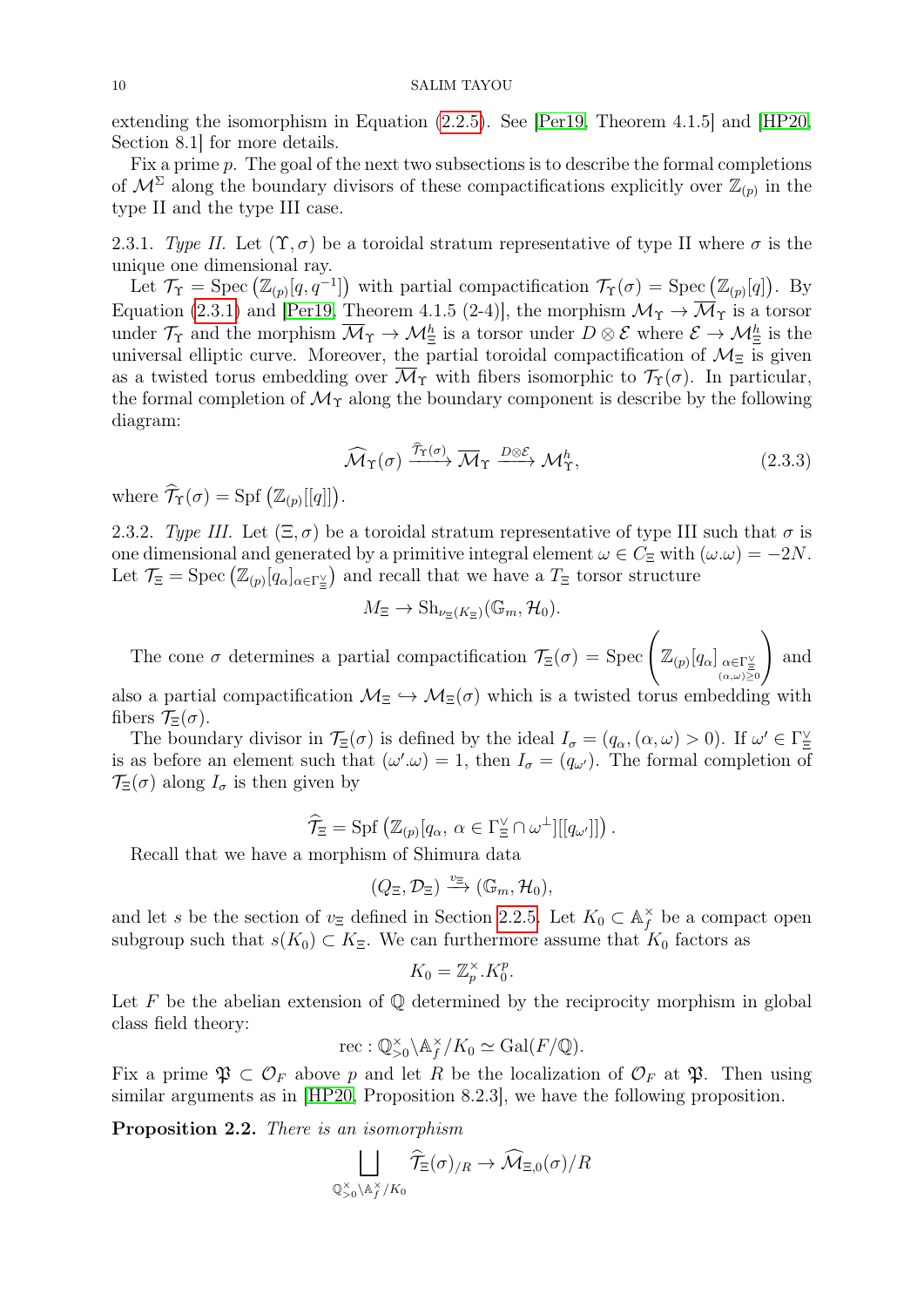extending the isomorphism in Equation (2.2.5). See [Per19, Theorem 4.1.5] and [HP20, Section 8.1] for more details.

Fix a prime $p$. The goal of the next two subsections is to describe the formal completions of $\mathcal{M}^\Sigma$ along the boundary divisors of these compactifications explicitly over $\mathbb{Z}_{(p)}$ in the type II and the type III case.

2.3.1. *Type II.* Let $(\Upsilon, \sigma)$ be a toroidal stratum representative of type II where $\sigma$ is the unique one dimensional ray.

Let $\mathcal{T}_\Upsilon = \operatorname{Spec}\left(\mathbb{Z}_{(p)}[q, q^{-1}]\right)$ with partial compactification $\mathcal{T}_\Upsilon(\sigma) = \operatorname{Spec}\left(\mathbb{Z}_{(p)}[q]\right)$. By Equation (2.3.1) and [Per19, Theorem 4.1.5 (2-4)], the morphism $\mathcal{M}_\Upsilon \to \overline{\mathcal{M}}_\Upsilon$ is a torsor under $\mathcal{T}_\Upsilon$ and the morphism $\overline{\mathcal{M}}_\Upsilon \to \mathcal{M}^h_\Xi$ is a torsor under $D \otimes \mathcal{E}$ where $\mathcal{E} \to \mathcal{M}^h_\Xi$ is the universal elliptic curve. Moreover, the partial toroidal compactification of $\mathcal{M}_\Xi$ is given as a twisted torus embedding over $\overline{\mathcal{M}}_\Upsilon$ with fibers isomorphic to $\mathcal{T}_\Upsilon(\sigma)$. In particular, the formal completion of $\mathcal{M}_\Upsilon$ along the boundary component is describe by the following diagram:

$$\widehat{\mathcal{M}}_\Upsilon(\sigma) \xrightarrow{\widehat{\mathcal{T}}_\Upsilon(\sigma)} \overline{\mathcal{M}}_\Upsilon \xrightarrow{D\otimes\mathcal{E}} \mathcal{M}^h_\Upsilon, \tag{2.3.3}$$

where $\widehat{\mathcal{T}}_\Upsilon(\sigma) = \operatorname{Spf}\left(\mathbb{Z}_{(p)}[[q]]\right)$.

2.3.2. *Type III.* Let $(\Xi, \sigma)$ be a toroidal stratum representative of type III such that $\sigma$ is one dimensional and generated by a primitive integral element $\omega \in C_\Xi$ with $(\omega.\omega) = -2N$. Let $\mathcal{T}_\Xi = \operatorname{Spec}\left(\mathbb{Z}_{(p)}[q_\alpha]_{\alpha\in\Gamma_\Xi^\vee}\right)$ and recall that we have a $T_\Xi$ torsor structure

$$M_\Xi \to \operatorname{Sh}_{\nu_\Xi(K_\Xi)}(\mathbb{G}_m, \mathcal{H}_0).$$

The cone $\sigma$ determines a partial compactification $\mathcal{T}_\Xi(\sigma) = \operatorname{Spec}\left(\mathbb{Z}_{(p)}[q_\alpha]_{\substack{\alpha\in\Gamma_\Xi^\vee \\ (\alpha,\omega)\geq 0}}\right)$ and also a partial compactification $\mathcal{M}_\Xi \hookrightarrow \mathcal{M}_\Xi(\sigma)$ which is a twisted torus embedding with fibers $\mathcal{T}_\Xi(\sigma)$.

The boundary divisor in $\mathcal{T}_\Xi(\sigma)$ is defined by the ideal $I_\sigma = (q_\alpha, (\alpha,\omega) > 0)$. If $\omega' \in \Gamma_\Xi^\vee$ is as before an element such that $(\omega'.\omega) = 1$, then $I_\sigma = (q_{\omega'})$. The formal completion of $\mathcal{T}_\Xi(\sigma)$ along $I_\sigma$ is then given by

$$\widehat{\mathcal{T}}_\Xi = \operatorname{Spf}\left(\mathbb{Z}_{(p)}[q_\alpha,\ \alpha \in \Gamma_\Xi^\vee \cap \omega^\perp][[q_{\omega'}]]\right).$$

Recall that we have a morphism of Shimura data

$$(Q_\Xi, \mathcal{D}_\Xi) \xrightarrow{v_\Xi} (\mathbb{G}_m, \mathcal{H}_0),$$

and let $s$ be the section of $v_\Xi$ defined in Section 2.2.5. Let $K_0 \subset \mathbb{A}_f^\times$ be a compact open subgroup such that $s(K_0) \subset K_\Xi$. We can furthermore assume that $K_0$ factors as

$$K_0 = \mathbb{Z}_p^\times . K_0^p.$$

Let $F$ be the abelian extension of $\mathbb{Q}$ determined by the reciprocity morphism in global class field theory:

$$\operatorname{rec} : \mathbb{Q}_{>0}^\times \backslash \mathbb{A}_f^\times / K_0 \simeq \operatorname{Gal}(F/\mathbb{Q}).$$

Fix a prime $\mathfrak{P} \subset \mathcal{O}_F$ above $p$ and let $R$ be the localization of $\mathcal{O}_F$ at $\mathfrak{P}$. Then using similar arguments as in [HP20, Proposition 8.2.3], we have the following proposition.

**Proposition 2.2.** *There is an isomorphism*

$$\bigsqcup_{\mathbb{Q}_{>0}^\times \backslash \mathbb{A}_f^\times / K_0} \widehat{\mathcal{T}}_\Xi(\sigma)_{/R} \to \widehat{\mathcal{M}}_{\Xi,0}(\sigma)/R$$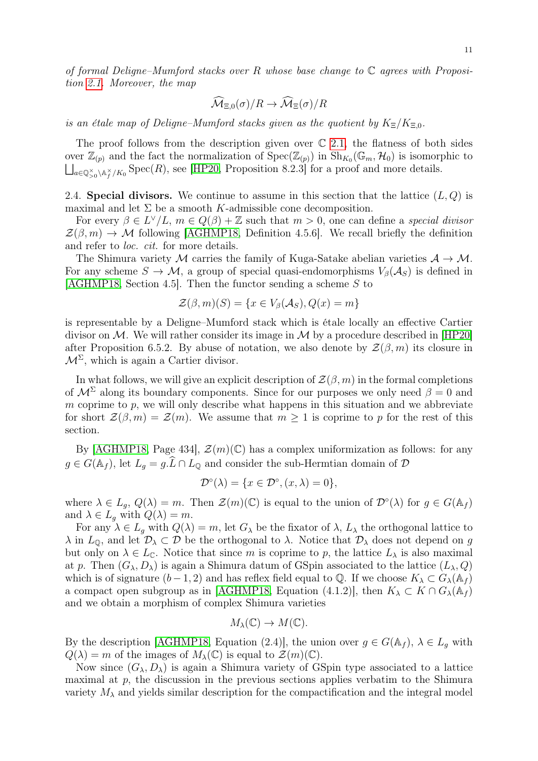*of formal Deligne–Mumford stacks over $R$ whose base change to $\mathbb{C}$ agrees with Proposition 2.1. Moreover, the map*

$$\widehat{\mathcal{M}}_{\Xi,0}(\sigma)/R \to \widehat{\mathcal{M}}_{\Xi}(\sigma)/R$$

*is an étale map of Deligne–Mumford stacks given as the quotient by $K_\Xi/K_{\Xi,0}$.*

The proof follows from the description given over $\mathbb{C}$ 2.1, the flatness of both sides over $\mathbb{Z}_{(p)}$ and the fact the normalization of $\mathrm{Spec}(\mathbb{Z}_{(p)})$ in $\mathrm{Sh}_{K_0}(\mathbb{G}_m, \mathcal{H}_0)$ is isomorphic to $\bigsqcup_{a\in\mathbb{Q}^\times_{>0}\backslash\mathbb{A}_f^\times/K_0} \mathrm{Spec}(R)$, see [HP20, Proposition 8.2.3] for a proof and more details.

2.4. **Special divisors.** We continue to assume in this section that the lattice $(L, Q)$ is maximal and let $\Sigma$ be a smooth $K$-admissible cone decomposition.

For every $\beta \in L^\vee/L$, $m \in Q(\beta) + \mathbb{Z}$ such that $m > 0$, one can define a *special divisor* $\mathcal{Z}(\beta, m) \to \mathcal{M}$ following [AGHMP18, Definition 4.5.6]. We recall briefly the definition and refer to *loc. cit.* for more details.

The Shimura variety $\mathcal{M}$ carries the family of Kuga-Satake abelian varieties $\mathcal{A} \to \mathcal{M}$. For any scheme $S \to \mathcal{M}$, a group of special quasi-endomorphisms $V_\beta(\mathcal{A}_S)$ is defined in [AGHMP18, Section 4.5]. Then the functor sending a scheme $S$ to

$$\mathcal{Z}(\beta, m)(S) = \{x \in V_\beta(\mathcal{A}_S), Q(x) = m\}$$

is representable by a Deligne–Mumford stack which is étale locally an effective Cartier divisor on $\mathcal{M}$. We will rather consider its image in $\mathcal{M}$ by a procedure described in [HP20] after Proposition 6.5.2. By abuse of notation, we also denote by $\mathcal{Z}(\beta, m)$ its closure in $\mathcal{M}^\Sigma$, which is again a Cartier divisor.

In what follows, we will give an explicit description of $\mathcal{Z}(\beta, m)$ in the formal completions of $\mathcal{M}^\Sigma$ along its boundary components. Since for our purposes we only need $\beta = 0$ and $m$ coprime to $p$, we will only describe what happens in this situation and we abbreviate for short $\mathcal{Z}(\beta, m) = \mathcal{Z}(m)$. We assume that $m \geq 1$ is coprime to $p$ for the rest of this section.

By [AGHMP18, Page 434], $\mathcal{Z}(m)(\mathbb{C})$ has a complex uniformization as follows: for any $g \in G(\mathbb{A}_f)$, let $L_g = g.\widehat{L} \cap L_\mathbb{Q}$ and consider the sub-Hermtian domain of $\mathcal{D}$

$$\mathcal{D}^\circ(\lambda) = \{x \in \mathcal{D}^\circ, (x, \lambda) = 0\},$$

where $\lambda \in L_g$, $Q(\lambda) = m$. Then $\mathcal{Z}(m)(\mathbb{C})$ is equal to the union of $\mathcal{D}^\circ(\lambda)$ for $g \in G(\mathbb{A}_f)$ and $\lambda \in L_g$ with $Q(\lambda) = m$.

For any $\lambda \in L_g$ with $Q(\lambda) = m$, let $G_\lambda$ be the fixator of $\lambda$, $L_\lambda$ the orthogonal lattice to $\lambda$ in $L_\mathbb{Q}$, and let $\mathcal{D}_\lambda \subset \mathcal{D}$ be the orthogonal to $\lambda$. Notice that $\mathcal{D}_\lambda$ does not depend on $g$ but only on $\lambda \in L_\mathbb{C}$. Notice that since $m$ is coprime to $p$, the lattice $L_\lambda$ is also maximal at $p$. Then $(G_\lambda, D_\lambda)$ is again a Shimura datum of GSpin associated to the lattice $(L_\lambda, Q)$ which is of signature $(b-1, 2)$ and has reflex field equal to $\mathbb{Q}$. If we choose $K_\lambda \subset G_\lambda(\mathbb{A}_f)$ a compact open subgroup as in [AGHMP18, Equation (4.1.2)], then $K_\lambda \subset K \cap G_\lambda(\mathbb{A}_f)$ and we obtain a morphism of complex Shimura varieties

$$M_\lambda(\mathbb{C}) \to M(\mathbb{C}).$$

By the description [AGHMP18, Equation (2.4)], the union over $g \in G(\mathbb{A}_f)$, $\lambda \in L_g$ with $Q(\lambda) = m$ of the images of $M_\lambda(\mathbb{C})$ is equal to $\mathcal{Z}(m)(\mathbb{C})$.

Now since $(G_\lambda, D_\lambda)$ is again a Shimura variety of GSpin type associated to a lattice maximal at $p$, the discussion in the previous sections applies verbatim to the Shimura variety $M_\lambda$ and yields similar description for the compactification and the integral model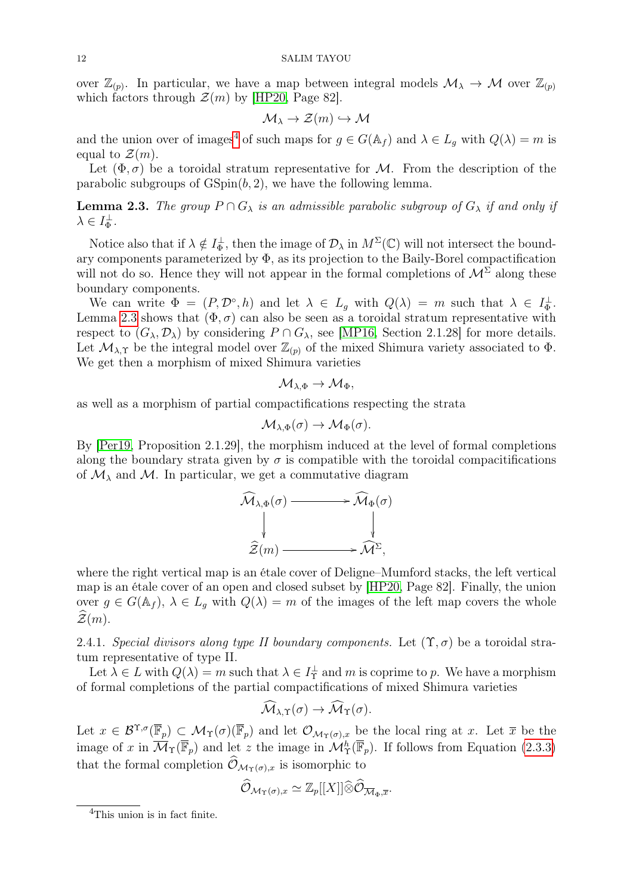over $\mathbb{Z}_{(p)}$. In particular, we have a map between integral models $\mathcal{M}_\lambda \to \mathcal{M}$ over $\mathbb{Z}_{(p)}$ which factors through $\mathcal{Z}(m)$ by [HP20, Page 82].

$$\mathcal{M}_\lambda \to \mathcal{Z}(m) \hookrightarrow \mathcal{M}$$

and the union over of images[4] of such maps for $g \in G(\mathbb{A}_f)$ and $\lambda \in L_g$ with $Q(\lambda) = m$ is equal to $\mathcal{Z}(m)$.

Let $(\Phi, \sigma)$ be a toroidal stratum representative for $\mathcal{M}$. From the description of the parabolic subgroups of $\mathrm{GSpin}(b, 2)$, we have the following lemma.

**Lemma 2.3.** *The group $P \cap G_\lambda$ is an admissible parabolic subgroup of $G_\lambda$ if and only if $\lambda \in I_\Phi^\perp$.*

Notice also that if $\lambda \notin I_\Phi^\perp$, then the image of $\mathcal{D}_\lambda$ in $M^\Sigma(\mathbb{C})$ will not intersect the boundary components parameterized by $\Phi$, as its projection to the Baily-Borel compactification will not do so. Hence they will not appear in the formal completions of $\mathcal{M}^\Sigma$ along these boundary components.

We can write $\Phi = (P, \mathcal{D}^\circ, h)$ and let $\lambda \in L_g$ with $Q(\lambda) = m$ such that $\lambda \in I_\Phi^\perp$. Lemma 2.3 shows that $(\Phi, \sigma)$ can also be seen as a toroidal stratum representative with respect to $(G_\lambda, \mathcal{D}_\lambda)$ by considering $P \cap G_\lambda$, see [MP16, Section 2.1.28] for more details. Let $\mathcal{M}_{\lambda,\Upsilon}$ be the integral model over $\mathbb{Z}_{(p)}$ of the mixed Shimura variety associated to $\Phi$. We get then a morphism of mixed Shimura varieties

$$\mathcal{M}_{\lambda,\Phi} \to \mathcal{M}_\Phi,$$

as well as a morphism of partial compactifications respecting the strata

$$\mathcal{M}_{\lambda,\Phi}(\sigma) \to \mathcal{M}_\Phi(\sigma).$$

By [Per19, Proposition 2.1.29], the morphism induced at the level of formal completions along the boundary strata given by $\sigma$ is compatible with the toroidal compacitifications of $\mathcal{M}_\lambda$ and $\mathcal{M}$. In particular, we get a commutative diagram

$$\begin{array}{ccc} \widehat{\mathcal{M}}_{\lambda,\Phi}(\sigma) & \longrightarrow & \widehat{\mathcal{M}}_\Phi(\sigma) \\ \downarrow & & \downarrow \\ \widehat{\mathcal{Z}}(m) & \longrightarrow & \widehat{\mathcal{M}}^\Sigma, \end{array}$$

where the right vertical map is an étale cover of Deligne–Mumford stacks, the left vertical map is an étale cover of an open and closed subset by [HP20, Page 82]. Finally, the union over $g \in G(\mathbb{A}_f)$, $\lambda \in L_g$ with $Q(\lambda) = m$ of the images of the left map covers the whole $\widehat{\mathcal{Z}}(m)$.

2.4.1. *Special divisors along type II boundary components.* Let $(\Upsilon, \sigma)$ be a toroidal stratum representative of type II.

Let $\lambda \in L$ with $Q(\lambda) = m$ such that $\lambda \in I_\Upsilon^\perp$ and $m$ is coprime to $p$. We have a morphism of formal completions of the partial compactifications of mixed Shimura varieties

$$\widehat{\mathcal{M}}_{\lambda,\Upsilon}(\sigma) \to \widehat{\mathcal{M}}_\Upsilon(\sigma).$$

Let $x \in \mathcal{B}^{\Upsilon,\sigma}(\overline{\mathbb{F}}_p) \subset \mathcal{M}_\Upsilon(\sigma)(\overline{\mathbb{F}}_p)$ and let $\mathcal{O}_{\mathcal{M}_\Upsilon(\sigma),x}$ be the local ring at $x$. Let $\overline{x}$ be the image of $x$ in $\overline{\mathcal{M}}_\Upsilon(\overline{\mathbb{F}}_p)$ and let $z$ the image in $\mathcal{M}_\Upsilon^h(\overline{\mathbb{F}}_p)$. If follows from Equation (2.3.3) that the formal completion $\widehat{\mathcal{O}}_{\mathcal{M}_\Upsilon(\sigma),x}$ is isomorphic to

$$\widehat{\mathcal{O}}_{\mathcal{M}_\Upsilon(\sigma),x} \simeq \mathbb{Z}_p[[X]]\widehat{\otimes}\widehat{\mathcal{O}}_{\overline{\mathcal{M}}_\Phi,\overline{x}}.$$

[4] This union is in fact finite.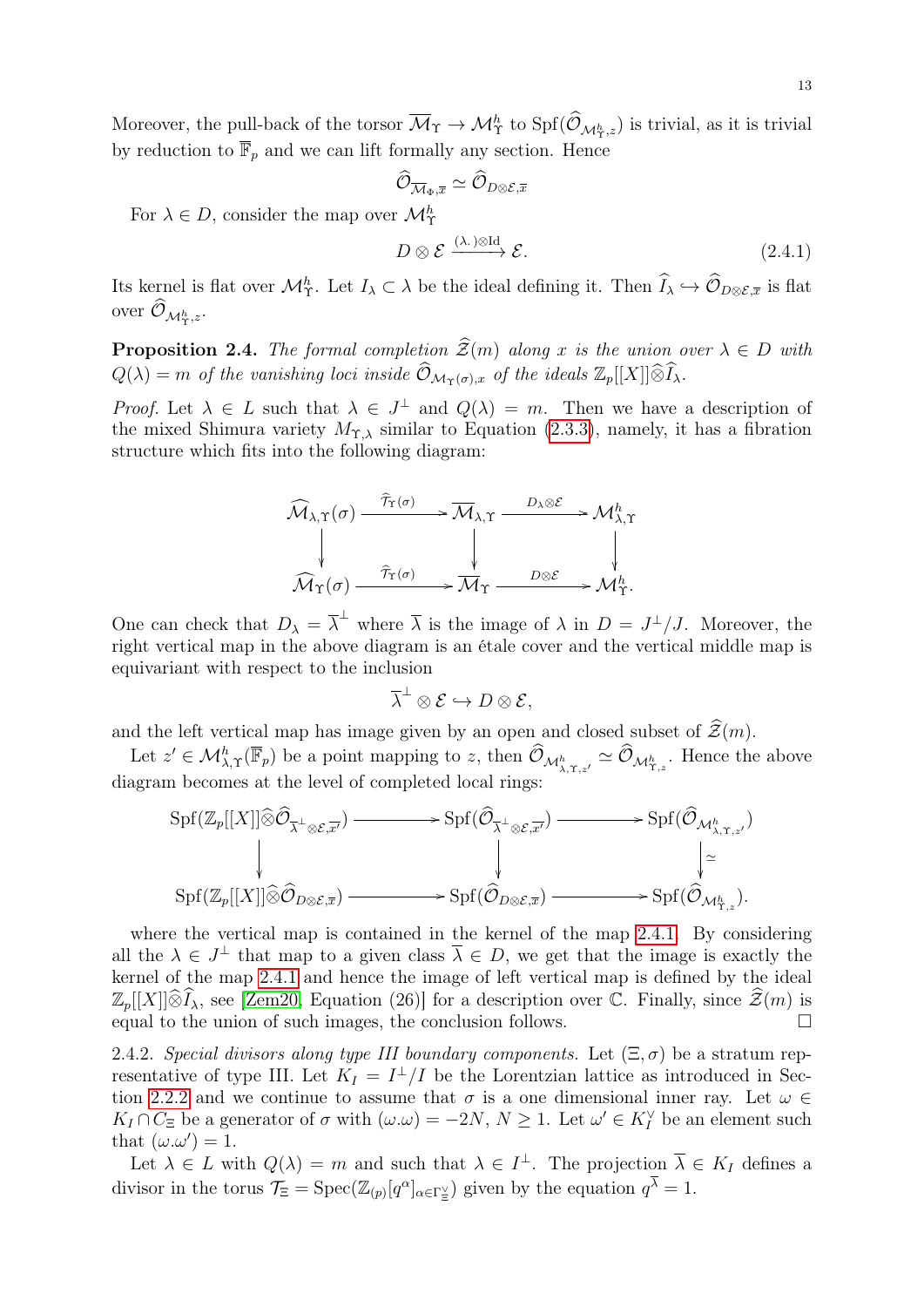Moreover, the pull-back of the torsor $\overline{\mathcal{M}}_\Upsilon \to \mathcal{M}^h_\Upsilon$ to $\mathrm{Spf}(\widehat{\mathcal{O}}_{\mathcal{M}^h_\Upsilon,z})$ is trivial, as it is trivial by reduction to $\overline{\mathbb{F}}_p$ and we can lift formally any section. Hence

$$\widehat{\mathcal{O}}_{\overline{\mathcal{M}}_\Phi,\overline{x}} \simeq \widehat{\mathcal{O}}_{D\otimes\mathcal{E},\overline{x}}$$

For $\lambda \in D$, consider the map over $\mathcal{M}^h_\Upsilon$

$$D \otimes \mathcal{E} \xrightarrow{(\lambda.)\otimes \mathrm{Id}} \mathcal{E}. \tag{2.4.1}$$

Its kernel is flat over $\mathcal{M}^h_\Upsilon$. Let $I_\lambda \subset \lambda$ be the ideal defining it. Then $\widehat{I}_\lambda \hookrightarrow \widehat{\mathcal{O}}_{D\otimes\mathcal{E},\overline{x}}$ is flat over $\widehat{\mathcal{O}}_{\mathcal{M}^h_\Upsilon,z}$.

**Proposition 2.4.** *The formal completion $\widehat{\mathcal{Z}}(m)$ along $x$ is the union over $\lambda \in D$ with $Q(\lambda) = m$ of the vanishing loci inside $\widehat{\mathcal{O}}_{\mathcal{M}_\Upsilon(\sigma),x}$ of the ideals $\mathbb{Z}_p[[X]]\widehat{\otimes}\widehat{I}_\lambda$.*

*Proof.* Let $\lambda \in L$ such that $\lambda \in J^\perp$ and $Q(\lambda) = m$. Then we have a description of the mixed Shimura variety $M_{\Upsilon,\lambda}$ similar to Equation (2.3.3), namely, it has a fibration structure which fits into the following diagram:

$$\begin{array}{ccccc}
\widehat{\mathcal{M}}_{\lambda,\Upsilon}(\sigma) & \xrightarrow{\widehat{\mathcal{T}}_\Upsilon(\sigma)} & \overline{\mathcal{M}}_{\lambda,\Upsilon} & \xrightarrow{D_\lambda\otimes\mathcal{E}} & \mathcal{M}^h_{\lambda,\Upsilon} \\
\downarrow & & \downarrow & & \downarrow \\
\widehat{\mathcal{M}}_\Upsilon(\sigma) & \xrightarrow{\widehat{\mathcal{T}}_\Upsilon(\sigma)} & \overline{\mathcal{M}}_\Upsilon & \xrightarrow{D\otimes\mathcal{E}} & \mathcal{M}^h_\Upsilon.
\end{array}$$

One can check that $D_\lambda = \overline{\lambda}^\perp$ where $\overline{\lambda}$ is the image of $\lambda$ in $D = J^\perp/J$. Moreover, the right vertical map in the above diagram is an étale cover and the vertical middle map is equivariant with respect to the inclusion

$$\overline{\lambda}^\perp \otimes \mathcal{E} \hookrightarrow D \otimes \mathcal{E},$$

and the left vertical map has image given by an open and closed subset of $\widehat{\mathcal{Z}}(m)$.

Let $z' \in \mathcal{M}^h_{\lambda,\Upsilon}(\overline{\mathbb{F}}_p)$ be a point mapping to $z$, then $\widehat{\mathcal{O}}_{\mathcal{M}^h_{\lambda,\Upsilon,z'}} \simeq \widehat{\mathcal{O}}_{\mathcal{M}^h_{\Upsilon,z}}$. Hence the above diagram becomes at the level of completed local rings:

$$\begin{array}{ccccc}
\mathrm{Spf}(\mathbb{Z}_p[[X]]\widehat{\otimes}\widehat{\mathcal{O}}_{\overline{\lambda}^\perp\otimes\mathcal{E},\overline{x}'}) & \longrightarrow & \mathrm{Spf}(\widehat{\mathcal{O}}_{\overline{\lambda}^\perp\otimes\mathcal{E},\overline{x}'}) & \longrightarrow & \mathrm{Spf}(\widehat{\mathcal{O}}_{\mathcal{M}^h_{\lambda,\Upsilon,z'}}) \\
\downarrow & & \downarrow & & \downarrow \simeq \\
\mathrm{Spf}(\mathbb{Z}_p[[X]]\widehat{\otimes}\widehat{\mathcal{O}}_{D\otimes\mathcal{E},\overline{x}}) & \longrightarrow & \mathrm{Spf}(\widehat{\mathcal{O}}_{D\otimes\mathcal{E},\overline{x}}) & \longrightarrow & \mathrm{Spf}(\widehat{\mathcal{O}}_{\mathcal{M}^h_{\Upsilon,z}}).
\end{array}$$

where the vertical map is contained in the kernel of the map 2.4.1. By considering all the $\lambda \in J^\perp$ that map to a given class $\overline{\lambda} \in D$, we get that the image is exactly the kernel of the map 2.4.1 and hence the image of left vertical map is defined by the ideal $\mathbb{Z}_p[[X]]\widehat{\otimes}\widehat{I}_\lambda$, see [Zem20, Equation (26)] for a description over $\mathbb{C}$. Finally, since $\widehat{\mathcal{Z}}(m)$ is equal to the union of such images, the conclusion follows. □

2.4.2. *Special divisors along type III boundary components.* Let $(\Xi, \sigma)$ be a stratum representative of type III. Let $K_I = I^\perp/I$ be the Lorentzian lattice as introduced in Section 2.2.2 and we continue to assume that $\sigma$ is a one dimensional inner ray. Let $\omega \in K_I \cap C_\Xi$ be a generator of $\sigma$ with $(\omega.\omega) = -2N$, $N \geq 1$. Let $\omega' \in K_I^\vee$ be an element such that $(\omega.\omega') = 1$.

Let $\lambda \in L$ with $Q(\lambda) = m$ and such that $\lambda \in I^\perp$. The projection $\overline{\lambda} \in K_I$ defines a divisor in the torus $\mathcal{T}_\Xi = \mathrm{Spec}(\mathbb{Z}_{(p)}[q^\alpha]_{\alpha\in\Gamma_\Xi^\vee})$ given by the equation $q^{\overline{\lambda}} = 1$.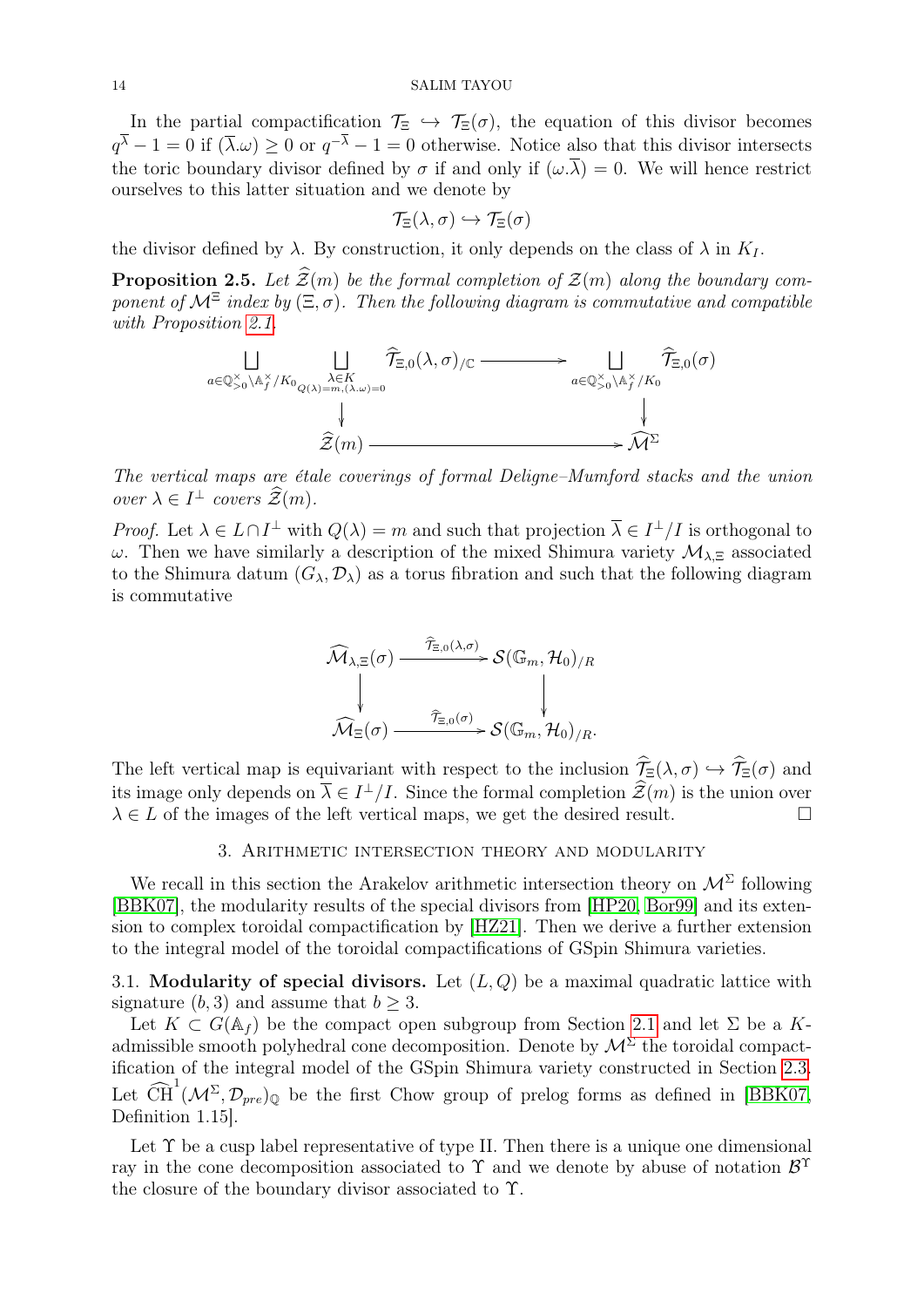In the partial compactification $\mathcal{T}_\Xi \hookrightarrow \mathcal{T}_\Xi(\sigma)$, the equation of this divisor becomes $q^{\overline{\lambda}} - 1 = 0$ if $(\overline{\lambda}.\omega) \geq 0$ or $q^{-\overline{\lambda}} - 1 = 0$ otherwise. Notice also that this divisor intersects the toric boundary divisor defined by $\sigma$ if and only if $(\omega.\overline{\lambda}) = 0$. We will hence restrict ourselves to this latter situation and we denote by

$$\mathcal{T}_\Xi(\lambda, \sigma) \hookrightarrow \mathcal{T}_\Xi(\sigma)$$

the divisor defined by $\lambda$. By construction, it only depends on the class of $\lambda$ in $K_I$.

**Proposition 2.5.** *Let $\widehat{\mathcal{Z}}(m)$ be the formal completion of $\mathcal{Z}(m)$ along the boundary component of $\mathcal{M}^\Xi$ index by $(\Xi, \sigma)$. Then the following diagram is commutative and compatible with Proposition 2.1.*

$$\begin{array}{ccc}
\displaystyle\bigsqcup_{a \in \mathbb{Q}_{>0}^\times \backslash \mathbb{A}_f^\times / K_0} \ \bigsqcup_{\substack{\lambda \in K \\ Q(\lambda) = m, (\lambda.\omega) = 0}} \widehat{\mathcal{T}}_{\Xi,0}(\lambda, \sigma)_{/\mathbb{C}} & \longrightarrow & \displaystyle\bigsqcup_{a \in \mathbb{Q}_{>0}^\times \backslash \mathbb{A}_f^\times / K_0} \widehat{\mathcal{T}}_{\Xi,0}(\sigma) \\
\downarrow & & \downarrow \\
\widehat{\mathcal{Z}}(m) & \longrightarrow & \widehat{\mathcal{M}}^\Sigma
\end{array}$$

*The vertical maps are étale coverings of formal Deligne–Mumford stacks and the union over $\lambda \in I^\perp$ covers $\widehat{\mathcal{Z}}(m)$.*

*Proof.* Let $\lambda \in L \cap I^\perp$ with $Q(\lambda) = m$ and such that projection $\overline{\lambda} \in I^\perp / I$ is orthogonal to $\omega$. Then we have similarly a description of the mixed Shimura variety $\mathcal{M}_{\lambda,\Xi}$ associated to the Shimura datum $(G_\lambda, \mathcal{D}_\lambda)$ as a torus fibration and such that the following diagram is commutative

$$\begin{array}{ccc}
\widehat{\mathcal{M}}_{\lambda,\Xi}(\sigma) & \xrightarrow{\widehat{\mathcal{T}}_{\Xi,0}(\lambda,\sigma)} & \mathcal{S}(\mathbb{G}_m, \mathcal{H}_0)_{/R} \\
\downarrow & & \downarrow \\
\widehat{\mathcal{M}}_\Xi(\sigma) & \xrightarrow{\widehat{\mathcal{T}}_{\Xi,0}(\sigma)} & \mathcal{S}(\mathbb{G}_m, \mathcal{H}_0)_{/R}.
\end{array}$$

The left vertical map is equivariant with respect to the inclusion $\widehat{\mathcal{T}}_\Xi(\lambda, \sigma) \hookrightarrow \widehat{\mathcal{T}}_\Xi(\sigma)$ and its image only depends on $\overline{\lambda} \in I^\perp / I$. Since the formal completion $\widehat{\mathcal{Z}}(m)$ is the union over $\lambda \in L$ of the images of the left vertical maps, we get the desired result. $\square$

## 3. Arithmetic intersection theory and modularity

We recall in this section the Arakelov arithmetic intersection theory on $\mathcal{M}^\Sigma$ following [BBK07], the modularity results of the special divisors from [HP20, Bor99] and its extension to complex toroidal compactification by [HZ21]. Then we derive a further extension to the integral model of the toroidal compactifications of GSpin Shimura varieties.

### 3.1. Modularity of special divisors.

Let $(L, Q)$ be a maximal quadratic lattice with signature $(b, 3)$ and assume that $b \geq 3$.

Let $K \subset G(\mathbb{A}_f)$ be the compact open subgroup from Section 2.1 and let $\Sigma$ be a $K$-admissible smooth polyhedral cone decomposition. Denote by $\mathcal{M}^\Sigma$ the toroidal compactification of the integral model of the GSpin Shimura variety constructed in Section 2.3. Let $\widehat{\mathrm{CH}}^1(\mathcal{M}^\Sigma, \mathcal{D}_{pre})_\mathbb{Q}$ be the first Chow group of prelog forms as defined in [BBK07, Definition 1.15].

Let $\Upsilon$ be a cusp label representative of type II. Then there is a unique one dimensional ray in the cone decomposition associated to $\Upsilon$ and we denote by abuse of notation $\mathcal{B}^\Upsilon$ the closure of the boundary divisor associated to $\Upsilon$.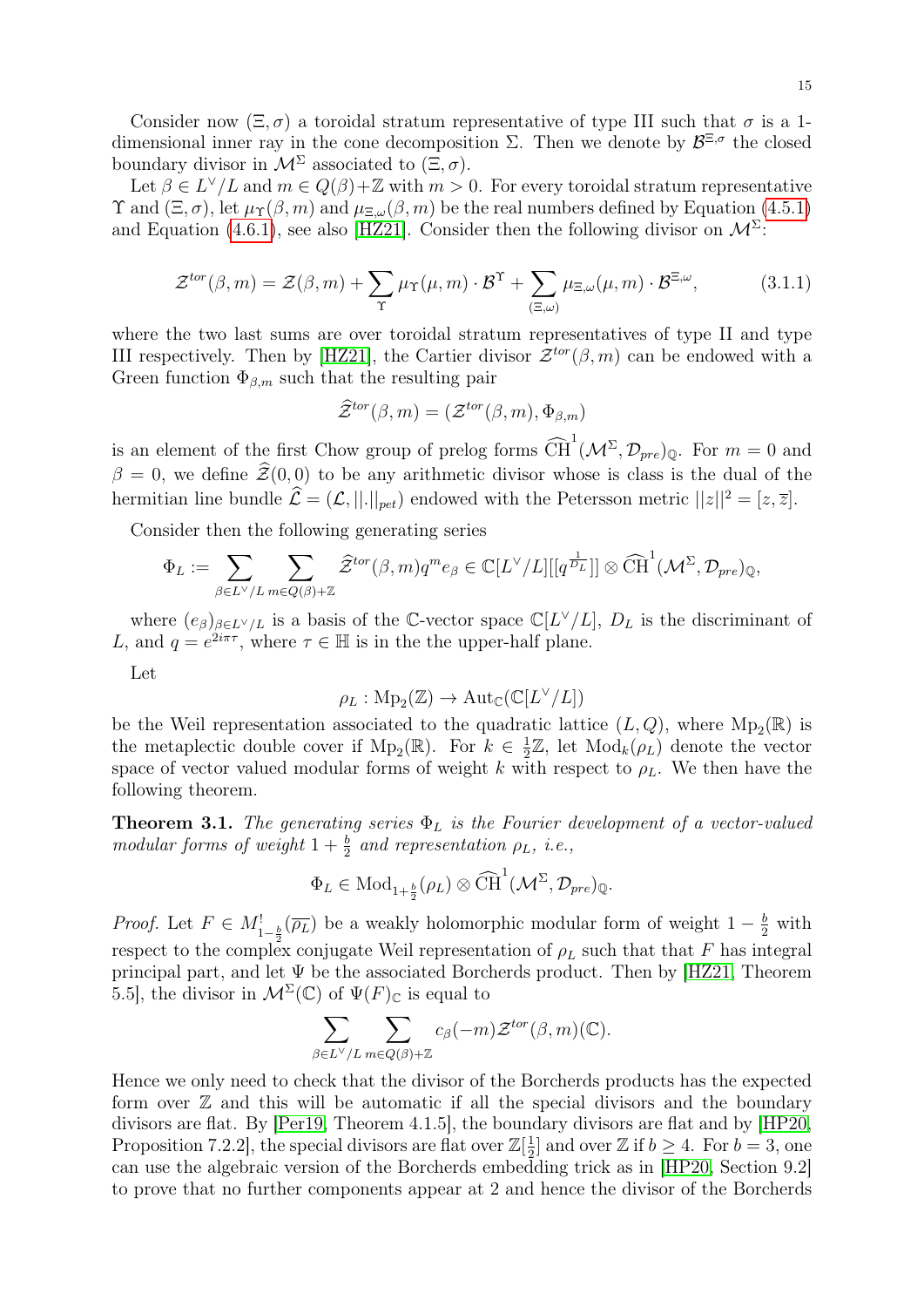Consider now $(\Xi, \sigma)$ a toroidal stratum representative of type III such that $\sigma$ is a 1-dimensional inner ray in the cone decomposition $\Sigma$. Then we denote by $\mathcal{B}^{\Xi,\sigma}$ the closed boundary divisor in $\mathcal{M}^{\Sigma}$ associated to $(\Xi, \sigma)$.

Let $\beta \in L^{\vee}/L$ and $m \in Q(\beta)+\mathbb{Z}$ with $m > 0$. For every toroidal stratum representative $\Upsilon$ and $(\Xi, \sigma)$, let $\mu_{\Upsilon}(\beta, m)$ and $\mu_{\Xi,\omega}(\beta, m)$ be the real numbers defined by Equation (4.5.1) and Equation (4.6.1), see also [HZ21]. Consider then the following divisor on $\mathcal{M}^{\Sigma}$:

$$\mathcal{Z}^{tor}(\beta, m) = \mathcal{Z}(\beta, m) + \sum_{\Upsilon} \mu_{\Upsilon}(\mu, m) \cdot \mathcal{B}^{\Upsilon} + \sum_{(\Xi,\omega)} \mu_{\Xi,\omega}(\mu, m) \cdot \mathcal{B}^{\Xi,\omega}, \tag{3.1.1}$$

where the two last sums are over toroidal stratum representatives of type II and type III respectively. Then by [HZ21], the Cartier divisor $\mathcal{Z}^{tor}(\beta, m)$ can be endowed with a Green function $\Phi_{\beta,m}$ such that the resulting pair

$$\widehat{\mathcal{Z}}^{tor}(\beta, m) = (\mathcal{Z}^{tor}(\beta, m), \Phi_{\beta,m})$$

is an element of the first Chow group of prelog forms $\widehat{\mathrm{CH}}^1(\mathcal{M}^{\Sigma}, \mathcal{D}_{pre})_{\mathbb{Q}}$. For $m = 0$ and $\beta = 0$, we define $\widehat{\mathcal{Z}}(0, 0)$ to be any arithmetic divisor whose is class is the dual of the hermitian line bundle $\widehat{\mathcal{L}} = (\mathcal{L}, ||.||_{pet})$ endowed with the Petersson metric $||z||^2 = [z, \overline{z}]$.

Consider then the following generating series

$$\Phi_L := \sum_{\beta \in L^{\vee}/L} \sum_{m \in Q(\beta)+\mathbb{Z}} \widehat{\mathcal{Z}}^{tor}(\beta, m) q^m e_{\beta} \in \mathbb{C}[L^{\vee}/L][[q^{\frac{1}{D_L}}]] \otimes \widehat{\mathrm{CH}}^1(\mathcal{M}^{\Sigma}, \mathcal{D}_{pre})_{\mathbb{Q}},$$

where $(e_{\beta})_{\beta \in L^{\vee}/L}$ is a basis of the $\mathbb{C}$-vector space $\mathbb{C}[L^{\vee}/L]$, $D_L$ is the discriminant of $L$, and $q = e^{2i\pi\tau}$, where $\tau \in \mathbb{H}$ is in the the upper-half plane.

Let

$$\rho_L : \mathrm{Mp}_2(\mathbb{Z}) \to \mathrm{Aut}_{\mathbb{C}}(\mathbb{C}[L^{\vee}/L])$$

be the Weil representation associated to the quadratic lattice $(L, Q)$, where $\mathrm{Mp}_2(\mathbb{R})$ is the metaplectic double cover if $\mathrm{Mp}_2(\mathbb{R})$. For $k \in \frac{1}{2}\mathbb{Z}$, let $\mathrm{Mod}_k(\rho_L)$ denote the vector space of vector valued modular forms of weight $k$ with respect to $\rho_L$. We then have the following theorem.

**Theorem 3.1.** *The generating series $\Phi_L$ is the Fourier development of a vector-valued modular forms of weight $1 + \frac{b}{2}$ and representation $\rho_L$, i.e.,*

$$\Phi_L \in \mathrm{Mod}_{1+\frac{b}{2}}(\rho_L) \otimes \widehat{\mathrm{CH}}^1(\mathcal{M}^{\Sigma}, \mathcal{D}_{pre})_{\mathbb{Q}}.$$

*Proof.* Let $F \in M^!_{1-\frac{b}{2}}(\overline{\rho_L})$ be a weakly holomorphic modular form of weight $1 - \frac{b}{2}$ with respect to the complex conjugate Weil representation of $\rho_L$ such that that $F$ has integral principal part, and let $\Psi$ be the associated Borcherds product. Then by [HZ21, Theorem 5.5], the divisor in $\mathcal{M}^{\Sigma}(\mathbb{C})$ of $\Psi(F)_{\mathbb{C}}$ is equal to

$$\sum_{\beta \in L^{\vee}/L} \sum_{m \in Q(\beta)+\mathbb{Z}} c_{\beta}(-m) \mathcal{Z}^{tor}(\beta, m)(\mathbb{C}).$$

Hence we only need to check that the divisor of the Borcherds products has the expected form over $\mathbb{Z}$ and this will be automatic if all the special divisors and the boundary divisors are flat. By [Per19, Theorem 4.1.5], the boundary divisors are flat and by [HP20, Proposition 7.2.2], the special divisors are flat over $\mathbb{Z}[\frac{1}{2}]$ and over $\mathbb{Z}$ if $b \geq 4$. For $b = 3$, one can use the algebraic version of the Borcherds embedding trick as in [HP20, Section 9.2] to prove that no further components appear at 2 and hence the divisor of the Borcherds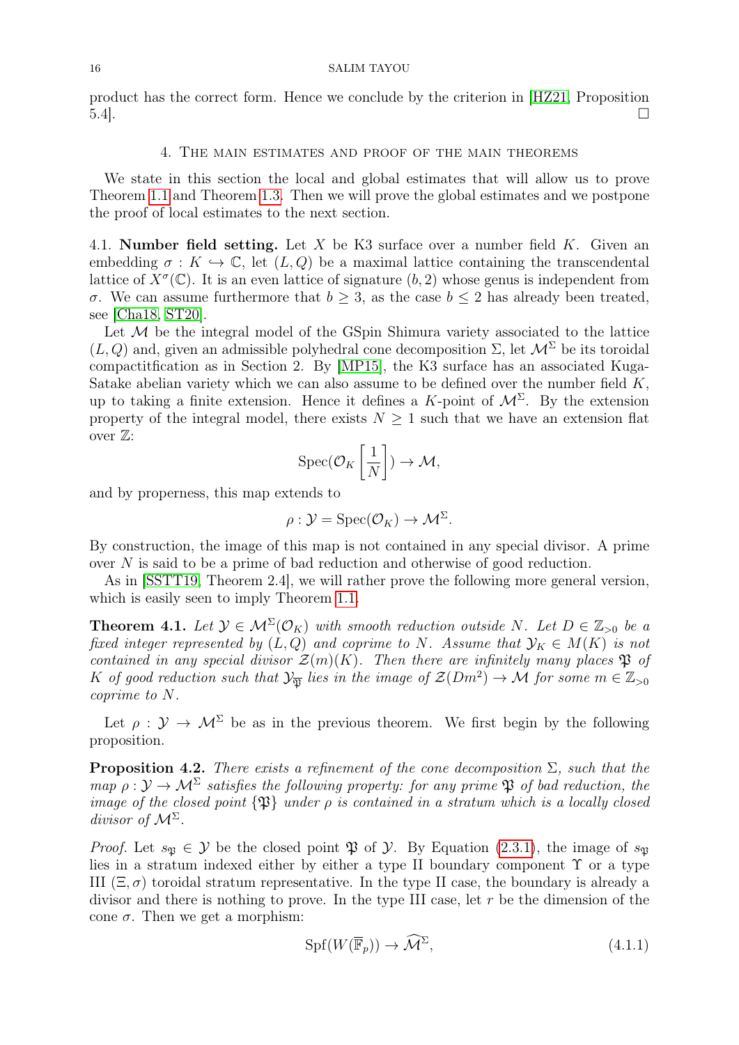product has the correct form. Hence we conclude by the criterion in [HZ21, Proposition 5.4]. □

## 4. The main estimates and proof of the main theorems

We state in this section the local and global estimates that will allow us to prove Theorem 1.1 and Theorem 1.3. Then we will prove the global estimates and we postpone the proof of local estimates to the next section.

### 4.1. Number field setting.

Let $X$ be K3 surface over a number field $K$. Given an embedding $\sigma : K \hookrightarrow \mathbb{C}$, let $(L, Q)$ be a maximal lattice containing the transcendental lattice of $X^\sigma(\mathbb{C})$. It is an even lattice of signature $(b, 2)$ whose genus is independent from $\sigma$. We can assume furthermore that $b \geq 3$, as the case $b \leq 2$ has already been treated, see [Cha18, ST20].

Let $\mathcal{M}$ be the integral model of the GSpin Shimura variety associated to the lattice $(L, Q)$ and, given an admissible polyhedral cone decomposition $\Sigma$, let $\mathcal{M}^\Sigma$ be its toroidal compactitfication as in Section 2. By [MP15], the K3 surface has an associated Kuga-Satake abelian variety which we can also assume to be defined over the number field $K$, up to taking a finite extension. Hence it defines a $K$-point of $\mathcal{M}^\Sigma$. By the extension property of the integral model, there exists $N \geq 1$ such that we have an extension flat over $\mathbb{Z}$:

$$\mathrm{Spec}(\mathcal{O}_K\left[\frac{1}{N}\right]) \to \mathcal{M},$$

and by properness, this map extends to

$$\rho : \mathcal{Y} = \mathrm{Spec}(\mathcal{O}_K) \to \mathcal{M}^\Sigma.$$

By construction, the image of this map is not contained in any special divisor. A prime over $N$ is said to be a prime of bad reduction and otherwise of good reduction.

As in [SSTT19, Theorem 2.4], we will rather prove the following more general version, which is easily seen to imply Theorem 1.1.

**Theorem 4.1.** *Let $\mathcal{Y} \in \mathcal{M}^\Sigma(\mathcal{O}_K)$ with smooth reduction outside $N$. Let $D \in \mathbb{Z}_{>0}$ be a fixed integer represented by $(L, Q)$ and coprime to $N$. Assume that $\mathcal{Y}_K \in M(K)$ is not contained in any special divisor $\mathcal{Z}(m)(K)$. Then there are infinitely many places $\mathfrak{P}$ of $K$ of good reduction such that $\mathcal{Y}_{\overline{\mathfrak{P}}}$ lies in the image of $\mathcal{Z}(Dm^2) \to \mathcal{M}$ for some $m \in \mathbb{Z}_{>0}$ coprime to $N$.*

Let $\rho : \mathcal{Y} \to \mathcal{M}^\Sigma$ be as in the previous theorem. We first begin by the following proposition.

**Proposition 4.2.** *There exists a refinement of the cone decomposition $\Sigma$, such that the map $\rho : \mathcal{Y} \to \mathcal{M}^\Sigma$ satisfies the following property: for any prime $\mathfrak{P}$ of bad reduction, the image of the closed point $\{\mathfrak{P}\}$ under $\rho$ is contained in a stratum which is a locally closed divisor of $\mathcal{M}^\Sigma$.*

*Proof.* Let $s_\mathfrak{P} \in \mathcal{Y}$ be the closed point $\mathfrak{P}$ of $\mathcal{Y}$. By Equation (2.3.1), the image of $s_\mathfrak{P}$ lies in a stratum indexed either by either a type II boundary component $\Upsilon$ or a type III $(\Xi, \sigma)$ toroidal stratum representative. In the type II case, the boundary is already a divisor and there is nothing to prove. In the type III case, let $r$ be the dimension of the cone $\sigma$. Then we get a morphism:

$$\mathrm{Spf}(W(\overline{\mathbb{F}}_p)) \to \widehat{\mathcal{M}}^\Sigma, \tag{4.1.1}$$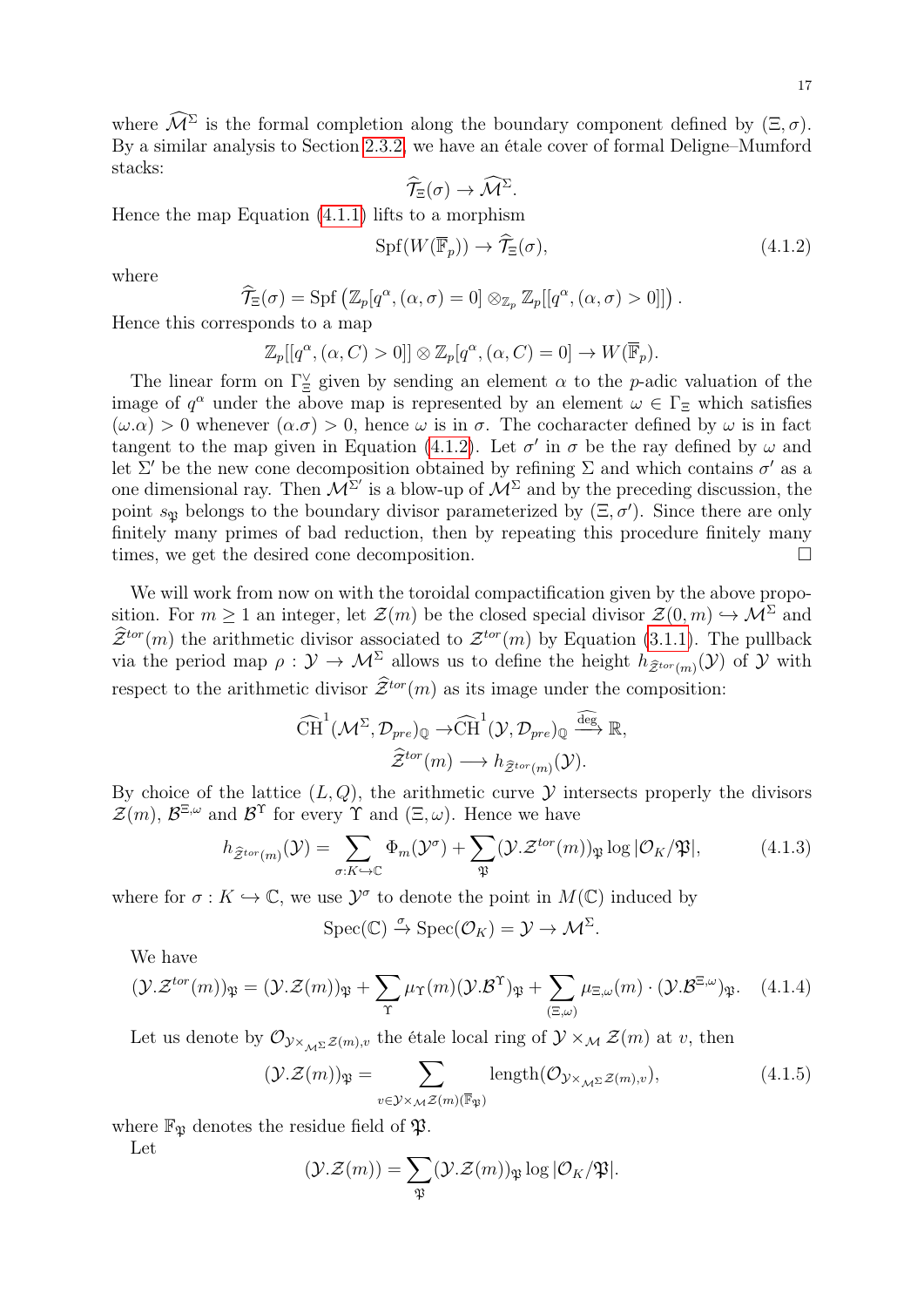where $\widehat{\mathcal{M}}^{\Sigma}$ is the formal completion along the boundary component defined by $(\Xi, \sigma)$. By a similar analysis to Section 2.3.2, we have an étale cover of formal Deligne–Mumford stacks:

$$\widehat{\mathcal{T}}_{\Xi}(\sigma) \to \widehat{\mathcal{M}}^{\Sigma}.$$

Hence the map Equation (4.1.1) lifts to a morphism

$$\mathrm{Spf}(W(\overline{\mathbb{F}}_p)) \to \widehat{\mathcal{T}}_{\Xi}(\sigma), \tag{4.1.2}$$

where

$$\widehat{\mathcal{T}}_{\Xi}(\sigma) = \mathrm{Spf}\left(\mathbb{Z}_p[q^{\alpha}, (\alpha, \sigma) = 0] \otimes_{\mathbb{Z}_p} \mathbb{Z}_p[[q^{\alpha}, (\alpha, \sigma) > 0]]\right).$$

Hence this corresponds to a map

$$\mathbb{Z}_p[[q^{\alpha}, (\alpha, C) > 0]] \otimes \mathbb{Z}_p[q^{\alpha}, (\alpha, C) = 0] \to W(\overline{\mathbb{F}}_p).$$

The linear form on $\Gamma_{\Xi}^{\vee}$ given by sending an element $\alpha$ to the $p$-adic valuation of the image of $q^{\alpha}$ under the above map is represented by an element $\omega \in \Gamma_{\Xi}$ which satisfies $(\omega.\alpha) > 0$ whenever $(\alpha.\sigma) > 0$, hence $\omega$ is in $\sigma$. The cocharacter defined by $\omega$ is in fact tangent to the map given in Equation (4.1.2). Let $\sigma'$ in $\sigma$ be the ray defined by $\omega$ and let $\Sigma'$ be the new cone decomposition obtained by refining $\Sigma$ and which contains $\sigma'$ as a one dimensional ray. Then $\mathcal{M}^{\Sigma'}$ is a blow-up of $\mathcal{M}^{\Sigma}$ and by the preceding discussion, the point $s_{\mathfrak{P}}$ belongs to the boundary divisor parameterized by $(\Xi, \sigma')$. Since there are only finitely many primes of bad reduction, then by repeating this procedure finitely many times, we get the desired cone decomposition. □

We will work from now on with the toroidal compactification given by the above proposition. For $m \geq 1$ an integer, let $\mathcal{Z}(m)$ be the closed special divisor $\mathcal{Z}(0, m) \hookrightarrow \mathcal{M}^{\Sigma}$ and $\widehat{\mathcal{Z}}^{tor}(m)$ the arithmetic divisor associated to $\mathcal{Z}^{tor}(m)$ by Equation (3.1.1). The pullback via the period map $\rho : \mathcal{Y} \to \mathcal{M}^{\Sigma}$ allows us to define the height $h_{\widehat{\mathcal{Z}}^{tor}(m)}(\mathcal{Y})$ of $\mathcal{Y}$ with respect to the arithmetic divisor $\widehat{\mathcal{Z}}^{tor}(m)$ as its image under the composition:

$$\widehat{\mathrm{CH}}^1(\mathcal{M}^{\Sigma}, \mathcal{D}_{pre})_{\mathbb{Q}} \to \widehat{\mathrm{CH}}^1(\mathcal{Y}, \mathcal{D}_{pre})_{\mathbb{Q}} \xrightarrow{\widehat{\deg}} \mathbb{R},$$
$$\widehat{\mathcal{Z}}^{tor}(m) \longrightarrow h_{\widehat{\mathcal{Z}}^{tor}(m)}(\mathcal{Y}).$$

By choice of the lattice $(L, Q)$, the arithmetic curve $\mathcal{Y}$ intersects properly the divisors $\mathcal{Z}(m)$, $\mathcal{B}^{\Xi,\omega}$ and $\mathcal{B}^{\Upsilon}$ for every $\Upsilon$ and $(\Xi, \omega)$. Hence we have

$$h_{\widehat{\mathcal{Z}}^{tor}(m)}(\mathcal{Y}) = \sum_{\sigma : K \hookrightarrow \mathbb{C}} \Phi_m(\mathcal{Y}^{\sigma}) + \sum_{\mathfrak{P}} (\mathcal{Y}.\mathcal{Z}^{tor}(m))_{\mathfrak{P}} \log |\mathcal{O}_K/\mathfrak{P}|, \tag{4.1.3}$$

where for $\sigma : K \hookrightarrow \mathbb{C}$, we use $\mathcal{Y}^{\sigma}$ to denote the point in $M(\mathbb{C})$ induced by

$$\mathrm{Spec}(\mathbb{C}) \xrightarrow{\sigma} \mathrm{Spec}(\mathcal{O}_K) = \mathcal{Y} \to \mathcal{M}^{\Sigma}.$$

We have

$$(\mathcal{Y}.\mathcal{Z}^{tor}(m))_{\mathfrak{P}} = (\mathcal{Y}.\mathcal{Z}(m))_{\mathfrak{P}} + \sum_{\Upsilon} \mu_{\Upsilon}(m)(\mathcal{Y}.\mathcal{B}^{\Upsilon})_{\mathfrak{P}} + \sum_{(\Xi,\omega)} \mu_{\Xi,\omega}(m) \cdot (\mathcal{Y}.\mathcal{B}^{\Xi,\omega})_{\mathfrak{P}}. \tag{4.1.4}$$

Let us denote by $\mathcal{O}_{\mathcal{Y} \times_{\mathcal{M}^{\Sigma}} \mathcal{Z}(m), v}$ the étale local ring of $\mathcal{Y} \times_{\mathcal{M}} \mathcal{Z}(m)$ at $v$, then

$$(\mathcal{Y}.\mathcal{Z}(m))_{\mathfrak{P}} = \sum_{v \in \mathcal{Y} \times_{\mathcal{M}} \mathcal{Z}(m)(\overline{\mathbb{F}}_{\mathfrak{P}})} \mathrm{length}(\mathcal{O}_{\mathcal{Y} \times_{\mathcal{M}^{\Sigma}} \mathcal{Z}(m), v}), \tag{4.1.5}$$

where $\mathbb{F}_{\mathfrak{P}}$ denotes the residue field of $\mathfrak{P}$.

Let

$$(\mathcal{Y}.\mathcal{Z}(m)) = \sum_{\mathfrak{P}} (\mathcal{Y}.\mathcal{Z}(m))_{\mathfrak{P}} \log |\mathcal{O}_K/\mathfrak{P}|.$$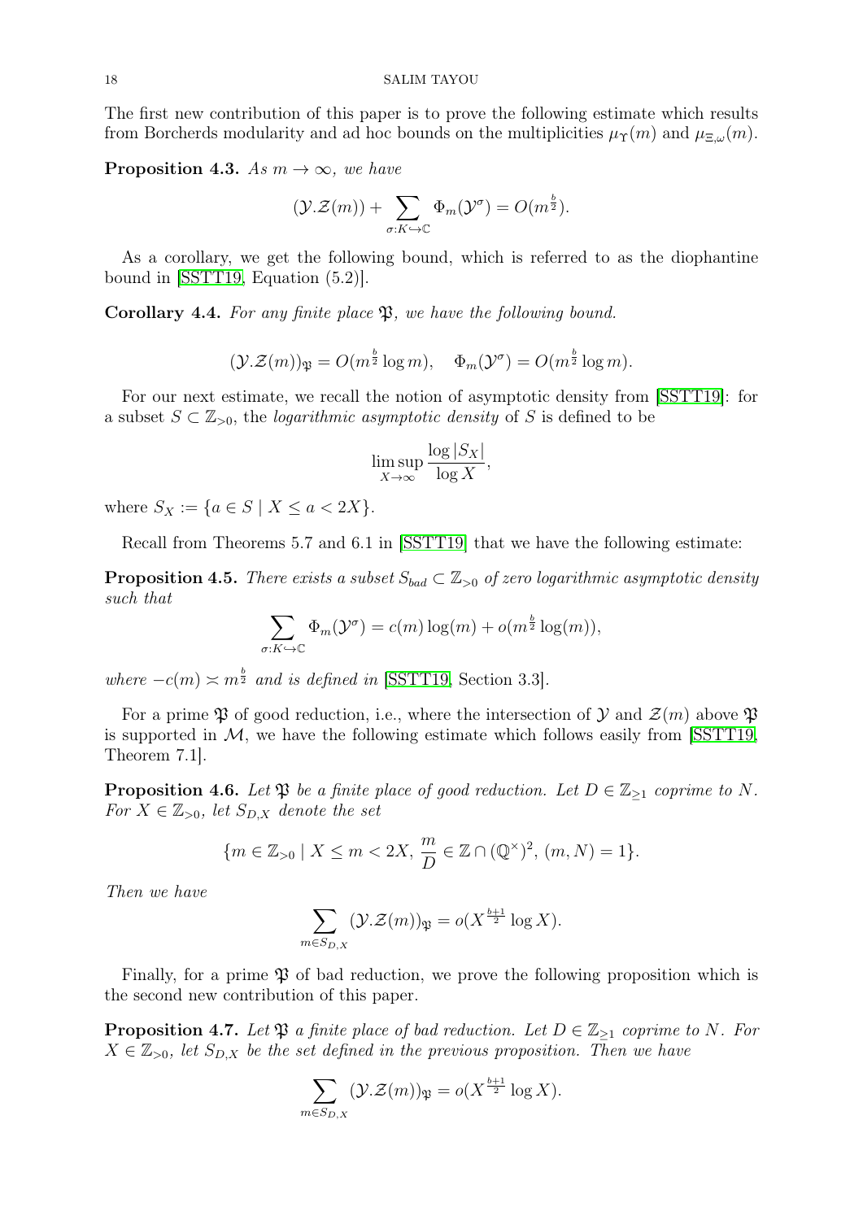The first new contribution of this paper is to prove the following estimate which results from Borcherds modularity and ad hoc bounds on the multiplicities $\mu_\Upsilon(m)$ and $\mu_{\Xi,\omega}(m)$.

**Proposition 4.3.** *As $m \to \infty$, we have*

$$(\mathcal{Y}.\mathcal{Z}(m)) + \sum_{\sigma: K \hookrightarrow \mathbb{C}} \Phi_m(\mathcal{Y}^\sigma) = O(m^{\frac{b}{2}}).$$

As a corollary, we get the following bound, which is referred to as the diophantine bound in [SSTT19, Equation (5.2)].

**Corollary 4.4.** *For any finite place $\mathfrak{P}$, we have the following bound.*

$$(\mathcal{Y}.\mathcal{Z}(m))_{\mathfrak{P}} = O(m^{\frac{b}{2}} \log m), \quad \Phi_m(\mathcal{Y}^\sigma) = O(m^{\frac{b}{2}} \log m).$$

For our next estimate, we recall the notion of asymptotic density from [SSTT19]: for a subset $S \subset \mathbb{Z}_{>0}$, the *logarithmic asymptotic density* of $S$ is defined to be

$$\limsup_{X \to \infty} \frac{\log |S_X|}{\log X},$$

where $S_X := \{a \in S \mid X \leq a < 2X\}$.

Recall from Theorems 5.7 and 6.1 in [SSTT19] that we have the following estimate:

**Proposition 4.5.** *There exists a subset $S_{bad} \subset \mathbb{Z}_{>0}$ of zero logarithmic asymptotic density such that*

$$\sum_{\sigma: K \hookrightarrow \mathbb{C}} \Phi_m(\mathcal{Y}^\sigma) = c(m) \log(m) + o(m^{\frac{b}{2}} \log(m)),$$

*where $-c(m) \asymp m^{\frac{b}{2}}$ and is defined in* [SSTT19, Section 3.3].

For a prime $\mathfrak{P}$ of good reduction, i.e., where the intersection of $\mathcal{Y}$ and $\mathcal{Z}(m)$ above $\mathfrak{P}$ is supported in $\mathcal{M}$, we have the following estimate which follows easily from [SSTT19, Theorem 7.1].

**Proposition 4.6.** *Let $\mathfrak{P}$ be a finite place of good reduction. Let $D \in \mathbb{Z}_{\geq 1}$ coprime to $N$. For $X \in \mathbb{Z}_{>0}$, let $S_{D,X}$ denote the set*

$$\{m \in \mathbb{Z}_{>0} \mid X \leq m < 2X, \, \frac{m}{D} \in \mathbb{Z} \cap (\mathbb{Q}^\times)^2, \, (m, N) = 1\}.$$

*Then we have*

$$\sum_{m \in S_{D,X}} (\mathcal{Y}.\mathcal{Z}(m))_{\mathfrak{P}} = o(X^{\frac{b+1}{2}} \log X).$$

Finally, for a prime $\mathfrak{P}$ of bad reduction, we prove the following proposition which is the second new contribution of this paper.

**Proposition 4.7.** *Let $\mathfrak{P}$ a finite place of bad reduction. Let $D \in \mathbb{Z}_{\geq 1}$ coprime to $N$. For $X \in \mathbb{Z}_{>0}$, let $S_{D,X}$ be the set defined in the previous proposition. Then we have*

$$\sum_{m \in S_{D,X}} (\mathcal{Y}.\mathcal{Z}(m))_{\mathfrak{P}} = o(X^{\frac{b+1}{2}} \log X).$$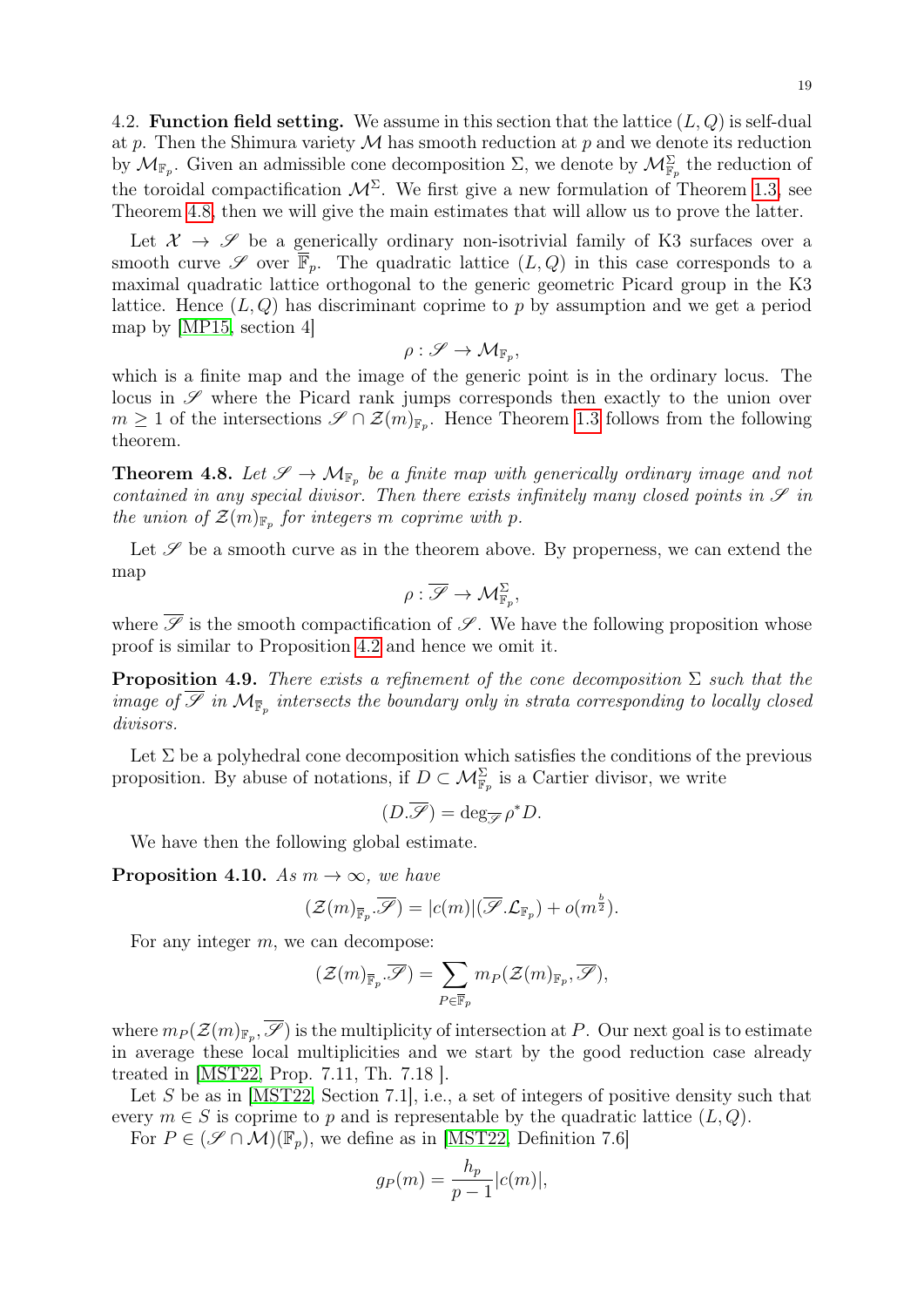4.2. **Function field setting.** We assume in this section that the lattice $(L, Q)$ is self-dual at $p$. Then the Shimura variety $\mathcal{M}$ has smooth reduction at $p$ and we denote its reduction by $\mathcal{M}_{\mathbb{F}_p}$. Given an admissible cone decomposition $\Sigma$, we denote by $\mathcal{M}^{\Sigma}_{\mathbb{F}_p}$ the reduction of the toroidal compactification $\mathcal{M}^{\Sigma}$. We first give a new formulation of Theorem 1.3, see Theorem 4.8, then we will give the main estimates that will allow us to prove the latter.

Let $\mathcal{X} \to \mathscr{S}$ be a generically ordinary non-isotrivial family of K3 surfaces over a smooth curve $\mathscr{S}$ over $\overline{\mathbb{F}}_p$. The quadratic lattice $(L, Q)$ in this case corresponds to a maximal quadratic lattice orthogonal to the generic geometric Picard group in the K3 lattice. Hence $(L, Q)$ has discriminant coprime to $p$ by assumption and we get a period map by [MP15, section 4]

$$\rho : \mathscr{S} \to \mathcal{M}_{\mathbb{F}_p},$$

which is a finite map and the image of the generic point is in the ordinary locus. The locus in $\mathscr{S}$ where the Picard rank jumps corresponds then exactly to the union over $m \geq 1$ of the intersections $\mathscr{S} \cap \mathcal{Z}(m)_{\mathbb{F}_p}$. Hence Theorem 1.3 follows from the following theorem.

**Theorem 4.8.** *Let $\mathscr{S} \to \mathcal{M}_{\mathbb{F}_p}$ be a finite map with generically ordinary image and not contained in any special divisor. Then there exists infinitely many closed points in $\mathscr{S}$ in the union of $\mathcal{Z}(m)_{\mathbb{F}_p}$ for integers $m$ coprime with $p$.*

Let $\mathscr{S}$ be a smooth curve as in the theorem above. By properness, we can extend the map

$$\rho : \overline{\mathscr{S}} \to \mathcal{M}^{\Sigma}_{\mathbb{F}_p},$$

where $\overline{\mathscr{S}}$ is the smooth compactification of $\mathscr{S}$. We have the following proposition whose proof is similar to Proposition 4.2 and hence we omit it.

**Proposition 4.9.** *There exists a refinement of the cone decomposition $\Sigma$ such that the image of $\overline{\mathscr{S}}$ in $\mathcal{M}_{\overline{\mathbb{F}}_p}$ intersects the boundary only in strata corresponding to locally closed divisors.*

Let $\Sigma$ be a polyhedral cone decomposition which satisfies the conditions of the previous proposition. By abuse of notations, if $D \subset \mathcal{M}^{\Sigma}_{\mathbb{F}_p}$ is a Cartier divisor, we write

$$(D.\overline{\mathscr{S}}) = \deg_{\overline{\mathscr{S}}} \rho^* D.$$

We have then the following global estimate.

**Proposition 4.10.** *As $m \to \infty$, we have*

$$(\mathcal{Z}(m)_{\overline{\mathbb{F}}_p}.\overline{\mathscr{S}}) = |c(m)|(\overline{\mathscr{S}}.\mathcal{L}_{\mathbb{F}_p}) + o(m^{\frac{b}{2}}).$$

For any integer $m$, we can decompose:

$$(\mathcal{Z}(m)_{\overline{\mathbb{F}}_p}.\overline{\mathscr{S}}) = \sum_{P \in \overline{\mathbb{F}}_p} m_P(\mathcal{Z}(m)_{\mathbb{F}_p}, \overline{\mathscr{S}}),$$

where $m_P(\mathcal{Z}(m)_{\mathbb{F}_p}, \overline{\mathscr{S}})$ is the multiplicity of intersection at $P$. Our next goal is to estimate in average these local multiplicities and we start by the good reduction case already treated in [MST22, Prop. 7.11, Th. 7.18 ].

Let $S$ be as in [MST22, Section 7.1], i.e., a set of integers of positive density such that every $m \in S$ is coprime to $p$ and is representable by the quadratic lattice $(L, Q)$.

For $P \in (\mathscr{S} \cap \mathcal{M})(\mathbb{F}_p)$, we define as in [MST22, Definition 7.6]

$$g_P(m) = \frac{h_p}{p-1}|c(m)|,$$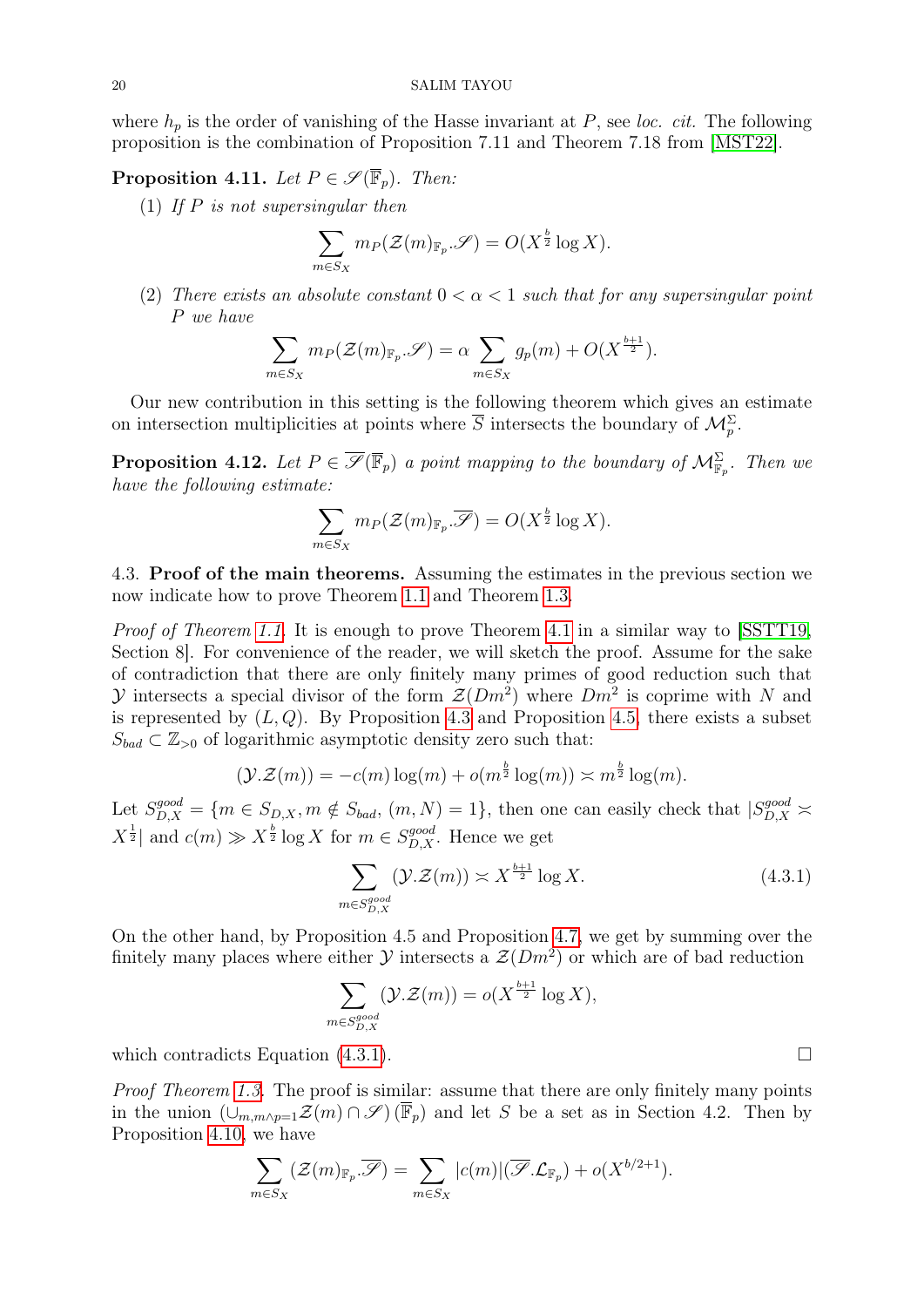where $h_p$ is the order of vanishing of the Hasse invariant at $P$, see *loc. cit.* The following proposition is the combination of Proposition 7.11 and Theorem 7.18 from [MST22].

**Proposition 4.11.** *Let $P \in \mathscr{S}(\overline{\mathbb{F}}_p)$. Then:*

1. *If $P$ is not supersingular then*
$$\sum_{m \in S_X} m_P(\mathcal{Z}(m)_{\mathbb{F}_p}.\mathscr{S}) = O(X^{\frac{b}{2}} \log X).$$
2. *There exists an absolute constant $0 < \alpha < 1$ such that for any supersingular point $P$ we have*
$$\sum_{m \in S_X} m_P(\mathcal{Z}(m)_{\mathbb{F}_p}.\mathscr{S}) = \alpha \sum_{m \in S_X} g_p(m) + O(X^{\frac{b+1}{2}}).$$

Our new contribution in this setting is the following theorem which gives an estimate on intersection multiplicities at points where $\overline{S}$ intersects the boundary of $\mathcal{M}_p^{\Sigma}$.

**Proposition 4.12.** *Let $P \in \overline{\mathscr{S}}(\overline{\mathbb{F}}_p)$ a point mapping to the boundary of $\mathcal{M}_{\mathbb{F}_p}^{\Sigma}$. Then we have the following estimate:*
$$\sum_{m \in S_X} m_P(\mathcal{Z}(m)_{\mathbb{F}_p}.\overline{\mathscr{S}}) = O(X^{\frac{b}{2}} \log X).$$

## 4.3. Proof of the main theorems.

Assuming the estimates in the previous section we now indicate how to prove Theorem 1.1 and Theorem 1.3.

*Proof of Theorem 1.1.* It is enough to prove Theorem 4.1 in a similar way to [SSTT19, Section 8]. For convenience of the reader, we will sketch the proof. Assume for the sake of contradiction that there are only finitely many primes of good reduction such that $\mathcal{Y}$ intersects a special divisor of the form $\mathcal{Z}(Dm^2)$ where $Dm^2$ is coprime with $N$ and is represented by $(L, Q)$. By Proposition 4.3 and Proposition 4.5, there exists a subset $S_{bad} \subset \mathbb{Z}_{>0}$ of logarithmic asymptotic density zero such that:
$$(\mathcal{Y}.\mathcal{Z}(m)) = -c(m)\log(m) + o(m^{\frac{b}{2}}\log(m)) \asymp m^{\frac{b}{2}}\log(m).$$
Let $S_{D,X}^{good} = \{m \in S_{D,X}, m \notin S_{bad}, (m, N) = 1\}$, then one can easily check that $|S_{D,X}^{good} \asymp X^{\frac{1}{2}}|$ and $c(m) \gg X^{\frac{b}{2}} \log X$ for $m \in S_{D,X}^{good}$. Hence we get
$$\sum_{m \in S_{D,X}^{good}} (\mathcal{Y}.\mathcal{Z}(m)) \asymp X^{\frac{b+1}{2}} \log X. \tag{4.3.1}$$
On the other hand, by Proposition 4.5 and Proposition 4.7, we get by summing over the finitely many places where either $\mathcal{Y}$ intersects a $\mathcal{Z}(Dm^2)$ or which are of bad reduction
$$\sum_{m \in S_{D,X}^{good}} (\mathcal{Y}.\mathcal{Z}(m)) = o(X^{\frac{b+1}{2}} \log X),$$
which contradicts Equation (4.3.1). □

*Proof Theorem 1.3.* The proof is similar: assume that there are only finitely many points in the union $(\cup_{m, m\wedge p=1}\mathcal{Z}(m) \cap \mathscr{S})(\overline{\mathbb{F}}_p)$ and let $S$ be a set as in Section 4.2. Then by Proposition 4.10, we have
$$\sum_{m \in S_X} (\mathcal{Z}(m)_{\mathbb{F}_p}.\overline{\mathscr{S}}) = \sum_{m \in S_X} |c(m)|(\overline{\mathscr{S}}.\mathcal{L}_{\mathbb{F}_p}) + o(X^{b/2+1}).$$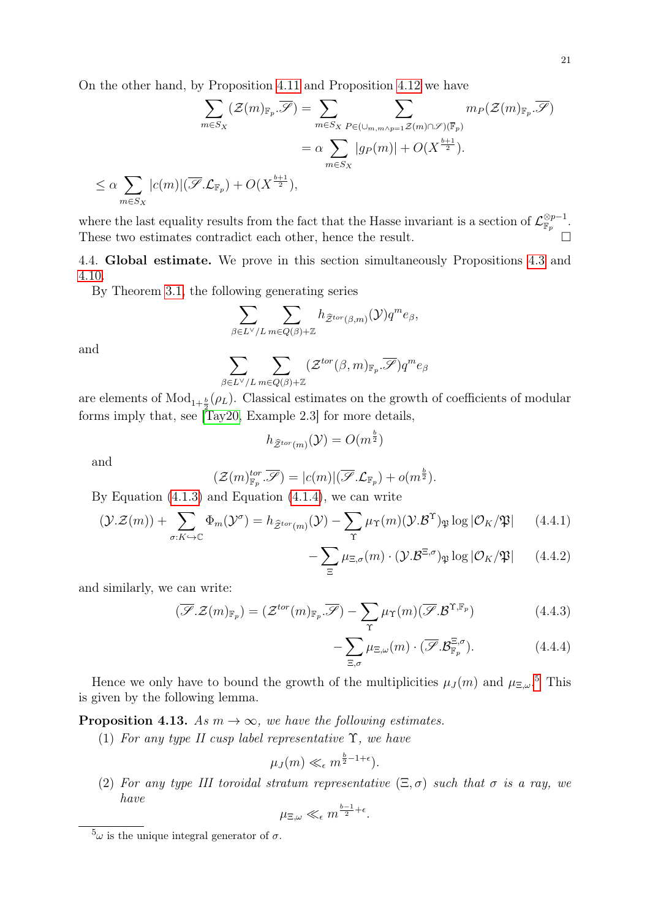On the other hand, by Proposition 4.11 and Proposition 4.12 we have

$$\sum_{m\in S_X}(\mathcal{Z}(m)_{\mathbb{F}_p}.\overline{\mathscr{S}}) = \sum_{m\in S_X}\sum_{P\in(\cup_{m,m\wedge p=1}\mathcal{Z}(m)\cap\mathscr{S})(\mathbb{F}_p)} m_P(\mathcal{Z}(m)_{\mathbb{F}_p}.\overline{\mathscr{S}})$$

$$= \alpha\sum_{m\in S_X}|g_P(m)| + O(X^{\frac{b+1}{2}}).$$

$$\leq \alpha\sum_{m\in S_X}|c(m)|(\overline{\mathscr{S}}.\mathcal{L}_{\mathbb{F}_p}) + O(X^{\frac{b+1}{2}}),$$

where the last equality results from the fact that the Hasse invariant is a section of $\mathcal{L}_{\mathbb{F}_p}^{\otimes p-1}$. These two estimates contradict each other, hence the result. □

4.4. **Global estimate.** We prove in this section simultaneously Propositions 4.3 and 4.10.

By Theorem 3.1, the following generating series

$$\sum_{\beta\in L^\vee/L}\sum_{m\in Q(\beta)+\mathbb{Z}} h_{\widehat{\mathcal{Z}}^{tor}(\beta,m)}(\mathcal{Y})q^m e_\beta,$$

and

$$\sum_{\beta\in L^\vee/L}\sum_{m\in Q(\beta)+\mathbb{Z}} (\mathcal{Z}^{tor}(\beta,m)_{\mathbb{F}_p}.\overline{\mathscr{S}})q^m e_\beta$$

are elements of $\mathrm{Mod}_{1+\frac{b}{2}}(\rho_L)$. Classical estimates on the growth of coefficients of modular forms imply that, see [Tay20, Example 2.3] for more details,

$$h_{\widehat{\mathcal{Z}}^{tor}(m)}(\mathcal{Y}) = O(m^{\frac{b}{2}})$$

and

$$(\mathcal{Z}(m)^{tor}_{\mathbb{F}_p}.\overline{\mathscr{S}}) = |c(m)|(\overline{\mathscr{S}}.\mathcal{L}_{\mathbb{F}_p}) + o(m^{\frac{b}{2}}).$$

By Equation (4.1.3) and Equation (4.1.4), we can write

$$(\mathcal{Y}.\mathcal{Z}(m)) + \sum_{\sigma:K\hookrightarrow\mathbb{C}}\Phi_m(\mathcal{Y}^\sigma) = h_{\widehat{\mathcal{Z}}^{tor}(m)}(\mathcal{Y}) - \sum_{\Upsilon}\mu_\Upsilon(m)(\mathcal{Y}.\mathcal{B}^\Upsilon)_{\mathfrak{P}}\log|\mathcal{O}_K/\mathfrak{P}| \tag{4.4.1}$$

$$-\sum_{\Xi}\mu_{\Xi,\sigma}(m)\cdot(\mathcal{Y}.\mathcal{B}^{\Xi,\sigma})_{\mathfrak{P}}\log|\mathcal{O}_K/\mathfrak{P}| \tag{4.4.2}$$

and similarly, we can write:

$$(\overline{\mathscr{S}}.\mathcal{Z}(m)_{\mathbb{F}_p}) = (\mathcal{Z}^{tor}(m)_{\mathbb{F}_p}.\overline{\mathscr{S}}) - \sum_{\Upsilon}\mu_\Upsilon(m)(\overline{\mathscr{S}}.\mathcal{B}^{\Upsilon,\mathbb{F}_p}) \tag{4.4.3}$$

$$-\sum_{\Xi,\sigma}\mu_{\Xi,\omega}(m)\cdot(\overline{\mathscr{S}}.\mathcal{B}^{\Xi,\sigma}_{\mathbb{F}_p}). \tag{4.4.4}$$

Hence we only have to bound the growth of the multiplicities $\mu_J(m)$ and $\mu_{\Xi,\omega}$.[5] This is given by the following lemma.

**Proposition 4.13.** *As $m\to\infty$, we have the following estimates.*

1. *For any type II cusp label representative $\Upsilon$, we have*
$$\mu_J(m) \ll_\epsilon m^{\frac{b}{2}-1+\epsilon}).$$
2. *For any type III toroidal stratum representative $(\Xi,\sigma)$ such that $\sigma$ is a ray, we have*
$$\mu_{\Xi,\omega} \ll_\epsilon m^{\frac{b-1}{2}+\epsilon}.$$

[5] $\omega$ is the unique integral generator of $\sigma$.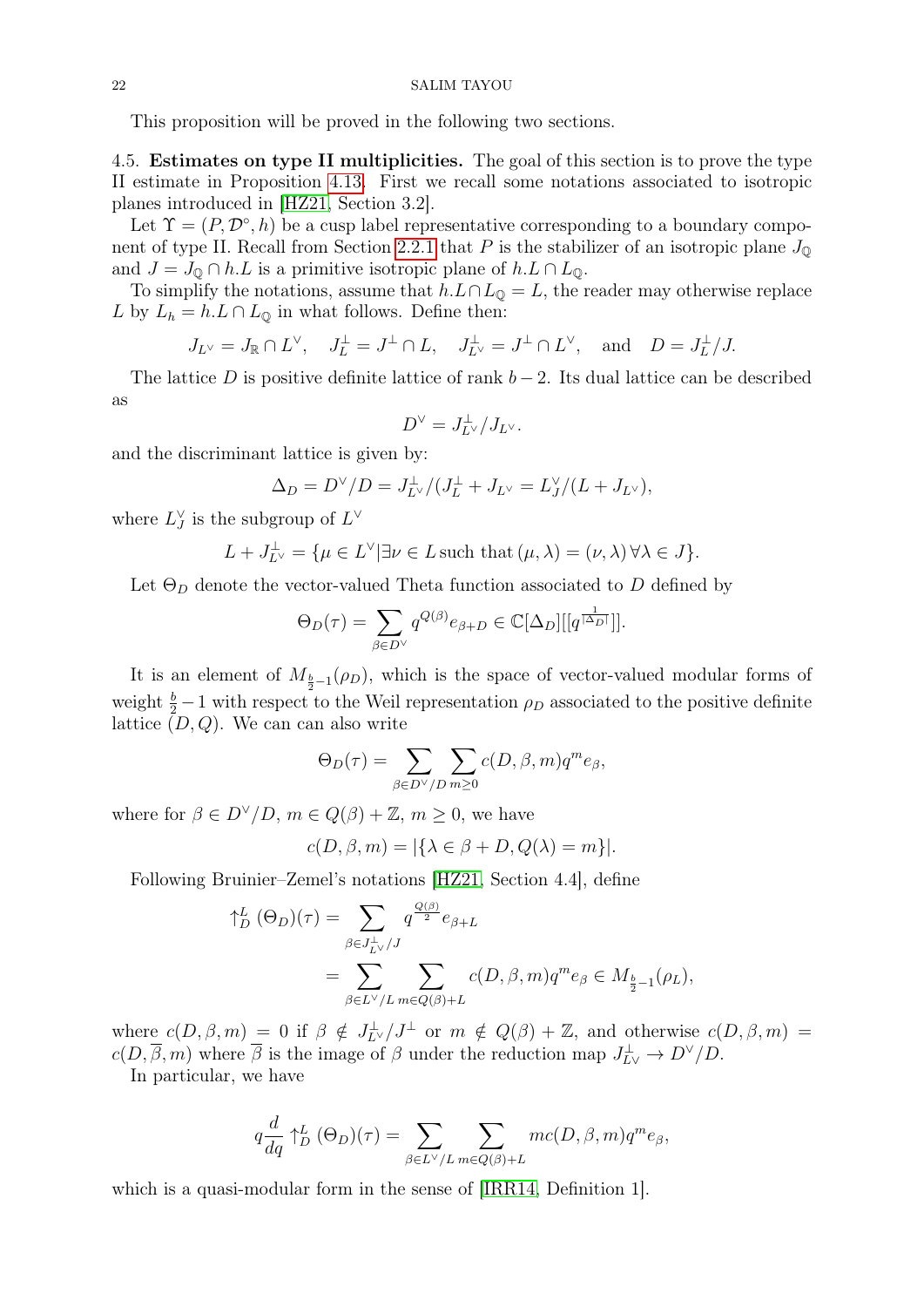This proposition will be proved in the following two sections.

**4.5. Estimates on type II multiplicities.** The goal of this section is to prove the type II estimate in Proposition 4.13. First we recall some notations associated to isotropic planes introduced in [HZ21, Section 3.2].

Let $\Upsilon = (P, \mathcal{D}^\circ, h)$ be a cusp label representative corresponding to a boundary component of type II. Recall from Section 2.2.1 that $P$ is the stabilizer of an isotropic plane $J_\mathbb{Q}$ and $J = J_\mathbb{Q} \cap h.L$ is a primitive isotropic plane of $h.L \cap L_\mathbb{Q}$.

To simplify the notations, assume that $h.L \cap L_\mathbb{Q} = L$, the reader may otherwise replace $L$ by $L_h = h.L \cap L_\mathbb{Q}$ in what follows. Define then:

$$J_{L^\vee} = J_\mathbb{R} \cap L^\vee, \quad J_L^\perp = J^\perp \cap L, \quad J_{L^\vee}^\perp = J^\perp \cap L^\vee, \quad \text{and} \quad D = J_L^\perp / J.$$

The lattice $D$ is positive definite lattice of rank $b-2$. Its dual lattice can be described as

$$D^\vee = J_{L^\vee}^\perp / J_{L^\vee}.$$

and the discriminant lattice is given by:

$$\Delta_D = D^\vee / D = J_{L^\vee}^\perp / (J_L^\perp + J_{L^\vee} = L_J^\vee / (L + J_{L^\vee}),$$

where $L_J^\vee$ is the subgroup of $L^\vee$

$$L + J_{L^\vee}^\perp = \{\mu \in L^\vee | \exists \nu \in L \,\text{such that}\, (\mu, \lambda) = (\nu, \lambda)\, \forall \lambda \in J\}.$$

Let $\Theta_D$ denote the vector-valued Theta function associated to $D$ defined by

$$\Theta_D(\tau) = \sum_{\beta \in D^\vee} q^{Q(\beta)} e_{\beta + D} \in \mathbb{C}[\Delta_D][[q^{\frac{1}{|\Delta_D|}}]].$$

It is an element of $M_{\frac{b}{2}-1}(\rho_D)$, which is the space of vector-valued modular forms of weight $\frac{b}{2} - 1$ with respect to the Weil representation $\rho_D$ associated to the positive definite lattice $(D, Q)$. We can can also write

$$\Theta_D(\tau) = \sum_{\beta \in D^\vee / D} \sum_{m \geq 0} c(D, \beta, m) q^m e_\beta,$$

where for $\beta \in D^\vee / D$, $m \in Q(\beta) + \mathbb{Z}$, $m \geq 0$, we have

$$c(D, \beta, m) = |\{\lambda \in \beta + D, Q(\lambda) = m\}|.$$

Following Bruinier–Zemel's notations [HZ21, Section 4.4], define

$$\begin{aligned}
\uparrow_D^L (\Theta_D)(\tau) &= \sum_{\beta \in J_{L^\vee}^\perp / J} q^{\frac{Q(\beta)}{2}} e_{\beta + L} \\
&= \sum_{\beta \in L^\vee / L} \sum_{m \in Q(\beta) + L} c(D, \beta, m) q^m e_\beta \in M_{\frac{b}{2}-1}(\rho_L),
\end{aligned}$$

where $c(D, \beta, m) = 0$ if $\beta \notin J_{L^\vee}^\perp / J^\perp$ or $m \notin Q(\beta) + \mathbb{Z}$, and otherwise $c(D, \beta, m) = c(D, \overline{\beta}, m)$ where $\overline{\beta}$ is the image of $\beta$ under the reduction map $J_{L^\vee}^\perp \to D^\vee / D$.

In particular, we have

$$q \frac{d}{dq} \uparrow_D^L (\Theta_D)(\tau) = \sum_{\beta \in L^\vee / L} \sum_{m \in Q(\beta) + L} m c(D, \beta, m) q^m e_\beta,$$

which is a quasi-modular form in the sense of [IRR14, Definition 1].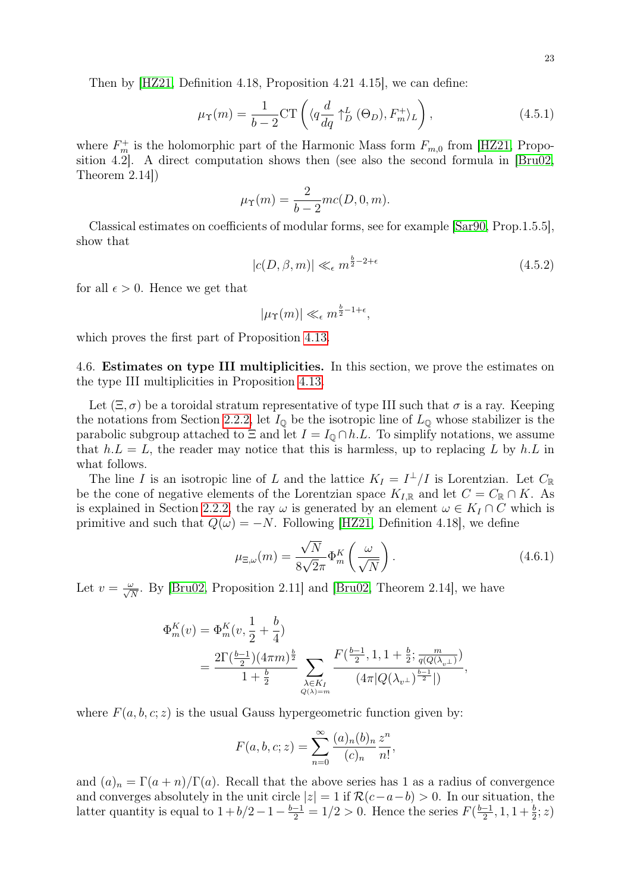Then by [HZ21, Definition 4.18, Proposition 4.21 4.15], we can define:

$$\mu_\Upsilon(m) = \frac{1}{b-2}\mathrm{CT}\left(\langle q\frac{d}{dq}\uparrow_D^L(\Theta_D), F_m^+\rangle_L\right), \tag{4.5.1}$$

where $F_m^+$ is the holomorphic part of the Harmonic Mass form $F_{m,0}$ from [HZ21, Proposition 4.2]. A direct computation shows then (see also the second formula in [Bru02, Theorem 2.14])

$$\mu_\Upsilon(m) = \frac{2}{b-2}mc(D,0,m).$$

Classical estimates on coefficients of modular forms, see for example [Sar90, Prop.1.5.5], show that

$$|c(D,\beta,m)| \ll_\epsilon m^{\frac{b}{2}-2+\epsilon} \tag{4.5.2}$$

for all $\epsilon > 0$. Hence we get that

$$|\mu_\Upsilon(m)| \ll_\epsilon m^{\frac{b}{2}-1+\epsilon},$$

which proves the first part of Proposition 4.13.

4.6. **Estimates on type III multiplicities.** In this section, we prove the estimates on the type III multiplicities in Proposition 4.13.

Let $(\Xi,\sigma)$ be a toroidal stratum representative of type III such that $\sigma$ is a ray. Keeping the notations from Section 2.2.2, let $I_\mathbb{Q}$ be the isotropic line of $L_\mathbb{Q}$ whose stabilizer is the parabolic subgroup attached to $\Xi$ and let $I = I_\mathbb{Q} \cap h.L$. To simplify notations, we assume that $h.L = L$, the reader may notice that this is harmless, up to replacing $L$ by $h.L$ in what follows.

The line $I$ is an isotropic line of $L$ and the lattice $K_I = I^\perp/I$ is Lorentzian. Let $C_\mathbb{R}$ be the cone of negative elements of the Lorentzian space $K_{I,\mathbb{R}}$ and let $C = C_\mathbb{R} \cap K$. As is explained in Section 2.2.2, the ray $\omega$ is generated by an element $\omega \in K_I \cap C$ which is primitive and such that $Q(\omega) = -N$. Following [HZ21, Definition 4.18], we define

$$\mu_{\Xi,\omega}(m) = \frac{\sqrt{N}}{8\sqrt{2}\pi}\Phi_m^K\left(\frac{\omega}{\sqrt{N}}\right). \tag{4.6.1}$$

Let $v = \frac{\omega}{\sqrt{N}}$. By [Bru02, Proposition 2.11] and [Bru02, Theorem 2.14], we have

$$\begin{aligned}\Phi_m^K(v) &= \Phi_m^K(v, \tfrac{1}{2} + \tfrac{b}{4}) \\ &= \frac{2\Gamma(\frac{b-1}{2})(4\pi m)^{\frac{b}{2}}}{1+\frac{b}{2}} \sum_{\substack{\lambda\in K_I\\ Q(\lambda)=m}} \frac{F(\frac{b-1}{2}, 1, 1+\frac{b}{2}; \frac{m}{q(Q(\lambda_{v^\perp})})}{(4\pi|Q(\lambda_{v^\perp})^{\frac{b-1}{2}}|)},\end{aligned}$$

where $F(a,b,c;z)$ is the usual Gauss hypergeometric function given by:

$$F(a,b,c;z) = \sum_{n=0}^{\infty} \frac{(a)_n(b)_n}{(c)_n}\frac{z^n}{n!},$$

and $(a)_n = \Gamma(a+n)/\Gamma(a)$. Recall that the above series has 1 as a radius of convergence and converges absolutely in the unit circle $|z| = 1$ if $\mathcal{R}(c-a-b) > 0$. In our situation, the latter quantity is equal to $1 + b/2 - 1 - \frac{b-1}{2} = 1/2 > 0$. Hence the series $F(\frac{b-1}{2}, 1, 1+\frac{b}{2}; z)$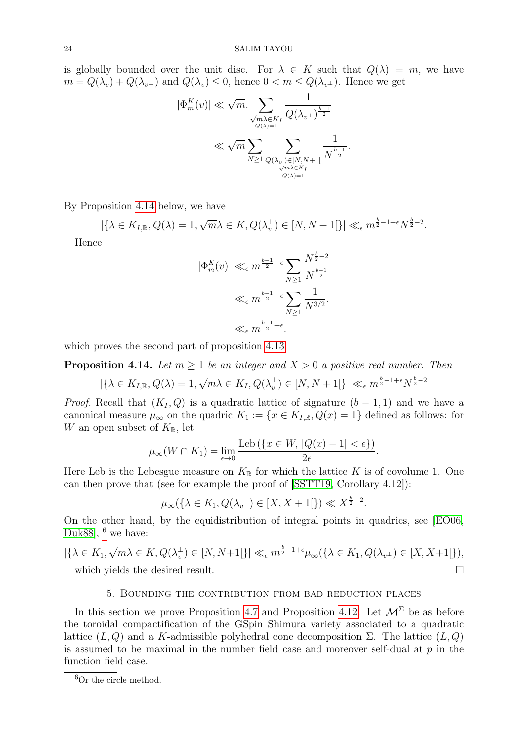is globally bounded over the unit disc. For $\lambda \in K$ such that $Q(\lambda) = m$, we have $m = Q(\lambda_v) + Q(\lambda_{v^\perp})$ and $Q(\lambda_v) \leq 0$, hence $0 < m \leq Q(\lambda_{v^\perp})$. Hence we get

$$|\Phi_m^K(v)| \ll \sqrt{m}. \sum_{\substack{\sqrt{m}\lambda \in K_I \\ Q(\lambda)=1}} \frac{1}{Q(\lambda_{v^\perp})^{\frac{b-1}{2}}}$$
$$\ll \sqrt{m} \sum_{N \geq 1} \sum_{\substack{Q(\lambda_v^\perp) \in [N, N+1[ \\ \sqrt{m}\lambda \in K_I \\ Q(\lambda)=1}} \frac{1}{N^{\frac{b-1}{2}}}.$$

By Proposition 4.14 below, we have

$$|\{\lambda \in K_{I,\mathbb{R}}, Q(\lambda) = 1, \sqrt{m}\lambda \in K, Q(\lambda_v^\perp) \in [N, N+1[\}| \ll_\epsilon m^{\frac{b}{2}-1+\epsilon} N^{\frac{b}{2}-2}.$$

Hence

$$|\Phi_m^K(v)| \ll_\epsilon m^{\frac{b-1}{2}+\epsilon} \sum_{N \geq 1} \frac{N^{\frac{b}{2}-2}}{N^{\frac{b-1}{2}}}$$
$$\ll_\epsilon m^{\frac{b-1}{2}+\epsilon} \sum_{N \geq 1} \frac{1}{N^{3/2}}.$$
$$\ll_\epsilon m^{\frac{b-1}{2}+\epsilon}.$$

which proves the second part of proposition 4.13.

**Proposition 4.14.** *Let $m \geq 1$ be an integer and $X > 0$ a positive real number. Then*

$$|\{\lambda \in K_{I,\mathbb{R}}, Q(\lambda) = 1, \sqrt{m}\lambda \in K_I, Q(\lambda_v^\perp) \in [N, N+1[\}| \ll_\epsilon m^{\frac{b}{2}-1+\epsilon} N^{\frac{b}{2}-2}$$

*Proof.* Recall that $(K_I, Q)$ is a quadratic lattice of signature $(b-1, 1)$ and we have a canonical measure $\mu_\infty$ on the quadric $K_1 := \{x \in K_{I,\mathbb{R}}, Q(x) = 1\}$ defined as follows: for $W$ an open subset of $K_\mathbb{R}$, let

$$\mu_\infty(W \cap K_1) = \lim_{\epsilon \to 0} \frac{\mathrm{Leb}\left(\{x \in W, |Q(x) - 1| < \epsilon\}\right)}{2\epsilon}.$$

Here Leb is the Lebesgue measure on $K_\mathbb{R}$ for which the lattice $K$ is of covolume 1. One can then prove that (see for example the proof of [SSTT19, Corollary 4.12]):

$$\mu_\infty(\{\lambda \in K_1, Q(\lambda_{v^\perp}) \in [X, X+1[\}) \ll X^{\frac{b}{2}-2}.$$

On the other hand, by the equidistribution of integral points in quadrics, see [EO06, Duk88], [6] we have:

$$|\{\lambda \in K_1, \sqrt{m}\lambda \in K, Q(\lambda_v^\perp) \in [N, N+1[\}| \ll_\epsilon m^{\frac{b}{2}-1+\epsilon} \mu_\infty(\{\lambda \in K_1, Q(\lambda_{v^\perp}) \in [X, X+1[\}),$$

which yields the desired result. $\square$

## 5. Bounding the contribution from bad reduction places

In this section we prove Proposition 4.7 and Proposition 4.12. Let $\mathcal{M}^\Sigma$ be as before the toroidal compactification of the GSpin Shimura variety associated to a quadratic lattice $(L, Q)$ and a $K$-admissible polyhedral cone decomposition $\Sigma$. The lattice $(L, Q)$ is assumed to be maximal in the number field case and moreover self-dual at $p$ in the function field case.

[6] Or the circle method.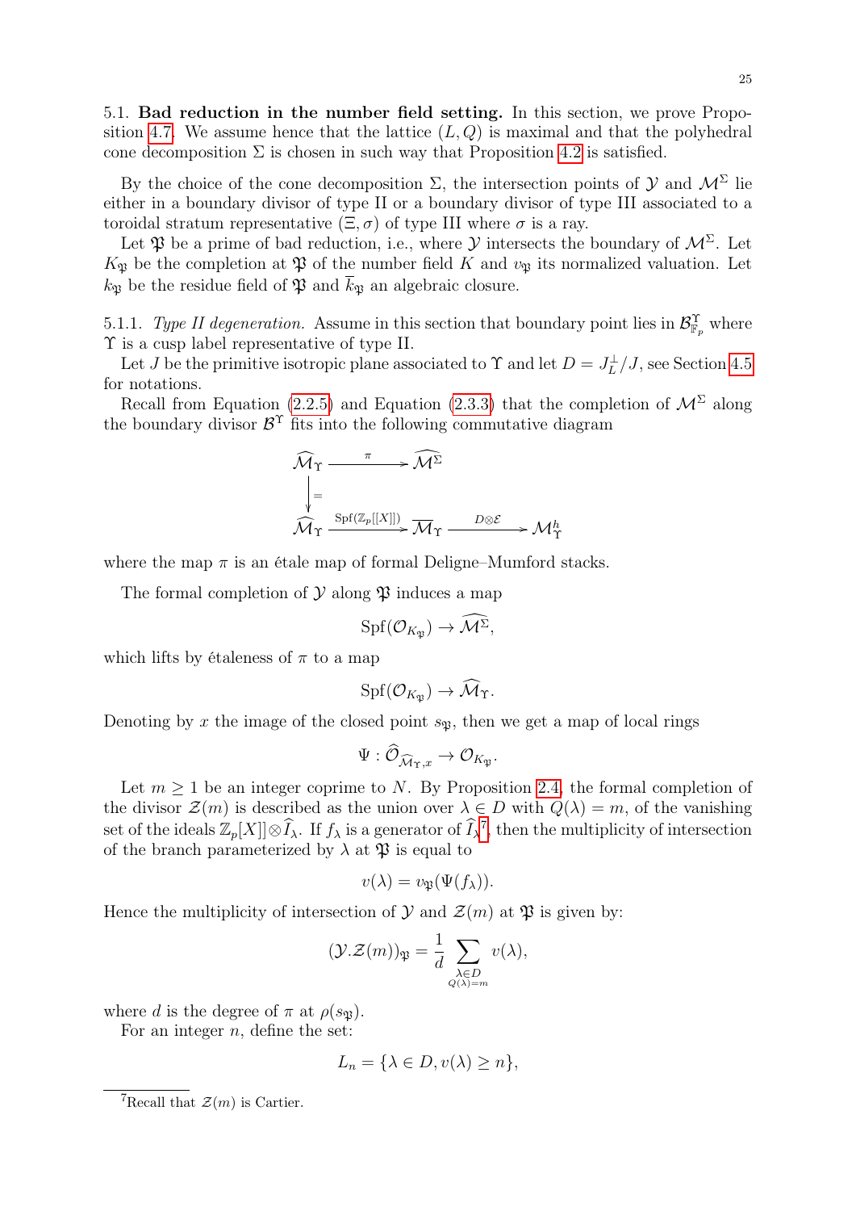5.1. **Bad reduction in the number field setting.** In this section, we prove Proposition 4.7. We assume hence that the lattice $(L, Q)$ is maximal and that the polyhedral cone decomposition $\Sigma$ is chosen in such way that Proposition 4.2 is satisfied.

By the choice of the cone decomposition $\Sigma$, the intersection points of $\mathcal{Y}$ and $\mathcal{M}^{\Sigma}$ lie either in a boundary divisor of type II or a boundary divisor of type III associated to a toroidal stratum representative $(\Xi, \sigma)$ of type III where $\sigma$ is a ray.

Let $\mathfrak{P}$ be a prime of bad reduction, i.e., where $\mathcal{Y}$ intersects the boundary of $\mathcal{M}^{\Sigma}$. Let $K_{\mathfrak{P}}$ be the completion at $\mathfrak{P}$ of the number field $K$ and $v_{\mathfrak{P}}$ its normalized valuation. Let $k_{\mathfrak{P}}$ be the residue field of $\mathfrak{P}$ and $\overline{k}_{\mathfrak{P}}$ an algebraic closure.

5.1.1. *Type II degeneration.* Assume in this section that boundary point lies in $\mathcal{B}^{\Upsilon}_{\mathbb{F}_p}$ where $\Upsilon$ is a cusp label representative of type II.

Let $J$ be the primitive isotropic plane associated to $\Upsilon$ and let $D = J_L^{\perp}/J$, see Section 4.5 for notations.

Recall from Equation (2.2.5) and Equation (2.3.3) that the completion of $\mathcal{M}^{\Sigma}$ along the boundary divisor $\mathcal{B}^{\Upsilon}$ fits into the following commutative diagram

$$\begin{array}{ccccc}
\widehat{\mathcal{M}}_{\Upsilon} & \xrightarrow{\pi} & \widehat{\mathcal{M}^{\Sigma}} & & \\
\Big\downarrow = & & & & \\
\widehat{\mathcal{M}}_{\Upsilon} & \xrightarrow{\mathrm{Spf}(\mathbb{Z}_p[[X]])} & \overline{\mathcal{M}}_{\Upsilon} & \xrightarrow{D\otimes\mathcal{E}} & \mathcal{M}^h_{\Upsilon}
\end{array}$$

where the map $\pi$ is an étale map of formal Deligne–Mumford stacks.

The formal completion of $\mathcal{Y}$ along $\mathfrak{P}$ induces a map

$$\mathrm{Spf}(\mathcal{O}_{K_{\mathfrak{P}}}) \to \widehat{\mathcal{M}^{\Sigma}},$$

which lifts by étaleness of $\pi$ to a map

$$\mathrm{Spf}(\mathcal{O}_{K_{\mathfrak{P}}}) \to \widehat{\mathcal{M}}_{\Upsilon}.$$

Denoting by $x$ the image of the closed point $s_{\mathfrak{P}}$, then we get a map of local rings

$$\Psi : \widehat{\mathcal{O}}_{\widehat{\mathcal{M}}_{\Upsilon},x} \to \mathcal{O}_{K_{\mathfrak{P}}}.$$

Let $m \geq 1$ be an integer coprime to $N$. By Proposition 2.4, the formal completion of the divisor $\mathcal{Z}(m)$ is described as the union over $\lambda \in D$ with $Q(\lambda) = m$, of the vanishing set of the ideals $\mathbb{Z}_p[X]] \otimes \widehat{I}_{\lambda}$. If $f_{\lambda}$ is a generator of $\widehat{I}_{\lambda}$[7], then the multiplicity of intersection of the branch parameterized by $\lambda$ at $\mathfrak{P}$ is equal to

$$v(\lambda) = v_{\mathfrak{P}}(\Psi(f_{\lambda})).$$

Hence the multiplicity of intersection of $\mathcal{Y}$ and $\mathcal{Z}(m)$ at $\mathfrak{P}$ is given by:

$$(\mathcal{Y}.\mathcal{Z}(m))_{\mathfrak{P}} = \frac{1}{d} \sum_{\substack{\lambda \in D \\ Q(\lambda)=m}} v(\lambda),$$

where $d$ is the degree of $\pi$ at $\rho(s_{\mathfrak{P}})$.

For an integer $n$, define the set:

$$L_n = \{\lambda \in D, v(\lambda) \geq n\},$$

[7] Recall that $\mathcal{Z}(m)$ is Cartier.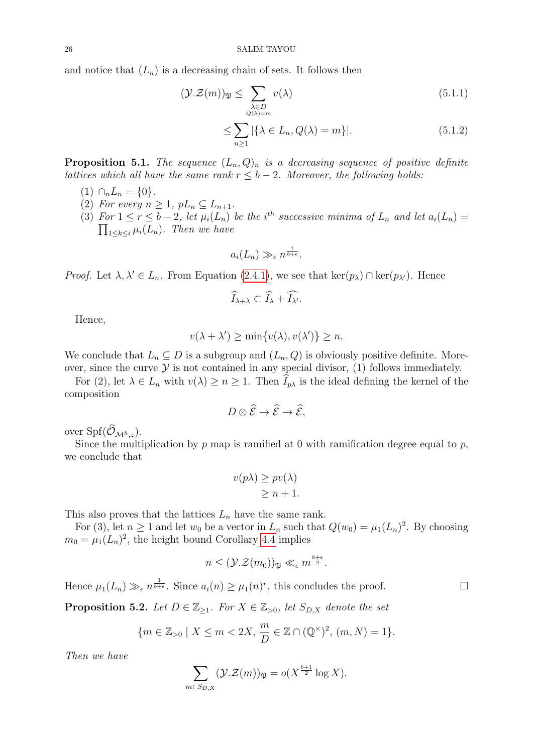and notice that $(L_n)$ is a decreasing chain of sets. It follows then

$$(\mathcal{Y}.\mathcal{Z}(m))_{\mathfrak{P}} \leq \sum_{\substack{\lambda \in D \\ Q(\lambda)=m}} v(\lambda) \tag{5.1.1}$$

$$\leq \sum_{n \geq 1} |\{\lambda \in L_n, Q(\lambda) = m\}|. \tag{5.1.2}$$

**Proposition 5.1.** *The sequence $(L_n, Q)_n$ is a decreasing sequence of positive definite lattices which all have the same rank $r \leq b-2$. Moreover, the following holds:*

1. $\cap_n L_n = \{0\}$.
2. *For every $n \geq 1$, $pL_n \subseteq L_{n+1}$.*
3. *For $1 \leq r \leq b-2$, let $\mu_i(L_n)$ be the $i^{th}$ successive minima of $L_n$ and let $a_i(L_n) = \prod_{1 \leq k \leq i} \mu_i(L_n)$. Then we have*

$$a_i(L_n) \gg_\epsilon n^{\frac{i}{b+\epsilon}}.$$

*Proof.* Let $\lambda, \lambda' \in L_n$. From Equation (2.4.1), we see that $\ker(p_\lambda) \cap \ker(p_{\lambda'})$. Hence

$$\widehat{I}_{\lambda+\lambda} \subset \widehat{I}_\lambda + \widehat{I_{\lambda'}}.$$

Hence,

$$v(\lambda + \lambda') \geq \min\{v(\lambda), v(\lambda')\} \geq n.$$

We conclude that $L_n \subseteq D$ is a subgroup and $(L_n, Q)$ is obviously positive definite. Moreover, since the curve $\mathcal{Y}$ is not contained in any special divisor, (1) follows immediately.

For (2), let $\lambda \in L_n$ with $v(\lambda) \geq n \geq 1$. Then $\widehat{I}_{p\lambda}$ is the ideal defining the kernel of the composition

$$D \otimes \widehat{\mathcal{E}} \to \widehat{\mathcal{E}} \to \widehat{\mathcal{E}},$$

over $\mathrm{Spf}(\widehat{\mathcal{O}}_{\mathcal{M}^h, z})$.

Since the multiplication by $p$ map is ramified at 0 with ramification degree equal to $p$, we conclude that

$$\begin{aligned} v(p\lambda) &\geq pv(\lambda) \\ &\geq n+1. \end{aligned}$$

This also proves that the lattices $L_n$ have the same rank.

For (3), let $n \geq 1$ and let $w_0$ be a vector in $L_n$ such that $Q(w_0) = \mu_1(L_n)^2$. By choosing $m_0 = \mu_1(L_n)^2$, the height bound Corollary 4.4 implies

$$n \leq (\mathcal{Y}.\mathcal{Z}(m_0))_{\mathfrak{P}} \ll_\epsilon m^{\frac{b+\epsilon}{2}}.$$

Hence $\mu_1(L_n) \gg_\epsilon n^{\frac{1}{b+\epsilon}}$. Since $a_i(n) \geq \mu_1(n)^r$, this concludes the proof. $\square$

**Proposition 5.2.** *Let $D \in \mathbb{Z}_{\geq 1}$. For $X \in \mathbb{Z}_{>0}$, let $S_{D,X}$ denote the set*

$$\{m \in \mathbb{Z}_{>0} \mid X \leq m < 2X, \, \frac{m}{D} \in \mathbb{Z} \cap (\mathbb{Q}^\times)^2, \, (m, N) = 1\}.$$

*Then we have*

$$\sum_{m \in S_{D,X}} (\mathcal{Y}.\mathcal{Z}(m))_{\mathfrak{P}} = o(X^{\frac{b+1}{2}} \log X).$$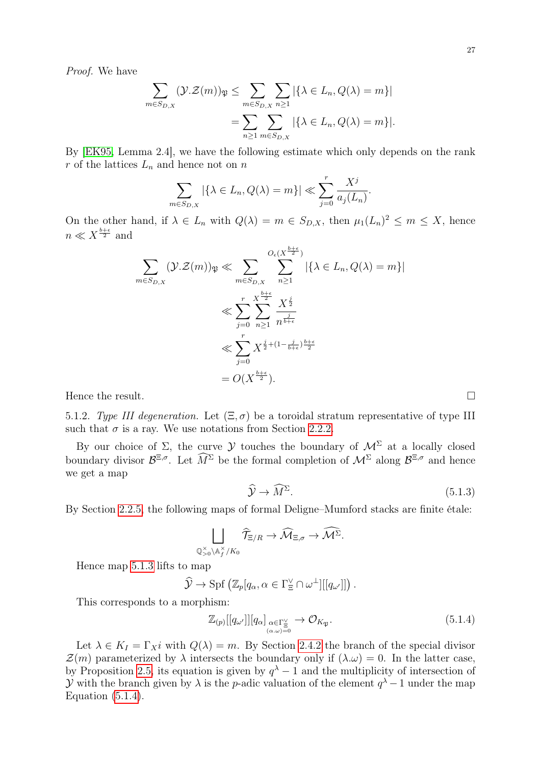*Proof.* We have

$$\sum_{m\in S_{D,X}} (\mathcal{Y}.\mathcal{Z}(m))_{\mathfrak{p}} \leq \sum_{m\in S_{D,X}} \sum_{n\geq 1} |\{\lambda\in L_n, Q(\lambda)=m\}|$$
$$= \sum_{n\geq 1} \sum_{m\in S_{D,X}} |\{\lambda\in L_n, Q(\lambda)=m\}|.$$

By [EK95, Lemma 2.4], we have the following estimate which only depends on the rank $r$ of the lattices $L_n$ and hence not on $n$

$$\sum_{m\in S_{D,X}} |\{\lambda\in L_n, Q(\lambda)=m\}| \ll \sum_{j=0}^{r} \frac{X^j}{a_j(L_n)}.$$

On the other hand, if $\lambda \in L_n$ with $Q(\lambda) = m \in S_{D,X}$, then $\mu_1(L_n)^2 \leq m \leq X$, hence $n \ll X^{\frac{b+\epsilon}{2}}$ and

$$\begin{aligned}
\sum_{m\in S_{D,X}} (\mathcal{Y}.\mathcal{Z}(m))_{\mathfrak{p}} &\ll \sum_{m\in S_{D,X}} \sum_{n\geq 1}^{O_\epsilon(X^{\frac{b+\epsilon}{2}})} |\{\lambda\in L_n, Q(\lambda)=m\}| \\
&\ll \sum_{j=0}^{r} \sum_{n\geq 1}^{X^{\frac{b+\epsilon}{2}}} \frac{X^{\frac{j}{2}}}{n^{\frac{j}{b+\epsilon}}} \\
&\ll \sum_{j=0}^{r} X^{\frac{j}{2}+(1-\frac{j}{b+\epsilon})\frac{b+\epsilon}{2}} \\
&= O(X^{\frac{b+\epsilon}{2}}).
\end{aligned}$$

Hence the result. □

5.1.2. *Type III degeneration.* Let $(\Xi,\sigma)$ be a toroidal stratum representative of type III such that $\sigma$ is a ray. We use notations from Section 2.2.2.

By our choice of $\Sigma$, the curve $\mathcal{Y}$ touches the boundary of $\mathcal{M}^\Sigma$ at a locally closed boundary divisor $\mathcal{B}^{\Xi,\sigma}$. Let $\widehat{M}^\Sigma$ be the formal completion of $\mathcal{M}^\Sigma$ along $\mathcal{B}^{\Xi,\sigma}$ and hence we get a map

$$\widehat{\mathcal{Y}} \to \widehat{M}^\Sigma. \tag{5.1.3}$$

By Section 2.2.5, the following maps of formal Deligne–Mumford stacks are finite étale:

$$\bigsqcup_{\mathbb{Q}^\times_{>0}\backslash\mathbb{A}_f^\times/K_0} \widehat{\mathcal{T}}_{\Xi/R} \to \widehat{\mathcal{M}}_{\Xi,\sigma} \to \widehat{\mathcal{M}^\Sigma}.$$

Hence map 5.1.3 lifts to map

$$\widehat{\mathcal{Y}} \to \mathrm{Spf}\left(\mathbb{Z}_p[q_\alpha, \alpha\in\Gamma_\Xi^\vee\cap\omega^\perp][[q_{\omega'}]]\right).$$

This corresponds to a morphism:

$$\mathbb{Z}_{(p)}[[q_{\omega'}]][q_\alpha]_{\substack{\alpha\in\Gamma_\Xi^\vee\\(\alpha.\omega)=0}} \to \mathcal{O}_{K_{\mathfrak{P}}}. \tag{5.1.4}$$

Let $\lambda \in K_I = \Gamma_X i$ with $Q(\lambda) = m$. By Section 2.4.2 the branch of the special divisor $\mathcal{Z}(m)$ parameterized by $\lambda$ intersects the boundary only if $(\lambda.\omega) = 0$. In the latter case, by Proposition 2.5, its equation is given by $q^\lambda - 1$ and the multiplicity of intersection of $\mathcal{Y}$ with the branch given by $\lambda$ is the $p$-adic valuation of the element $q^\lambda - 1$ under the map Equation (5.1.4).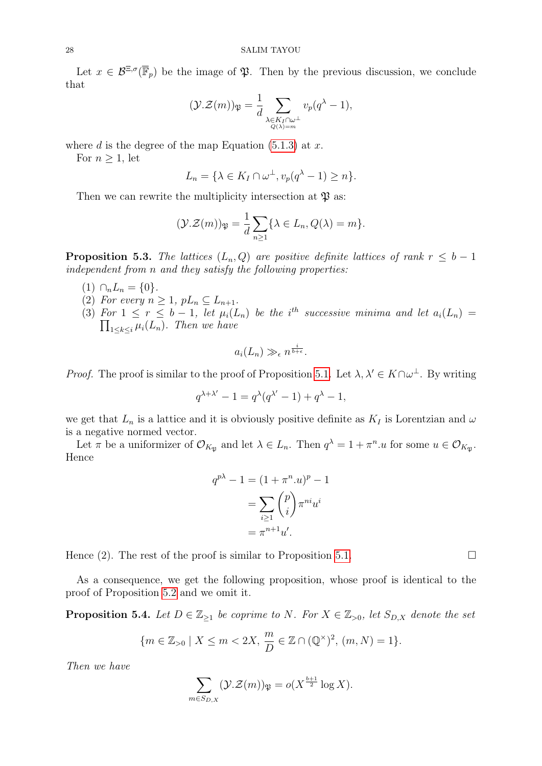Let $x \in \mathcal{B}^{\Xi,\sigma}(\overline{\mathbb{F}}_p)$ be the image of $\mathfrak{P}$. Then by the previous discussion, we conclude that

$$(\mathcal{Y}.\mathcal{Z}(m))_{\mathfrak{P}} = \frac{1}{d} \sum_{\substack{\lambda \in K_I \cap \omega^\perp \\ Q(\lambda)=m}} v_p(q^\lambda - 1),$$

where $d$ is the degree of the map Equation (5.1.3) at $x$.

For $n \geq 1$, let

$$L_n = \{\lambda \in K_I \cap \omega^\perp, v_p(q^\lambda - 1) \geq n\}.$$

Then we can rewrite the multiplicity intersection at $\mathfrak{P}$ as:

$$(\mathcal{Y}.\mathcal{Z}(m))_{\mathfrak{P}} = \frac{1}{d} \sum_{n \geq 1} \{\lambda \in L_n, Q(\lambda) = m\}.$$

**Proposition 5.3.** *The lattices $(L_n, Q)$ are positive definite lattices of rank $r \leq b-1$ independent from $n$ and they satisfy the following properties:*

1. $\cap_n L_n = \{0\}$.
2. *For every $n \geq 1$, $pL_n \subseteq L_{n+1}$.*
3. *For $1 \leq r \leq b-1$, let $\mu_i(L_n)$ be the $i^{th}$ successive minima and let $a_i(L_n) = \prod_{1 \leq k \leq i} \mu_i(L_n)$. Then we have*

$$a_i(L_n) \gg_\epsilon n^{\frac{i}{b+\epsilon}}.$$

*Proof.* The proof is similar to the proof of Proposition 5.1. Let $\lambda, \lambda' \in K \cap \omega^\perp$. By writing

$$q^{\lambda+\lambda'} - 1 = q^\lambda(q^{\lambda'} - 1) + q^\lambda - 1,$$

we get that $L_n$ is a lattice and it is obviously positive definite as $K_I$ is Lorentzian and $\omega$ is a negative normed vector.

Let $\pi$ be a uniformizer of $\mathcal{O}_{K_{\mathfrak{P}}}$ and let $\lambda \in L_n$. Then $q^\lambda = 1 + \pi^n.u$ for some $u \in \mathcal{O}_{K_{\mathfrak{P}}}$. Hence

$$\begin{aligned} q^{p\lambda} - 1 &= (1 + \pi^n.u)^p - 1 \\ &= \sum_{i \geq 1} \binom{p}{i} \pi^{ni} u^i \\ &= \pi^{n+1} u'. \end{aligned}$$

Hence (2). The rest of the proof is similar to Proposition 5.1. $\square$

As a consequence, we get the following proposition, whose proof is identical to the proof of Proposition 5.2 and we omit it.

**Proposition 5.4.** *Let $D \in \mathbb{Z}_{\geq 1}$ be coprime to $N$. For $X \in \mathbb{Z}_{>0}$, let $S_{D,X}$ denote the set*

$$\{m \in \mathbb{Z}_{>0} \mid X \leq m < 2X, \frac{m}{D} \in \mathbb{Z} \cap (\mathbb{Q}^\times)^2, (m, N) = 1\}.$$

*Then we have*

$$\sum_{m \in S_{D,X}} (\mathcal{Y}.\mathcal{Z}(m))_{\mathfrak{P}} = o(X^{\frac{b+1}{2}} \log X).$$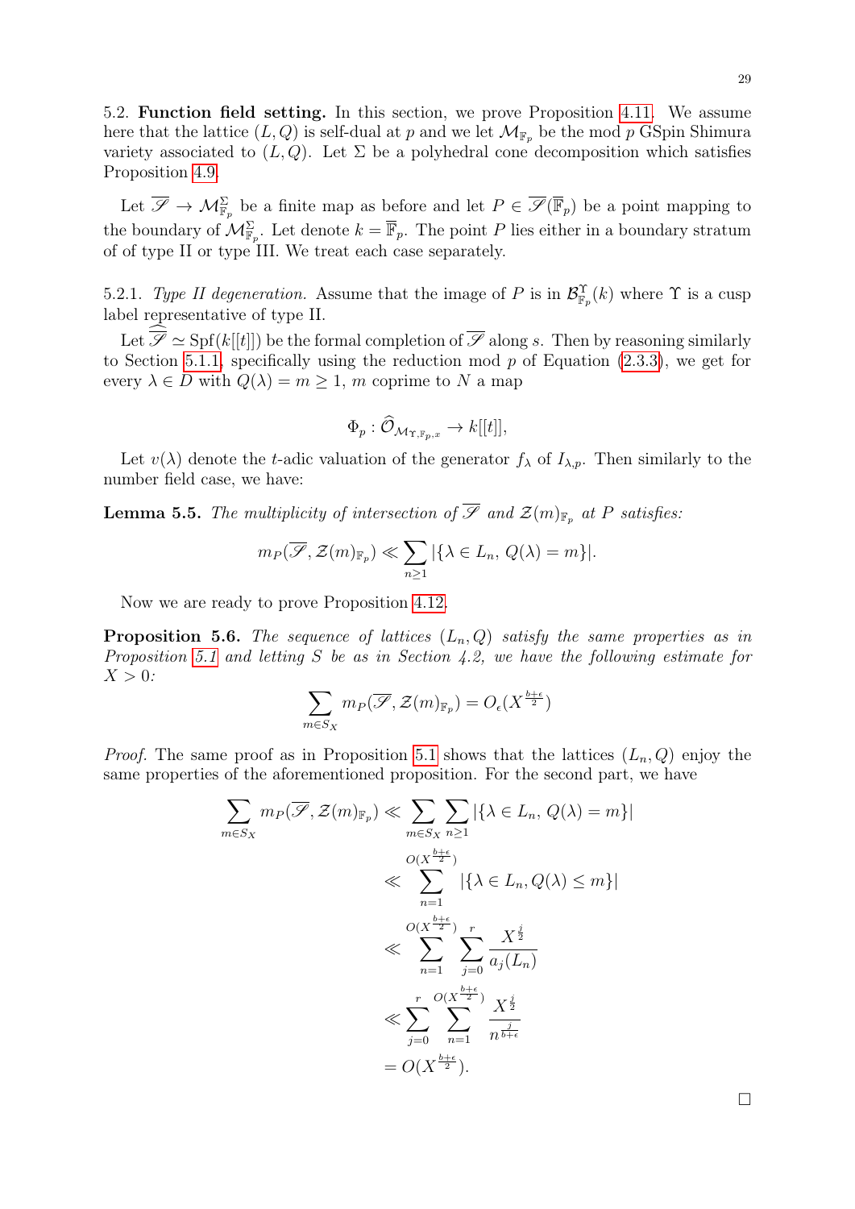5.2. **Function field setting.** In this section, we prove Proposition 4.11. We assume here that the lattice $(L, Q)$ is self-dual at $p$ and we let $\mathcal{M}_{\mathbb{F}_p}$ be the mod $p$ GSpin Shimura variety associated to $(L, Q)$. Let $\Sigma$ be a polyhedral cone decomposition which satisfies Proposition 4.9.

Let $\overline{\mathscr{S}} \to \mathcal{M}^{\Sigma}_{\overline{\mathbb{F}}_p}$ be a finite map as before and let $P \in \overline{\mathscr{S}}(\overline{\mathbb{F}}_p)$ be a point mapping to the boundary of $\mathcal{M}^{\Sigma}_{\overline{\mathbb{F}}_p}$. Let denote $k = \overline{\mathbb{F}}_p$. The point $P$ lies either in a boundary stratum of of type II or type III. We treat each case separately.

5.2.1. *Type II degeneration.* Assume that the image of $P$ is in $\mathcal{B}^{\Upsilon}_{\mathbb{F}_p}(k)$ where $\Upsilon$ is a cusp label representative of type II.

Let $\widehat{\overline{\mathscr{S}}} \simeq \mathrm{Spf}(k[[t]])$ be the formal completion of $\overline{\mathscr{S}}$ along $s$. Then by reasoning similarly to Section 5.1.1, specifically using the reduction mod $p$ of Equation (2.3.3), we get for every $\lambda \in D$ with $Q(\lambda) = m \geq 1$, $m$ coprime to $N$ a map

$$\Phi_p : \widehat{\mathcal{O}}_{\mathcal{M}_{\Upsilon, \mathbb{F}_p, x}} \to k[[t]],$$

Let $v(\lambda)$ denote the $t$-adic valuation of the generator $f_\lambda$ of $I_{\lambda,p}$. Then similarly to the number field case, we have:

**Lemma 5.5.** *The multiplicity of intersection of $\overline{\mathscr{S}}$ and $\mathcal{Z}(m)_{\mathbb{F}_p}$ at $P$ satisfies:*

$$m_P(\overline{\mathscr{S}}, \mathcal{Z}(m)_{\mathbb{F}_p}) \ll \sum_{n \geq 1} |\{\lambda \in L_n,\, Q(\lambda) = m\}|.$$

Now we are ready to prove Proposition 4.12.

**Proposition 5.6.** *The sequence of lattices $(L_n, Q)$ satisfy the same properties as in Proposition 5.1 and letting $S$ be as in Section 4.2, we have the following estimate for $X > 0$:*

$$\sum_{m \in S_X} m_P(\overline{\mathscr{S}}, \mathcal{Z}(m)_{\mathbb{F}_p}) = O_\epsilon(X^{\frac{b+\epsilon}{2}})$$

*Proof.* The same proof as in Proposition 5.1 shows that the lattices $(L_n, Q)$ enjoy the same properties of the aforementioned proposition. For the second part, we have

$$\begin{aligned}
\sum_{m \in S_X} m_P(\overline{\mathscr{S}}, \mathcal{Z}(m)_{\mathbb{F}_p}) &\ll \sum_{m \in S_X} \sum_{n \geq 1} |\{\lambda \in L_n,\, Q(\lambda) = m\}| \\
&\ll \sum_{n=1}^{O(X^{\frac{b+\epsilon}{2}})} |\{\lambda \in L_n, Q(\lambda) \leq m\}| \\
&\ll \sum_{n=1}^{O(X^{\frac{b+\epsilon}{2}})} \sum_{j=0}^{r} \frac{X^{\frac{j}{2}}}{a_j(L_n)} \\
&\ll \sum_{j=0}^{r} \sum_{n=1}^{O(X^{\frac{b+\epsilon}{2}})} \frac{X^{\frac{j}{2}}}{n^{\frac{j}{b+\epsilon}}} \\
&= O(X^{\frac{b+\epsilon}{2}}).
\end{aligned}$$

$\square$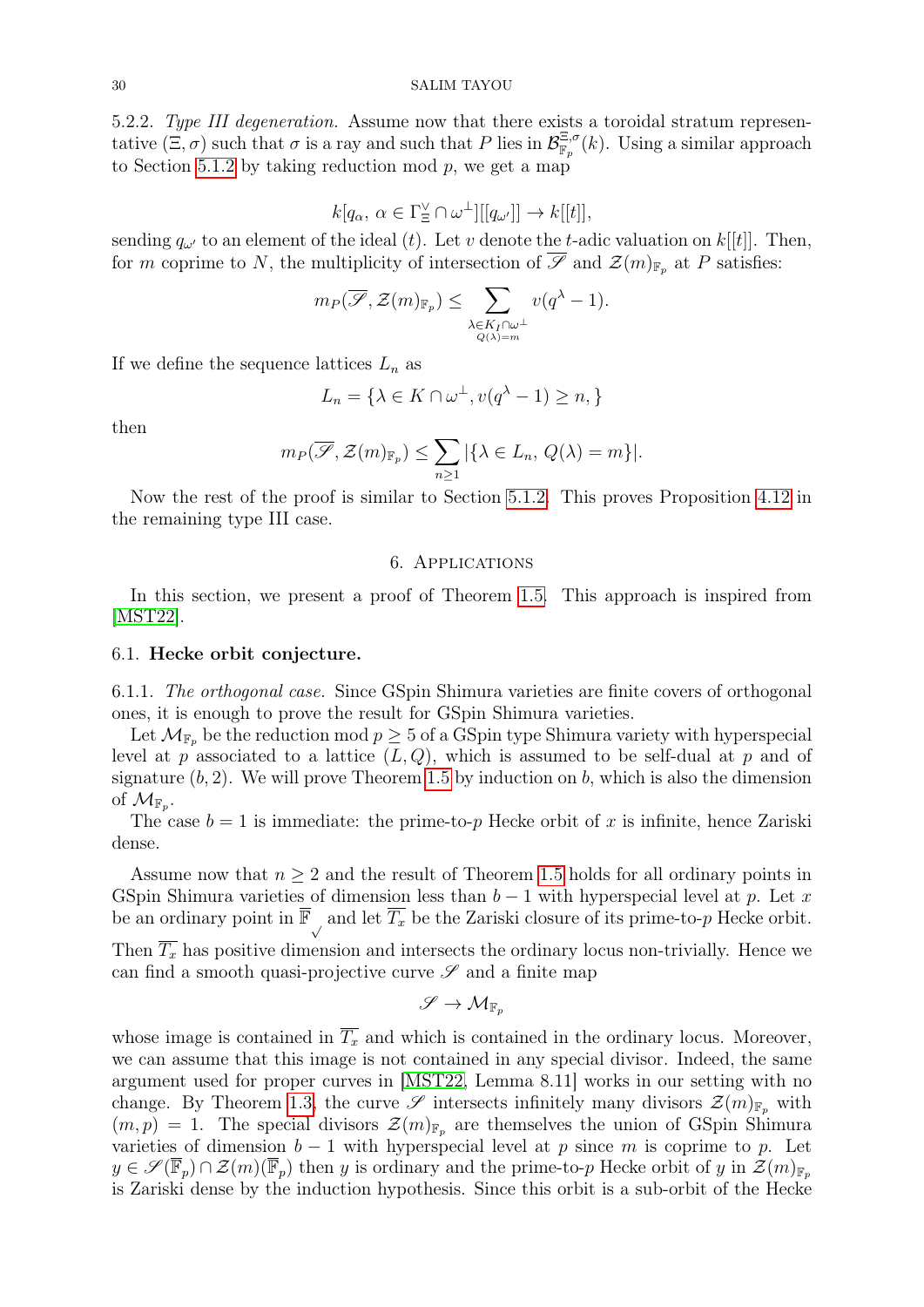5.2.2. *Type III degeneration.* Assume now that there exists a toroidal stratum representative $(\Xi, \sigma)$ such that $\sigma$ is a ray and such that $P$ lies in $\mathcal{B}^{\Xi,\sigma}_{\mathbb{F}_p}(k)$. Using a similar approach to Section 5.1.2 by taking reduction mod $p$, we get a map

$$k[q_\alpha,\ \alpha \in \Gamma_\Xi^\vee \cap \omega^\perp][[q_{\omega'}]] \to k[[t]],$$

sending $q_{\omega'}$ to an element of the ideal $(t)$. Let $v$ denote the $t$-adic valuation on $k[[t]]$. Then, for $m$ coprime to $N$, the multiplicity of intersection of $\overline{\mathscr{S}}$ and $\mathcal{Z}(m)_{\mathbb{F}_p}$ at $P$ satisfies:

$$m_P(\overline{\mathscr{S}}, \mathcal{Z}(m)_{\mathbb{F}_p}) \leq \sum_{\substack{\lambda \in K_I \cap \omega^\perp \\ Q(\lambda)=m}} v(q^\lambda - 1).$$

If we define the sequence lattices $L_n$ as

$$L_n = \{\lambda \in K \cap \omega^\perp, v(q^\lambda - 1) \geq n, \}$$

then

$$m_P(\overline{\mathscr{S}}, \mathcal{Z}(m)_{\mathbb{F}_p}) \leq \sum_{n \geq 1} |\{\lambda \in L_n,\ Q(\lambda) = m\}|.$$

Now the rest of the proof is similar to Section 5.1.2. This proves Proposition 4.12 in the remaining type III case.

## 6. Applications

In this section, we present a proof of Theorem 1.5. This approach is inspired from [MST22].

### 6.1. Hecke orbit conjecture.

6.1.1. *The orthogonal case.* Since GSpin Shimura varieties are finite covers of orthogonal ones, it is enough to prove the result for GSpin Shimura varieties.

Let $\mathcal{M}_{\mathbb{F}_p}$ be the reduction mod $p \geq 5$ of a GSpin type Shimura variety with hyperspecial level at $p$ associated to a lattice $(L, Q)$, which is assumed to be self-dual at $p$ and of signature $(b, 2)$. We will prove Theorem 1.5 by induction on $b$, which is also the dimension of $\mathcal{M}_{\mathbb{F}_p}$.

The case $b = 1$ is immediate: the prime-to-$p$ Hecke orbit of $x$ is infinite, hence Zariski dense.

Assume now that $n \geq 2$ and the result of Theorem 1.5 holds for all ordinary points in GSpin Shimura varieties of dimension less than $b - 1$ with hyperspecial level at $p$. Let $x$ be an ordinary point in $\overline{\mathbb{F}}_{\surd}$ and let $\overline{T_x}$ be the Zariski closure of its prime-to-$p$ Hecke orbit. Then $\overline{T_x}$ has positive dimension and intersects the ordinary locus non-trivially. Hence we can find a smooth quasi-projective curve $\mathscr{S}$ and a finite map

$$\mathscr{S} \to \mathcal{M}_{\mathbb{F}_p}$$

whose image is contained in $\overline{T_x}$ and which is contained in the ordinary locus. Moreover, we can assume that this image is not contained in any special divisor. Indeed, the same argument used for proper curves in [MST22, Lemma 8.11] works in our setting with no change. By Theorem 1.3, the curve $\mathscr{S}$ intersects infinitely many divisors $\mathcal{Z}(m)_{\mathbb{F}_p}$ with $(m, p) = 1$. The special divisors $\mathcal{Z}(m)_{\mathbb{F}_p}$ are themselves the union of GSpin Shimura varieties of dimension $b - 1$ with hyperspecial level at $p$ since $m$ is coprime to $p$. Let $y \in \mathscr{S}(\overline{\mathbb{F}}_p) \cap \mathcal{Z}(m)(\overline{\mathbb{F}}_p)$ then $y$ is ordinary and the prime-to-$p$ Hecke orbit of $y$ in $\mathcal{Z}(m)_{\mathbb{F}_p}$ is Zariski dense by the induction hypothesis. Since this orbit is a sub-orbit of the Hecke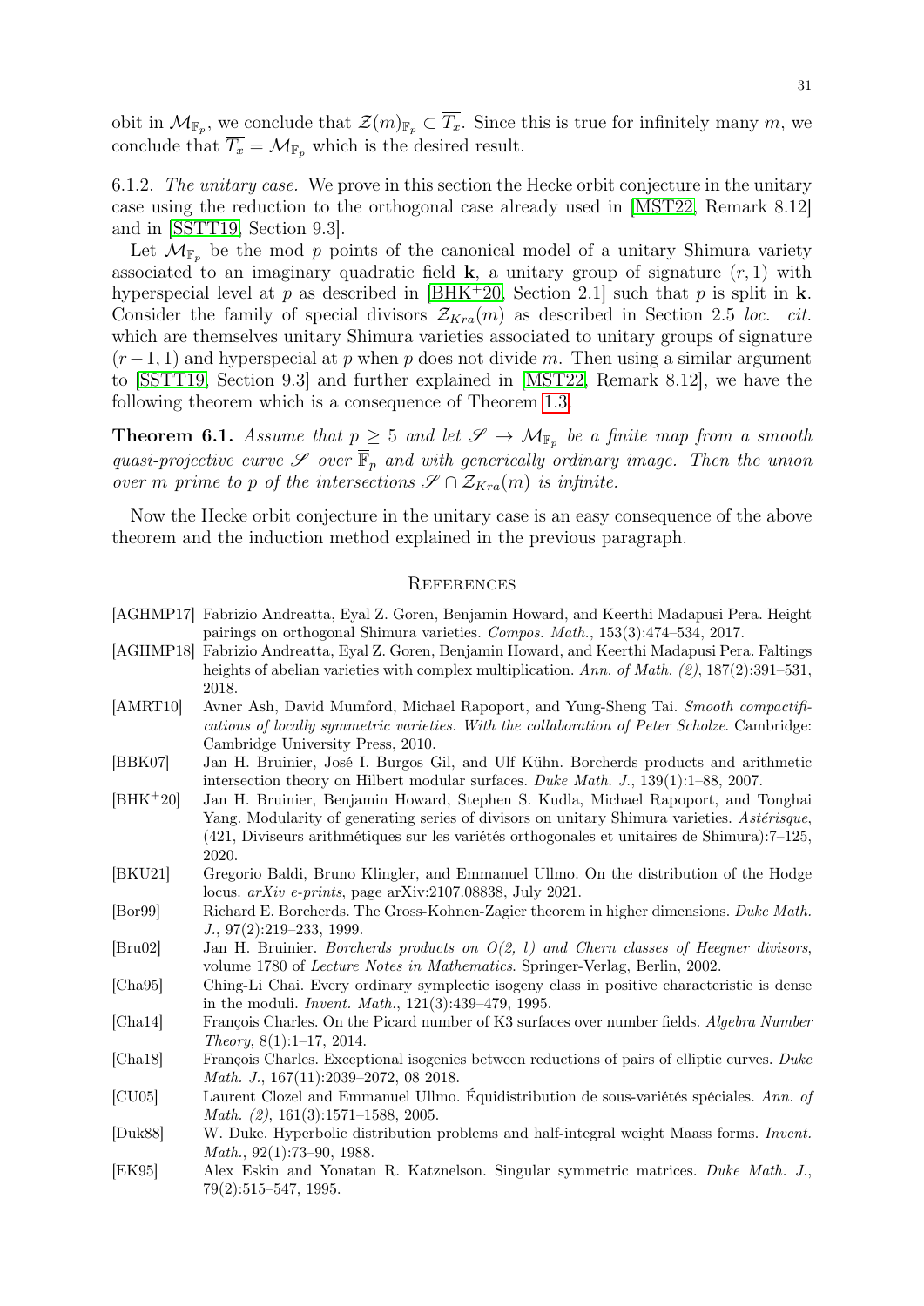obit in $\mathcal{M}_{\mathbb{F}_p}$, we conclude that $\mathcal{Z}(m)_{\mathbb{F}_p} \subset \overline{T_x}$. Since this is true for infinitely many $m$, we conclude that $\overline{T_x} = \mathcal{M}_{\mathbb{F}_p}$ which is the desired result.

6.1.2. *The unitary case.* We prove in this section the Hecke orbit conjecture in the unitary case using the reduction to the orthogonal case already used in [MST22, Remark 8.12] and in [SSTT19, Section 9.3].

Let $\mathcal{M}_{\mathbb{F}_p}$ be the mod $p$ points of the canonical model of a unitary Shimura variety associated to an imaginary quadratic field $\mathbf{k}$, a unitary group of signature $(r, 1)$ with hyperspecial level at $p$ as described in [BHK+20, Section 2.1] such that $p$ is split in $\mathbf{k}$. Consider the family of special divisors $\mathcal{Z}_{Kra}(m)$ as described in Section 2.5 *loc. cit.* which are themselves unitary Shimura varieties associated to unitary groups of signature $(r-1, 1)$ and hyperspecial at $p$ when $p$ does not divide $m$. Then using a similar argument to [SSTT19, Section 9.3] and further explained in [MST22, Remark 8.12], we have the following theorem which is a consequence of Theorem 1.3.

**Theorem 6.1.** *Assume that $p \geq 5$ and let $\mathscr{S} \to \mathcal{M}_{\mathbb{F}_p}$ be a finite map from a smooth quasi-projective curve $\mathscr{S}$ over $\overline{\mathbb{F}}_p$ and with generically ordinary image. Then the union over $m$ prime to $p$ of the intersections $\mathscr{S} \cap \mathcal{Z}_{Kra}(m)$ is infinite.*

Now the Hecke orbit conjecture in the unitary case is an easy consequence of the above theorem and the induction method explained in the previous paragraph.

## References

- [AGHMP17] Fabrizio Andreatta, Eyal Z. Goren, Benjamin Howard, and Keerthi Madapusi Pera. Height pairings on orthogonal Shimura varieties. *Compos. Math.*, 153(3):474–534, 2017.
- [AGHMP18] Fabrizio Andreatta, Eyal Z. Goren, Benjamin Howard, and Keerthi Madapusi Pera. Faltings heights of abelian varieties with complex multiplication. *Ann. of Math. (2)*, 187(2):391–531, 2018.
- [AMRT10] Avner Ash, David Mumford, Michael Rapoport, and Yung-Sheng Tai. *Smooth compactifications of locally symmetric varieties. With the collaboration of Peter Scholze*. Cambridge: Cambridge University Press, 2010.
- [BBK07] Jan H. Bruinier, José I. Burgos Gil, and Ulf Kühn. Borcherds products and arithmetic intersection theory on Hilbert modular surfaces. *Duke Math. J.*, 139(1):1–88, 2007.
- [BHK+20] Jan H. Bruinier, Benjamin Howard, Stephen S. Kudla, Michael Rapoport, and Tonghai Yang. Modularity of generating series of divisors on unitary Shimura varieties. *Astérisque*, (421, Diviseurs arithmétiques sur les variétés orthogonales et unitaires de Shimura):7–125, 2020.
- [BKU21] Gregorio Baldi, Bruno Klingler, and Emmanuel Ullmo. On the distribution of the Hodge locus. *arXiv e-prints*, page arXiv:2107.08838, July 2021.
- [Bor99] Richard E. Borcherds. The Gross-Kohnen-Zagier theorem in higher dimensions. *Duke Math. J.*, 97(2):219–233, 1999.
- [Bru02] Jan H. Bruinier. *Borcherds products on O(2, l) and Chern classes of Heegner divisors*, volume 1780 of *Lecture Notes in Mathematics*. Springer-Verlag, Berlin, 2002.
- [Cha95] Ching-Li Chai. Every ordinary symplectic isogeny class in positive characteristic is dense in the moduli. *Invent. Math.*, 121(3):439–479, 1995.
- [Cha14] François Charles. On the Picard number of K3 surfaces over number fields. *Algebra Number Theory*, 8(1):1–17, 2014.
- [Cha18] François Charles. Exceptional isogenies between reductions of pairs of elliptic curves. *Duke Math. J.*, 167(11):2039–2072, 08 2018.
- [CU05] Laurent Clozel and Emmanuel Ullmo. Équidistribution de sous-variétés spéciales. *Ann. of Math. (2)*, 161(3):1571–1588, 2005.
- [Duk88] W. Duke. Hyperbolic distribution problems and half-integral weight Maass forms. *Invent. Math.*, 92(1):73–90, 1988.
- [EK95] Alex Eskin and Yonatan R. Katznelson. Singular symmetric matrices. *Duke Math. J.*, 79(2):515–547, 1995.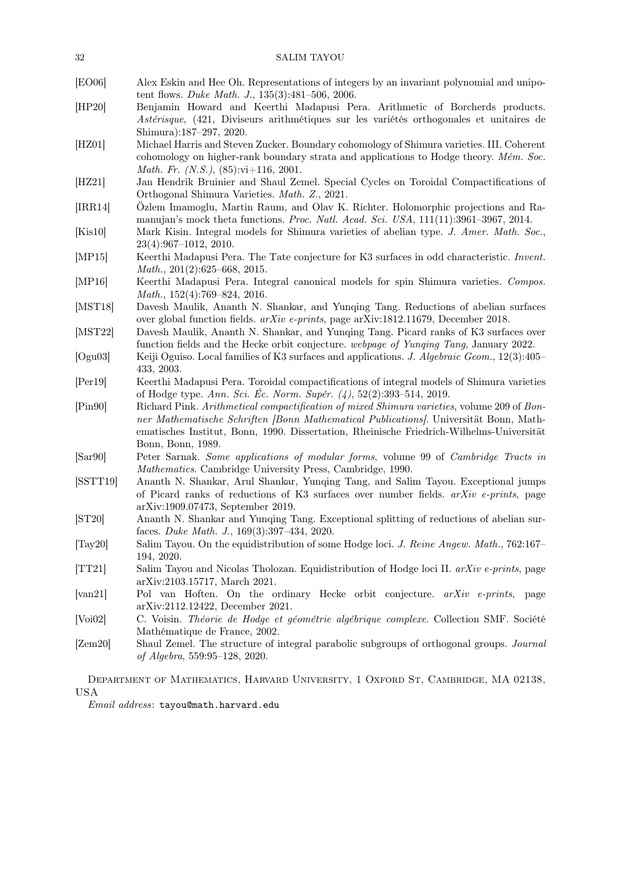[EO06] Alex Eskin and Hee Oh. Representations of integers by an invariant polynomial and unipotent flows. *Duke Math. J.*, 135(3):481–506, 2006.

[HP20] Benjamin Howard and Keerthi Madapusi Pera. Arithmetic of Borcherds products. *Astérisque*, (421, Diviseurs arithmétiques sur les variétés orthogonales et unitaires de Shimura):187–297, 2020.

[HZ01] Michael Harris and Steven Zucker. Boundary cohomology of Shimura varieties. III. Coherent cohomology on higher-rank boundary strata and applications to Hodge theory. *Mém. Soc. Math. Fr. (N.S.)*, (85):vi+116, 2001.

[HZ21] Jan Hendrik Bruinier and Shaul Zemel. Special Cycles on Toroidal Compactifications of Orthogonal Shimura Varieties. *Math. Z.*, 2021.

[IRR14] Özlem Imamoglu, Martin Raum, and Olav K. Richter. Holomorphic projections and Ramanujan's mock theta functions. *Proc. Natl. Acad. Sci. USA*, 111(11):3961–3967, 2014.

[Kis10] Mark Kisin. Integral models for Shimura varieties of abelian type. *J. Amer. Math. Soc.*, 23(4):967–1012, 2010.

[MP15] Keerthi Madapusi Pera. The Tate conjecture for K3 surfaces in odd characteristic. *Invent. Math.*, 201(2):625–668, 2015.

[MP16] Keerthi Madapusi Pera. Integral canonical models for spin Shimura varieties. *Compos. Math.*, 152(4):769–824, 2016.

[MST18] Davesh Maulik, Ananth N. Shankar, and Yunqing Tang. Reductions of abelian surfaces over global function fields. *arXiv e-prints*, page arXiv:1812.11679, December 2018.

[MST22] Davesh Maulik, Ananth N. Shankar, and Yunqing Tang. Picard ranks of K3 surfaces over function fields and the Hecke orbit conjecture. *webpage of Yunqing Tang*, January 2022.

[Ogu03] Keiji Oguiso. Local families of K3 surfaces and applications. *J. Algebraic Geom.*, 12(3):405–433, 2003.

[Per19] Keerthi Madapusi Pera. Toroidal compactifications of integral models of Shimura varieties of Hodge type. *Ann. Sci. Éc. Norm. Supér. (4)*, 52(2):393–514, 2019.

[Pin90] Richard Pink. *Arithmetical compactification of mixed Shimura varieties*, volume 209 of *Bonner Mathematische Schriften [Bonn Mathematical Publications]*. Universität Bonn, Mathematisches Institut, Bonn, 1990. Dissertation, Rheinische Friedrich-Wilhelms-Universität Bonn, Bonn, 1989.

[Sar90] Peter Sarnak. *Some applications of modular forms*, volume 99 of *Cambridge Tracts in Mathematics*. Cambridge University Press, Cambridge, 1990.

[SSTT19] Ananth N. Shankar, Arul Shankar, Yunqing Tang, and Salim Tayou. Exceptional jumps of Picard ranks of reductions of K3 surfaces over number fields. *arXiv e-prints*, page arXiv:1909.07473, September 2019.

[ST20] Ananth N. Shankar and Yunqing Tang. Exceptional splitting of reductions of abelian surfaces. *Duke Math. J.*, 169(3):397–434, 2020.

[Tay20] Salim Tayou. On the equidistribution of some Hodge loci. *J. Reine Angew. Math.*, 762:167–194, 2020.

[TT21] Salim Tayou and Nicolas Tholozan. Equidistribution of Hodge loci II. *arXiv e-prints*, page arXiv:2103.15717, March 2021.

[van21] Pol van Hoften. On the ordinary Hecke orbit conjecture. *arXiv e-prints*, page arXiv:2112.12422, December 2021.

[Voi02] C. Voisin. *Théorie de Hodge et géométrie algébrique complexe*. Collection SMF. Société Mathématique de France, 2002.

[Zem20] Shaul Zemel. The structure of integral parabolic subgroups of orthogonal groups. *Journal of Algebra*, 559:95–128, 2020.

Department of Mathematics, Harvard University, 1 Oxford St, Cambridge, MA 02138, USA

*Email address*: tayou@math.harvard.edu